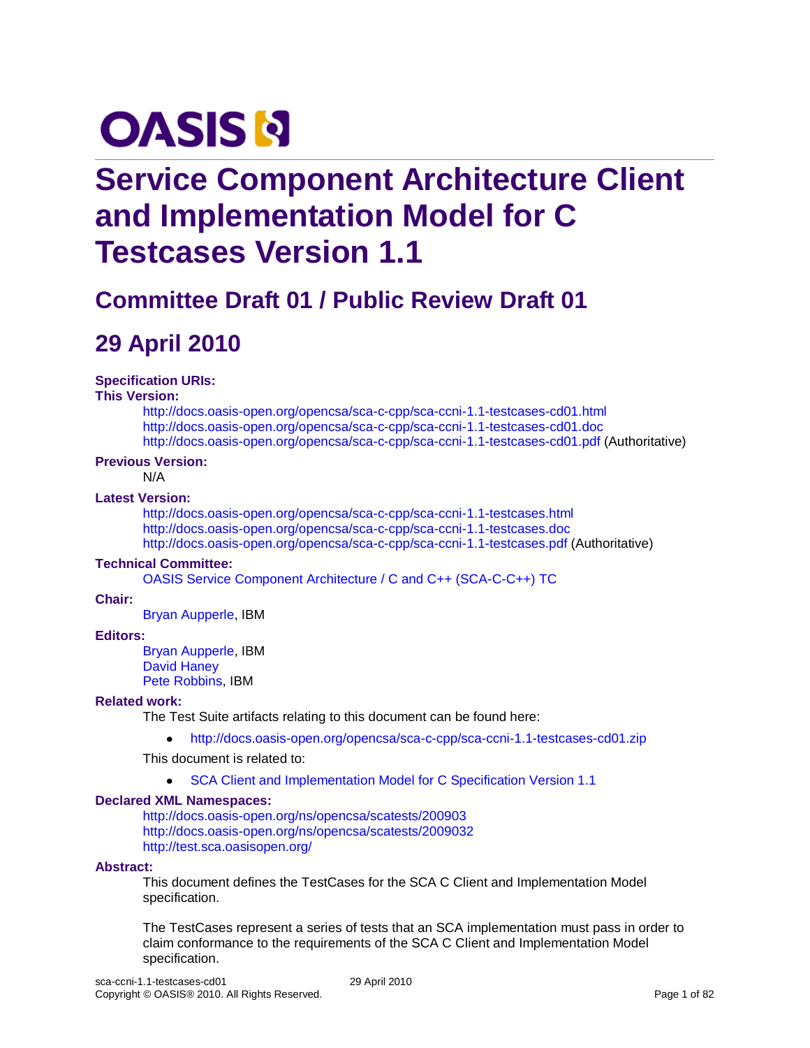OASIS

# Service Component Architecture Client and Implementation Model for C Testcases Version 1.1

## Committee Draft 01 / Public Review Draft 01

## 29 April 2010

**Specification URIs:**

**This Version:**

http://docs.oasis-open.org/opencsa/sca-c-cpp/sca-ccni-1.1-testcases-cd01.html
http://docs.oasis-open.org/opencsa/sca-c-cpp/sca-ccni-1.1-testcases-cd01.doc
http://docs.oasis-open.org/opencsa/sca-c-cpp/sca-ccni-1.1-testcases-cd01.pdf (Authoritative)

**Previous Version:**

N/A

**Latest Version:**

http://docs.oasis-open.org/opencsa/sca-c-cpp/sca-ccni-1.1-testcases.html
http://docs.oasis-open.org/opencsa/sca-c-cpp/sca-ccni-1.1-testcases.doc
http://docs.oasis-open.org/opencsa/sca-c-cpp/sca-ccni-1.1-testcases.pdf (Authoritative)

**Technical Committee:**

OASIS Service Component Architecture / C and C++ (SCA-C-C++) TC

**Chair:**

Bryan Aupperle, IBM

**Editors:**

Bryan Aupperle, IBM
David Haney
Pete Robbins, IBM

**Related work:**

The Test Suite artifacts relating to this document can be found here:

- http://docs.oasis-open.org/opencsa/sca-c-cpp/sca-ccni-1.1-testcases-cd01.zip

This document is related to:

- SCA Client and Implementation Model for C Specification Version 1.1

**Declared XML Namespaces:**

http://docs.oasis-open.org/ns/opencsa/scatests/200903
http://docs.oasis-open.org/ns/opencsa/scatests/2009032
http://test.sca.oasisopen.org/

**Abstract:**

This document defines the TestCases for the SCA C Client and Implementation Model specification.

The TestCases represent a series of tests that an SCA implementation must pass in order to claim conformance to the requirements of the SCA C Client and Implementation Model specification.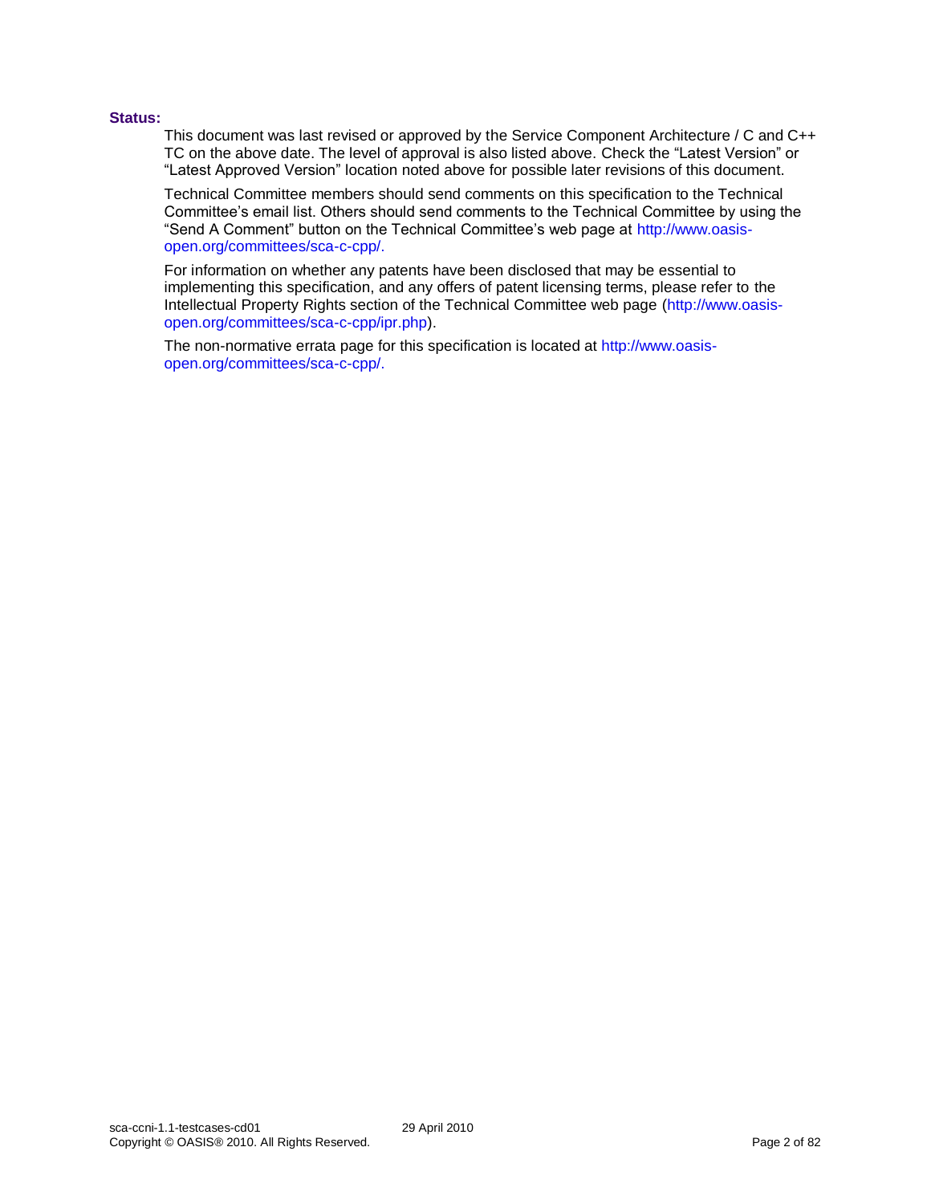**Status:**

This document was last revised or approved by the Service Component Architecture / C and C++ TC on the above date. The level of approval is also listed above. Check the "Latest Version" or "Latest Approved Version" location noted above for possible later revisions of this document.

Technical Committee members should send comments on this specification to the Technical Committee's email list. Others should send comments to the Technical Committee by using the "Send A Comment" button on the Technical Committee's web page at http://www.oasis-open.org/committees/sca-c-cpp/.

For information on whether any patents have been disclosed that may be essential to implementing this specification, and any offers of patent licensing terms, please refer to the Intellectual Property Rights section of the Technical Committee web page (http://www.oasis-open.org/committees/sca-c-cpp/ipr.php).

The non-normative errata page for this specification is located at http://www.oasis-open.org/committees/sca-c-cpp/.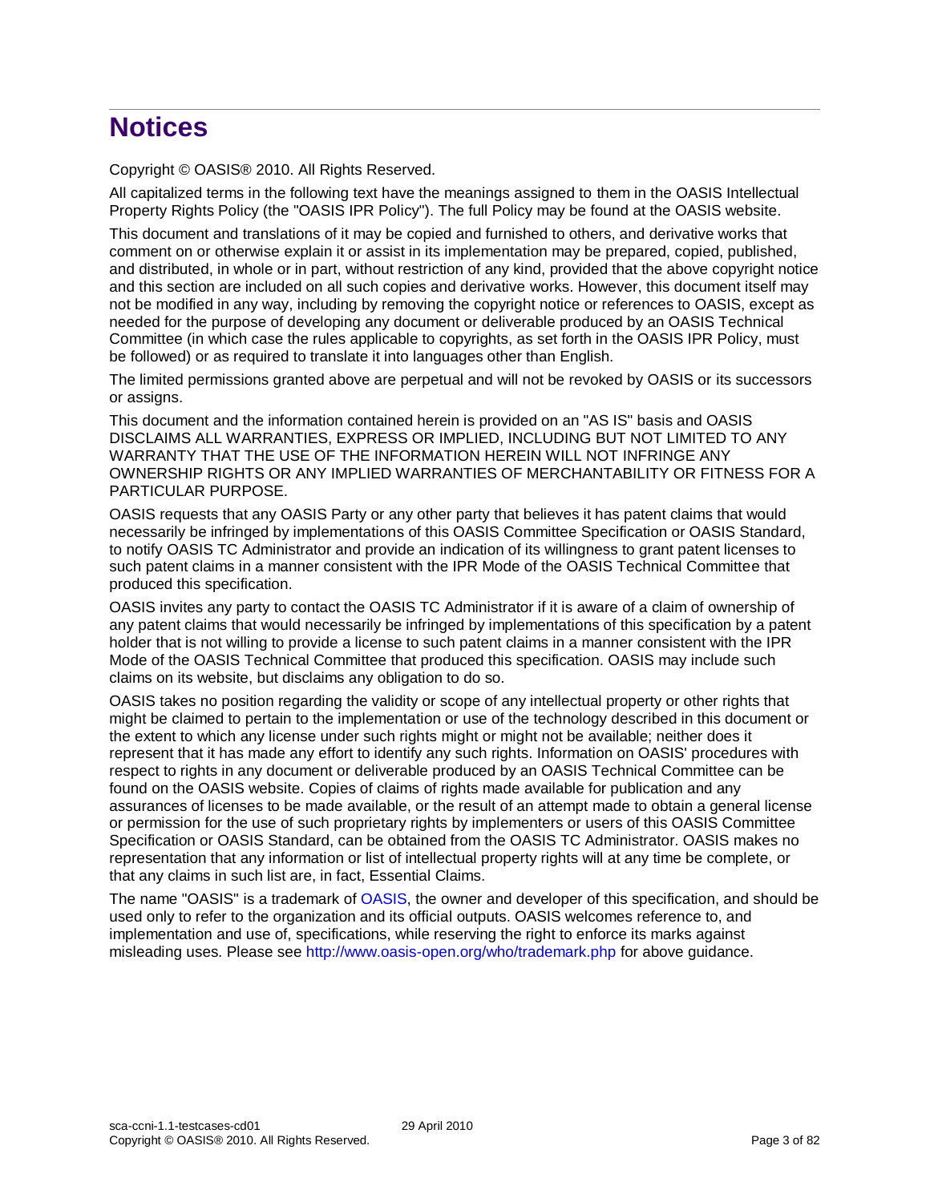# Notices

Copyright © OASIS® 2010. All Rights Reserved.

All capitalized terms in the following text have the meanings assigned to them in the OASIS Intellectual Property Rights Policy (the "OASIS IPR Policy"). The full Policy may be found at the OASIS website.

This document and translations of it may be copied and furnished to others, and derivative works that comment on or otherwise explain it or assist in its implementation may be prepared, copied, published, and distributed, in whole or in part, without restriction of any kind, provided that the above copyright notice and this section are included on all such copies and derivative works. However, this document itself may not be modified in any way, including by removing the copyright notice or references to OASIS, except as needed for the purpose of developing any document or deliverable produced by an OASIS Technical Committee (in which case the rules applicable to copyrights, as set forth in the OASIS IPR Policy, must be followed) or as required to translate it into languages other than English.

The limited permissions granted above are perpetual and will not be revoked by OASIS or its successors or assigns.

This document and the information contained herein is provided on an "AS IS" basis and OASIS DISCLAIMS ALL WARRANTIES, EXPRESS OR IMPLIED, INCLUDING BUT NOT LIMITED TO ANY WARRANTY THAT THE USE OF THE INFORMATION HEREIN WILL NOT INFRINGE ANY OWNERSHIP RIGHTS OR ANY IMPLIED WARRANTIES OF MERCHANTABILITY OR FITNESS FOR A PARTICULAR PURPOSE.

OASIS requests that any OASIS Party or any other party that believes it has patent claims that would necessarily be infringed by implementations of this OASIS Committee Specification or OASIS Standard, to notify OASIS TC Administrator and provide an indication of its willingness to grant patent licenses to such patent claims in a manner consistent with the IPR Mode of the OASIS Technical Committee that produced this specification.

OASIS invites any party to contact the OASIS TC Administrator if it is aware of a claim of ownership of any patent claims that would necessarily be infringed by implementations of this specification by a patent holder that is not willing to provide a license to such patent claims in a manner consistent with the IPR Mode of the OASIS Technical Committee that produced this specification. OASIS may include such claims on its website, but disclaims any obligation to do so.

OASIS takes no position regarding the validity or scope of any intellectual property or other rights that might be claimed to pertain to the implementation or use of the technology described in this document or the extent to which any license under such rights might or might not be available; neither does it represent that it has made any effort to identify any such rights. Information on OASIS' procedures with respect to rights in any document or deliverable produced by an OASIS Technical Committee can be found on the OASIS website. Copies of claims of rights made available for publication and any assurances of licenses to be made available, or the result of an attempt made to obtain a general license or permission for the use of such proprietary rights by implementers or users of this OASIS Committee Specification or OASIS Standard, can be obtained from the OASIS TC Administrator. OASIS makes no representation that any information or list of intellectual property rights will at any time be complete, or that any claims in such list are, in fact, Essential Claims.

The name "OASIS" is a trademark of OASIS, the owner and developer of this specification, and should be used only to refer to the organization and its official outputs. OASIS welcomes reference to, and implementation and use of, specifications, while reserving the right to enforce its marks against misleading uses. Please see http://www.oasis-open.org/who/trademark.php for above guidance.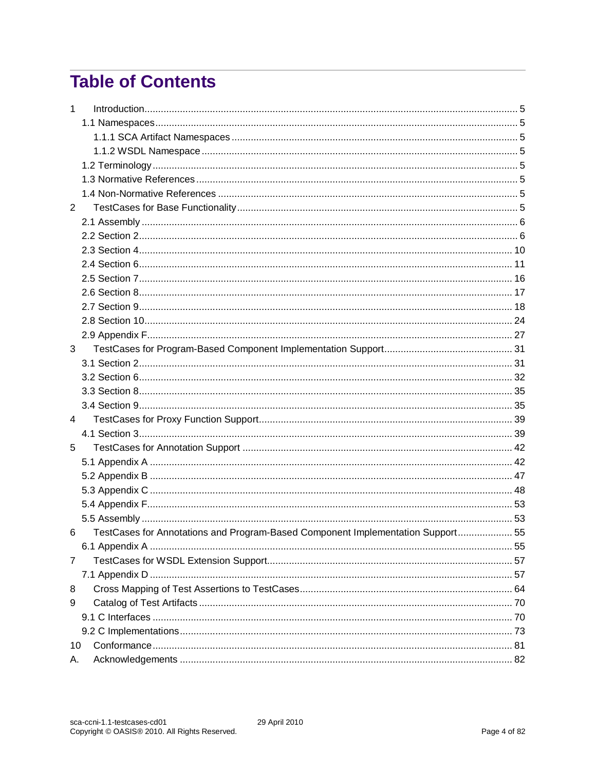# Table of Contents

1 Introduction ... 5
- 1.1 Namespaces ... 5
  - 1.1.1 SCA Artifact Namespaces ... 5
  - 1.1.2 WSDL Namespace ... 5
- 1.2 Terminology ... 5
- 1.3 Normative References ... 5
- 1.4 Non-Normative References ... 5

2 TestCases for Base Functionality ... 5
- 2.1 Assembly ... 6
- 2.2 Section 2 ... 6
- 2.3 Section 4 ... 10
- 2.4 Section 6 ... 11
- 2.5 Section 7 ... 16
- 2.6 Section 8 ... 17
- 2.7 Section 9 ... 18
- 2.8 Section 10 ... 24
- 2.9 Appendix F ... 27

3 TestCases for Program-Based Component Implementation Support ... 31
- 3.1 Section 2 ... 31
- 3.2 Section 6 ... 32
- 3.3 Section 8 ... 35
- 3.4 Section 9 ... 35

4 TestCases for Proxy Function Support ... 39
- 4.1 Section 3 ... 39

5 TestCases for Annotation Support ... 42
- 5.1 Appendix A ... 42
- 5.2 Appendix B ... 47
- 5.3 Appendix C ... 48
- 5.4 Appendix F ... 53
- 5.5 Assembly ... 53

6 TestCases for Annotations and Program-Based Component Implementation Support ... 55
- 6.1 Appendix A ... 55

7 TestCases for WSDL Extension Support ... 57
- 7.1 Appendix D ... 57

8 Cross Mapping of Test Assertions to TestCases ... 64

9 Catalog of Test Artifacts ... 70
- 9.1 C Interfaces ... 70
- 9.2 C Implementations ... 73

10 Conformance ... 81

A. Acknowledgements ... 82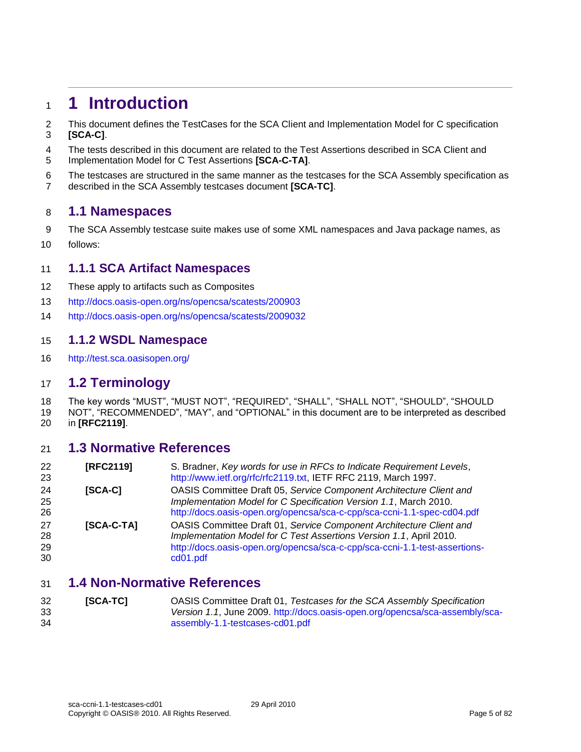# 1 Introduction

This document defines the TestCases for the SCA Client and Implementation Model for C specification **[SCA-C]**.

The tests described in this document are related to the Test Assertions described in SCA Client and Implementation Model for C Test Assertions **[SCA-C-TA]**.

The testcases are structured in the same manner as the testcases for the SCA Assembly specification as described in the SCA Assembly testcases document **[SCA-TC]**.

## 1.1 Namespaces

The SCA Assembly testcase suite makes use of some XML namespaces and Java package names, as follows:

### 1.1.1 SCA Artifact Namespaces

These apply to artifacts such as Composites

http://docs.oasis-open.org/ns/opencsa/scatests/200903

http://docs.oasis-open.org/ns/opencsa/scatests/2009032

### 1.1.2 WSDL Namespace

http://test.sca.oasisopen.org/

## 1.2 Terminology

The key words “MUST”, “MUST NOT”, “REQUIRED”, “SHALL”, “SHALL NOT”, “SHOULD”, “SHOULD NOT”, “RECOMMENDED”, “MAY”, and “OPTIONAL” in this document are to be interpreted as described in **[RFC2119]**.

## 1.3 Normative References

| | |
|---|---|
| **[RFC2119]** | S. Bradner, *Key words for use in RFCs to Indicate Requirement Levels*, http://www.ietf.org/rfc/rfc2119.txt, IETF RFC 2119, March 1997. |
| **[SCA-C]** | OASIS Committee Draft 05, *Service Component Architecture Client and Implementation Model for C Specification Version 1.1*, March 2010. http://docs.oasis-open.org/opencsa/sca-c-cpp/sca-ccni-1.1-spec-cd04.pdf |
| **[SCA-C-TA]** | OASIS Committee Draft 01, *Service Component Architecture Client and Implementation Model for C Test Assertions Version 1.1*, April 2010. http://docs.oasis-open.org/opencsa/sca-c-cpp/sca-ccni-1.1-test-assertions-cd01.pdf |

## 1.4 Non-Normative References

| | |
|---|---|
| **[SCA-TC]** | OASIS Committee Draft 01, *Testcases for the SCA Assembly Specification Version 1.1*, June 2009. http://docs.oasis-open.org/opencsa/sca-assembly/sca-assembly-1.1-testcases-cd01.pdf |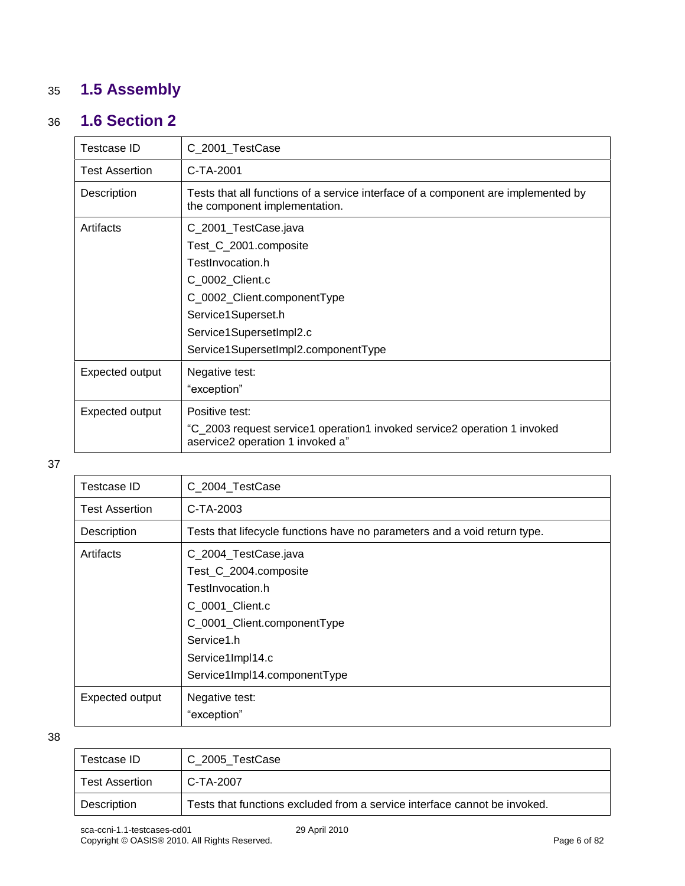## 1.5 Assembly

## 1.6 Section 2

| Testcase ID | C_2001_TestCase |
|---|---|
| Test Assertion | C-TA-2001 |
| Description | Tests that all functions of a service interface of a component are implemented by the component implementation. |
| Artifacts | C_2001_TestCase.java<br>Test_C_2001.composite<br>TestInvocation.h<br>C_0002_Client.c<br>C_0002_Client.componentType<br>Service1Superset.h<br>Service1SupersetImpl2.c<br>Service1SupersetImpl2.componentType |
| Expected output | Negative test:<br>“exception” |
| Expected output | Positive test:<br>“C_2003 request service1 operation1 invoked service2 operation 1 invoked aservice2 operation 1 invoked a” |

| Testcase ID | C_2004_TestCase |
|---|---|
| Test Assertion | C-TA-2003 |
| Description | Tests that lifecycle functions have no parameters and a void return type. |
| Artifacts | C_2004_TestCase.java<br>Test_C_2004.composite<br>TestInvocation.h<br>C_0001_Client.c<br>C_0001_Client.componentType<br>Service1.h<br>Service1Impl14.c<br>Service1Impl14.componentType |
| Expected output | Negative test:<br>“exception” |

| Testcase ID | C_2005_TestCase |
|---|---|
| Test Assertion | C-TA-2007 |
| Description | Tests that functions excluded from a service interface cannot be invoked. |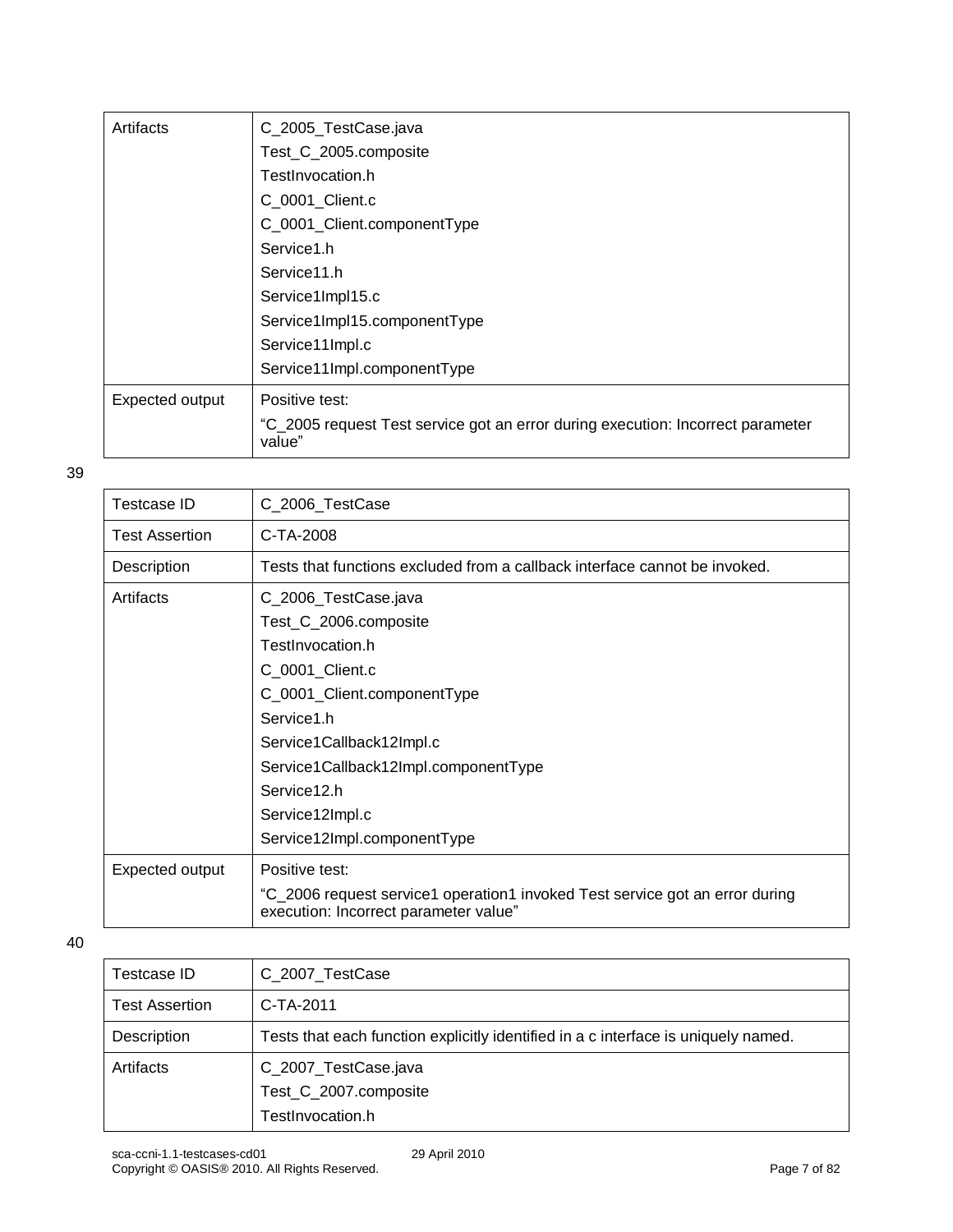| Artifacts | C_2005_TestCase.java<br>Test_C_2005.composite<br>TestInvocation.h<br>C_0001_Client.c<br>C_0001_Client.componentType<br>Service1.h<br>Service11.h<br>Service1Impl15.c<br>Service1Impl15.componentType<br>Service11Impl.c<br>Service11Impl.componentType |
|---|---|
| Expected output | Positive test:<br>"C_2005 request Test service got an error during execution: Incorrect parameter value" |

39

| Testcase ID | C_2006_TestCase |
|---|---|
| Test Assertion | C-TA-2008 |
| Description | Tests that functions excluded from a callback interface cannot be invoked. |
| Artifacts | C_2006_TestCase.java<br>Test_C_2006.composite<br>TestInvocation.h<br>C_0001_Client.c<br>C_0001_Client.componentType<br>Service1.h<br>Service1Callback12Impl.c<br>Service1Callback12Impl.componentType<br>Service12.h<br>Service12Impl.c<br>Service12Impl.componentType |
| Expected output | Positive test:<br>"C_2006 request service1 operation1 invoked Test service got an error during execution: Incorrect parameter value" |

40

| Testcase ID | C_2007_TestCase |
|---|---|
| Test Assertion | C-TA-2011 |
| Description | Tests that each function explicitly identified in a c interface is uniquely named. |
| Artifacts | C_2007_TestCase.java<br>Test_C_2007.composite<br>TestInvocation.h |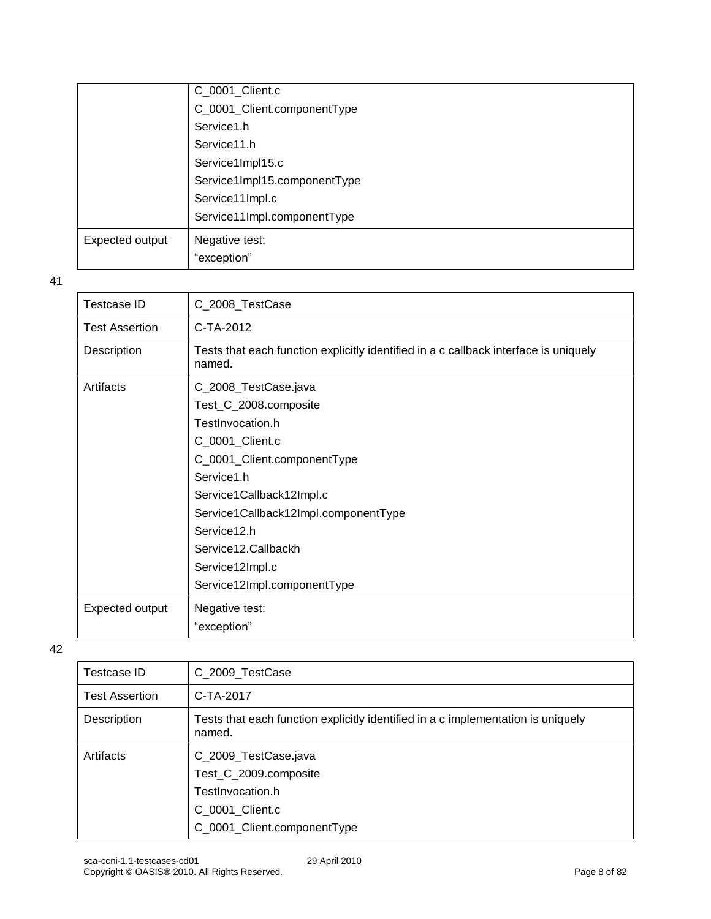| | |
|---|---|
| | C_0001_Client.c<br>C_0001_Client.componentType<br>Service1.h<br>Service11.h<br>Service1Impl15.c<br>Service1Impl15.componentType<br>Service11Impl.c<br>Service11Impl.componentType |
| Expected output | Negative test:<br>“exception” |

41

| Testcase ID | C_2008_TestCase |
|---|---|
| Test Assertion | C-TA-2012 |
| Description | Tests that each function explicitly identified in a c callback interface is uniquely named. |
| Artifacts | C_2008_TestCase.java<br>Test_C_2008.composite<br>TestInvocation.h<br>C_0001_Client.c<br>C_0001_Client.componentType<br>Service1.h<br>Service1Callback12Impl.c<br>Service1Callback12Impl.componentType<br>Service12.h<br>Service12.Callbackh<br>Service12Impl.c<br>Service12Impl.componentType |
| Expected output | Negative test:<br>“exception” |

42

| Testcase ID | C_2009_TestCase |
|---|---|
| Test Assertion | C-TA-2017 |
| Description | Tests that each function explicitly identified in a c implementation is uniquely named. |
| Artifacts | C_2009_TestCase.java<br>Test_C_2009.composite<br>TestInvocation.h<br>C_0001_Client.c<br>C_0001_Client.componentType |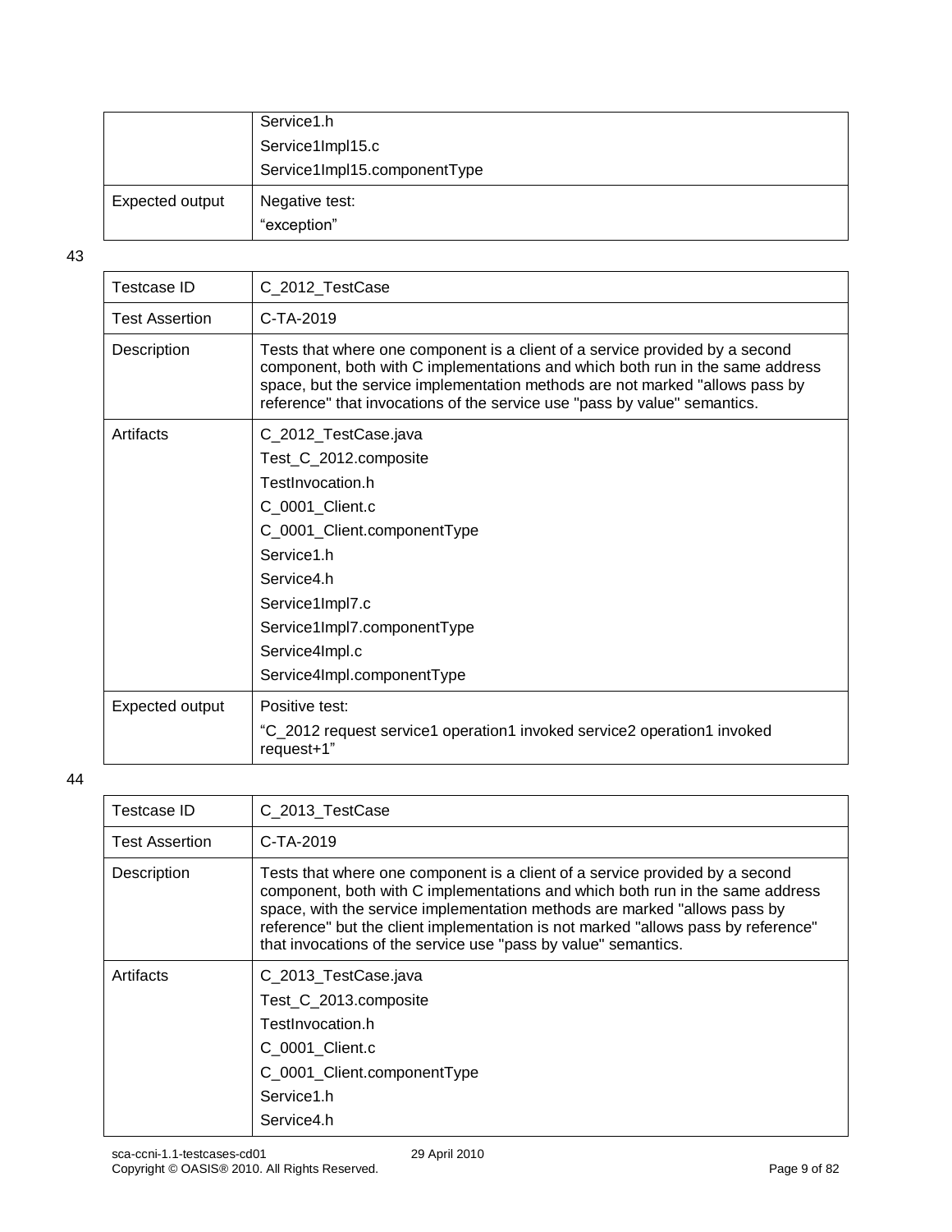| | |
|---|---|
| | Service1.h<br>Service1Impl15.c<br>Service1Impl15.componentType |
| Expected output | Negative test:<br>“exception” |

43

| Testcase ID | C_2012_TestCase |
|---|---|
| Test Assertion | C-TA-2019 |
| Description | Tests that where one component is a client of a service provided by a second component, both with C implementations and which both run in the same address space, but the service implementation methods are not marked "allows pass by reference" that invocations of the service use "pass by value" semantics. |
| Artifacts | C_2012_TestCase.java<br>Test_C_2012.composite<br>TestInvocation.h<br>C_0001_Client.c<br>C_0001_Client.componentType<br>Service1.h<br>Service4.h<br>Service1Impl7.c<br>Service1Impl7.componentType<br>Service4Impl.c<br>Service4Impl.componentType |
| Expected output | Positive test:<br>“C_2012 request service1 operation1 invoked service2 operation1 invoked request+1” |

44

| Testcase ID | C_2013_TestCase |
|---|---|
| Test Assertion | C-TA-2019 |
| Description | Tests that where one component is a client of a service provided by a second component, both with C implementations and which both run in the same address space, with the service implementation methods are marked "allows pass by reference" but the client implementation is not marked "allows pass by reference" that invocations of the service use "pass by value" semantics. |
| Artifacts | C_2013_TestCase.java<br>Test_C_2013.composite<br>TestInvocation.h<br>C_0001_Client.c<br>C_0001_Client.componentType<br>Service1.h<br>Service4.h |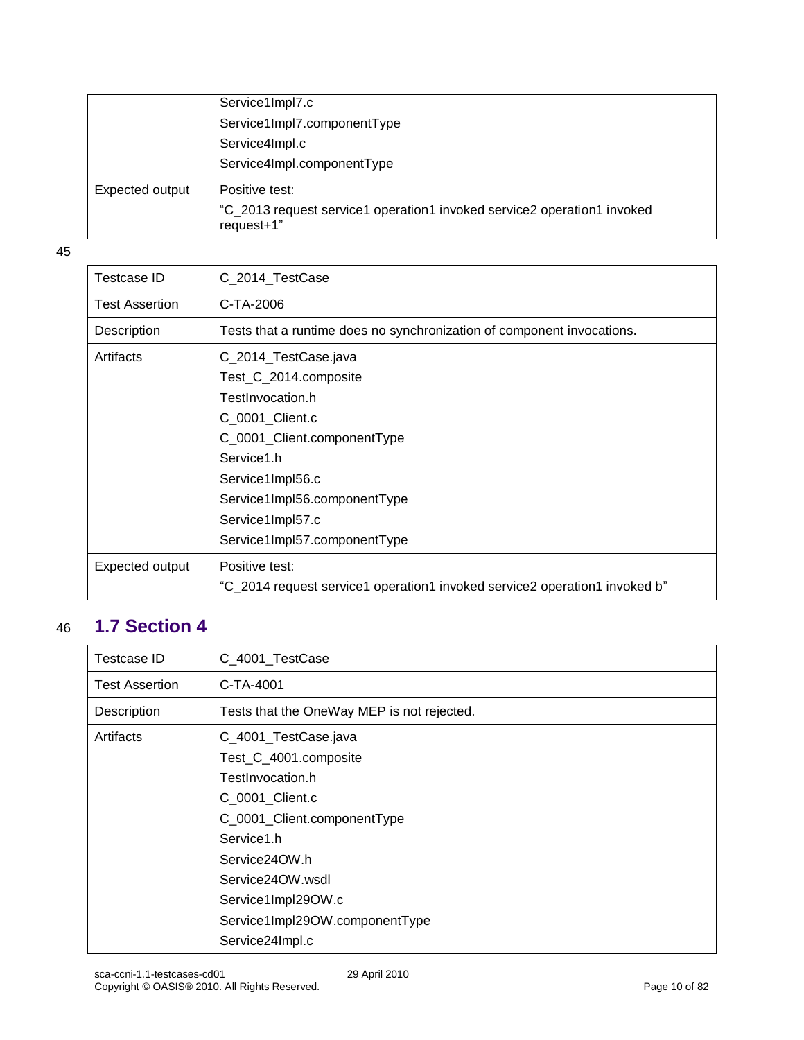| | |
|---|---|
| | Service1Impl7.c<br>Service1Impl7.componentType<br>Service4Impl.c<br>Service4Impl.componentType |
| Expected output | Positive test:<br>“C_2013 request service1 operation1 invoked service2 operation1 invoked request+1” |

| Testcase ID | C_2014_TestCase |
|---|---|
| Test Assertion | C-TA-2006 |
| Description | Tests that a runtime does no synchronization of component invocations. |
| Artifacts | C_2014_TestCase.java<br>Test_C_2014.composite<br>TestInvocation.h<br>C_0001_Client.c<br>C_0001_Client.componentType<br>Service1.h<br>Service1Impl56.c<br>Service1Impl56.componentType<br>Service1Impl57.c<br>Service1Impl57.componentType |
| Expected output | Positive test:<br>“C_2014 request service1 operation1 invoked service2 operation1 invoked b” |

## 1.7 Section 4

| Testcase ID | C_4001_TestCase |
|---|---|
| Test Assertion | C-TA-4001 |
| Description | Tests that the OneWay MEP is not rejected. |
| Artifacts | C_4001_TestCase.java<br>Test_C_4001.composite<br>TestInvocation.h<br>C_0001_Client.c<br>C_0001_Client.componentType<br>Service1.h<br>Service24OW.h<br>Service24OW.wsdl<br>Service1Impl29OW.c<br>Service1Impl29OW.componentType<br>Service24Impl.c |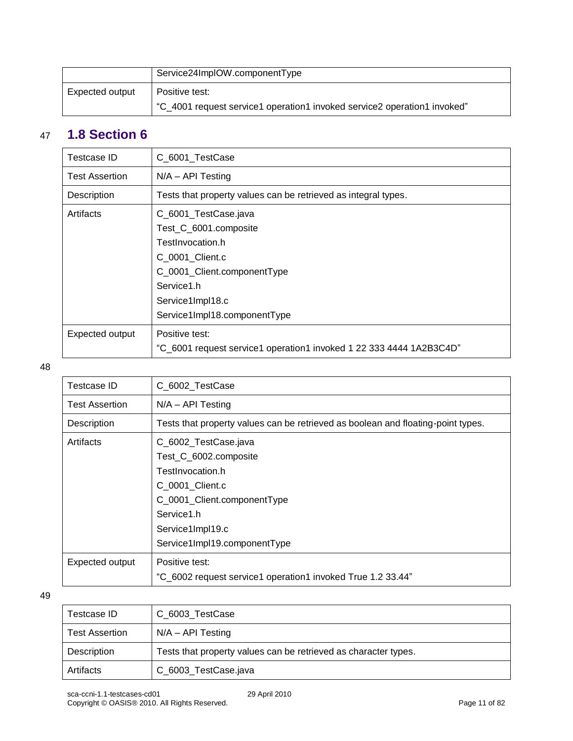| | Service24ImplOW.componentType |
|---|---|
| Expected output | Positive test:<br>“C_4001 request service1 operation1 invoked service2 operation1 invoked” |

## 1.8 Section 6

| Testcase ID | C_6001_TestCase |
|---|---|
| Test Assertion | N/A – API Testing |
| Description | Tests that property values can be retrieved as integral types. |
| Artifacts | C_6001_TestCase.java<br>Test_C_6001.composite<br>TestInvocation.h<br>C_0001_Client.c<br>C_0001_Client.componentType<br>Service1.h<br>Service1Impl18.c<br>Service1Impl18.componentType |
| Expected output | Positive test:<br>“C_6001 request service1 operation1 invoked 1 22 333 4444 1A2B3C4D” |

| Testcase ID | C_6002_TestCase |
|---|---|
| Test Assertion | N/A – API Testing |
| Description | Tests that property values can be retrieved as boolean and floating-point types. |
| Artifacts | C_6002_TestCase.java<br>Test_C_6002.composite<br>TestInvocation.h<br>C_0001_Client.c<br>C_0001_Client.componentType<br>Service1.h<br>Service1Impl19.c<br>Service1Impl19.componentType |
| Expected output | Positive test:<br>“C_6002 request service1 operation1 invoked True 1.2 33.44” |

| Testcase ID | C_6003_TestCase |
|---|---|
| Test Assertion | N/A – API Testing |
| Description | Tests that property values can be retrieved as character types. |
| Artifacts | C_6003_TestCase.java |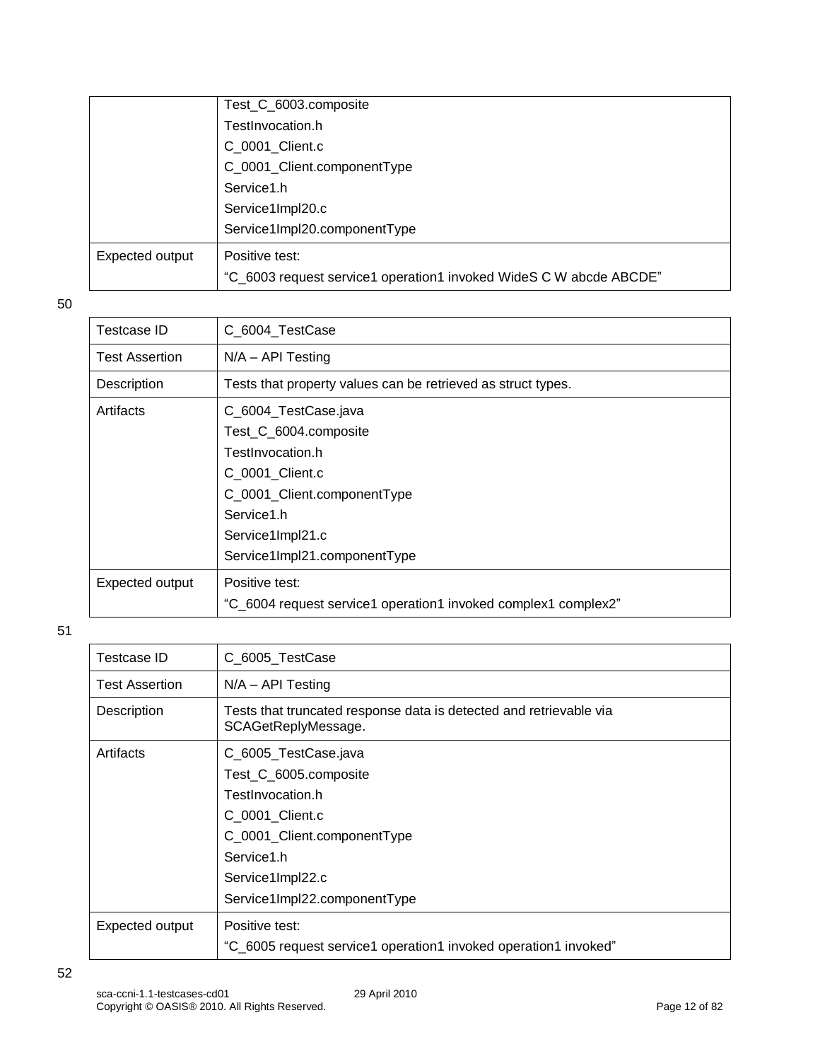| | |
|---|---|
| | Test_C_6003.composite<br>TestInvocation.h<br>C_0001_Client.c<br>C_0001_Client.componentType<br>Service1.h<br>Service1Impl20.c<br>Service1Impl20.componentType |
| Expected output | Positive test:<br>"C_6003 request service1 operation1 invoked WideS C W abcde ABCDE" |

50

| Testcase ID | C_6004_TestCase |
|---|---|
| Test Assertion | N/A – API Testing |
| Description | Tests that property values can be retrieved as struct types. |
| Artifacts | C_6004_TestCase.java<br>Test_C_6004.composite<br>TestInvocation.h<br>C_0001_Client.c<br>C_0001_Client.componentType<br>Service1.h<br>Service1Impl21.c<br>Service1Impl21.componentType |
| Expected output | Positive test:<br>"C_6004 request service1 operation1 invoked complex1 complex2" |

51

| Testcase ID | C_6005_TestCase |
|---|---|
| Test Assertion | N/A – API Testing |
| Description | Tests that truncated response data is detected and retrievable via SCAGetReplyMessage. |
| Artifacts | C_6005_TestCase.java<br>Test_C_6005.composite<br>TestInvocation.h<br>C_0001_Client.c<br>C_0001_Client.componentType<br>Service1.h<br>Service1Impl22.c<br>Service1Impl22.componentType |
| Expected output | Positive test:<br>"C_6005 request service1 operation1 invoked operation1 invoked" |

52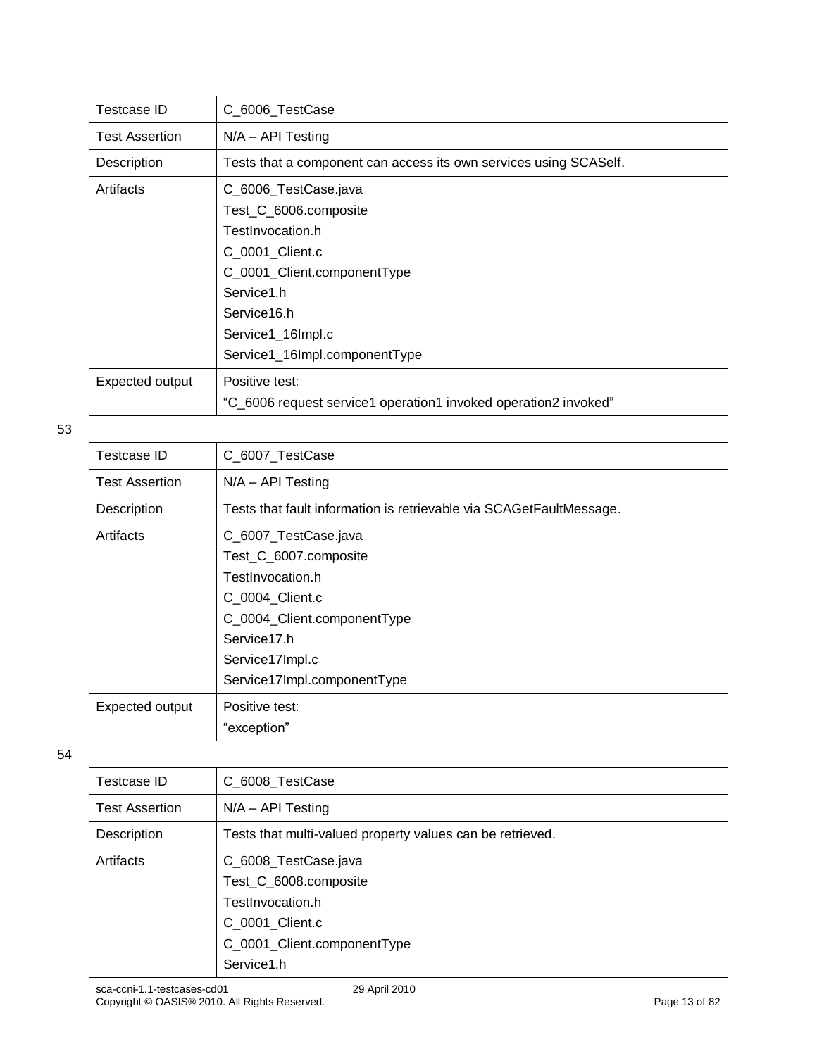| Testcase ID | C_6006_TestCase |
|---|---|
| Test Assertion | N/A – API Testing |
| Description | Tests that a component can access its own services using SCASelf. |
| Artifacts | C_6006_TestCase.java<br>Test_C_6006.composite<br>TestInvocation.h<br>C_0001_Client.c<br>C_0001_Client.componentType<br>Service1.h<br>Service16.h<br>Service1_16Impl.c<br>Service1_16Impl.componentType |
| Expected output | Positive test:<br>“C_6006 request service1 operation1 invoked operation2 invoked” |

53

| Testcase ID | C_6007_TestCase |
|---|---|
| Test Assertion | N/A – API Testing |
| Description | Tests that fault information is retrievable via SCAGetFaultMessage. |
| Artifacts | C_6007_TestCase.java<br>Test_C_6007.composite<br>TestInvocation.h<br>C_0004_Client.c<br>C_0004_Client.componentType<br>Service17.h<br>Service17Impl.c<br>Service17Impl.componentType |
| Expected output | Positive test:<br>“exception” |

54

| Testcase ID | C_6008_TestCase |
|---|---|
| Test Assertion | N/A – API Testing |
| Description | Tests that multi-valued property values can be retrieved. |
| Artifacts | C_6008_TestCase.java<br>Test_C_6008.composite<br>TestInvocation.h<br>C_0001_Client.c<br>C_0001_Client.componentType<br>Service1.h |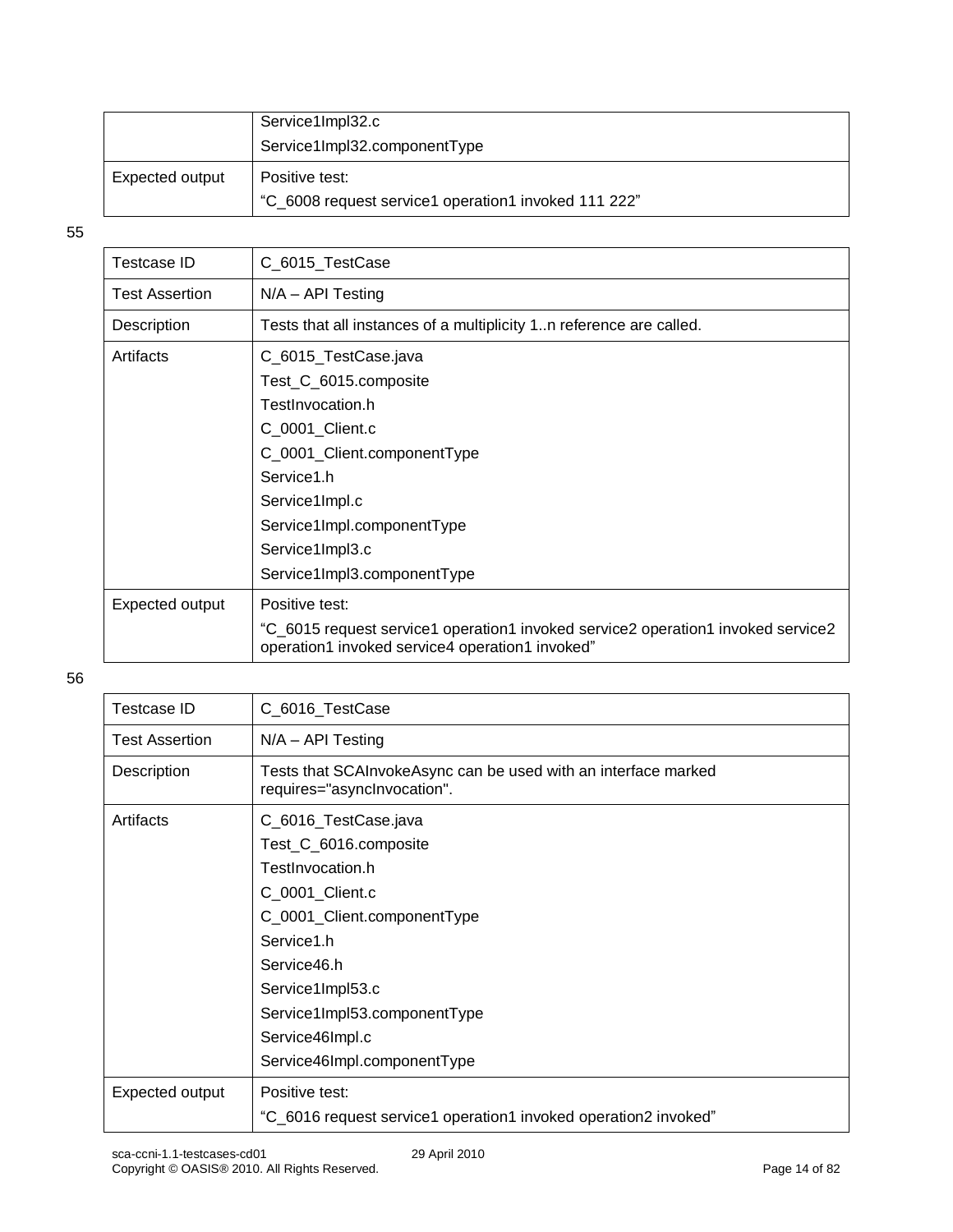| | |
|---|---|
| | Service1Impl32.c<br>Service1Impl32.componentType |
| Expected output | Positive test:<br>"C_6008 request service1 operation1 invoked 111 222" |

55

| Testcase ID | C_6015_TestCase |
|---|---|
| Test Assertion | N/A – API Testing |
| Description | Tests that all instances of a multiplicity 1..n reference are called. |
| Artifacts | C_6015_TestCase.java<br>Test_C_6015.composite<br>TestInvocation.h<br>C_0001_Client.c<br>C_0001_Client.componentType<br>Service1.h<br>Service1Impl.c<br>Service1Impl.componentType<br>Service1Impl3.c<br>Service1Impl3.componentType |
| Expected output | Positive test:<br>"C_6015 request service1 operation1 invoked service2 operation1 invoked service2 operation1 invoked service4 operation1 invoked" |

56

| Testcase ID | C_6016_TestCase |
|---|---|
| Test Assertion | N/A – API Testing |
| Description | Tests that SCAInvokeAsync can be used with an interface marked requires="asyncInvocation". |
| Artifacts | C_6016_TestCase.java<br>Test_C_6016.composite<br>TestInvocation.h<br>C_0001_Client.c<br>C_0001_Client.componentType<br>Service1.h<br>Service46.h<br>Service1Impl53.c<br>Service1Impl53.componentType<br>Service46Impl.c<br>Service46Impl.componentType |
| Expected output | Positive test:<br>"C_6016 request service1 operation1 invoked operation2 invoked" |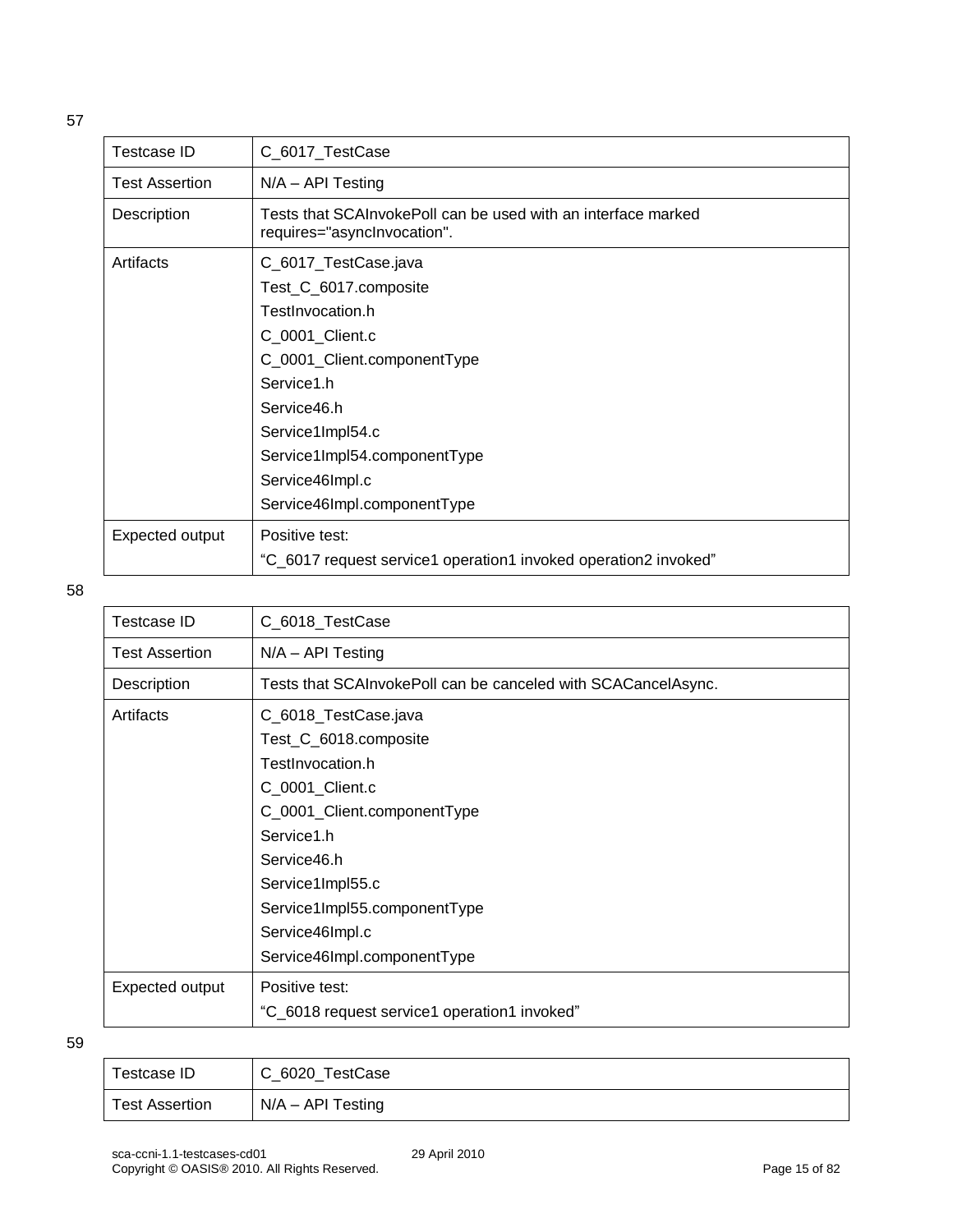57

| Testcase ID | C_6017_TestCase |
|---|---|
| Test Assertion | N/A – API Testing |
| Description | Tests that SCAInvokePoll can be used with an interface marked requires="asyncInvocation". |
| Artifacts | C_6017_TestCase.java<br>Test_C_6017.composite<br>TestInvocation.h<br>C_0001_Client.c<br>C_0001_Client.componentType<br>Service1.h<br>Service46.h<br>Service1Impl54.c<br>Service1Impl54.componentType<br>Service46Impl.c<br>Service46Impl.componentType |
| Expected output | Positive test:<br>"C_6017 request service1 operation1 invoked operation2 invoked" |

58

| Testcase ID | C_6018_TestCase |
|---|---|
| Test Assertion | N/A – API Testing |
| Description | Tests that SCAInvokePoll can be canceled with SCACancelAsync. |
| Artifacts | C_6018_TestCase.java<br>Test_C_6018.composite<br>TestInvocation.h<br>C_0001_Client.c<br>C_0001_Client.componentType<br>Service1.h<br>Service46.h<br>Service1Impl55.c<br>Service1Impl55.componentType<br>Service46Impl.c<br>Service46Impl.componentType |
| Expected output | Positive test:<br>"C_6018 request service1 operation1 invoked" |

59

| Testcase ID | C_6020_TestCase |
|---|---|
| Test Assertion | N/A – API Testing |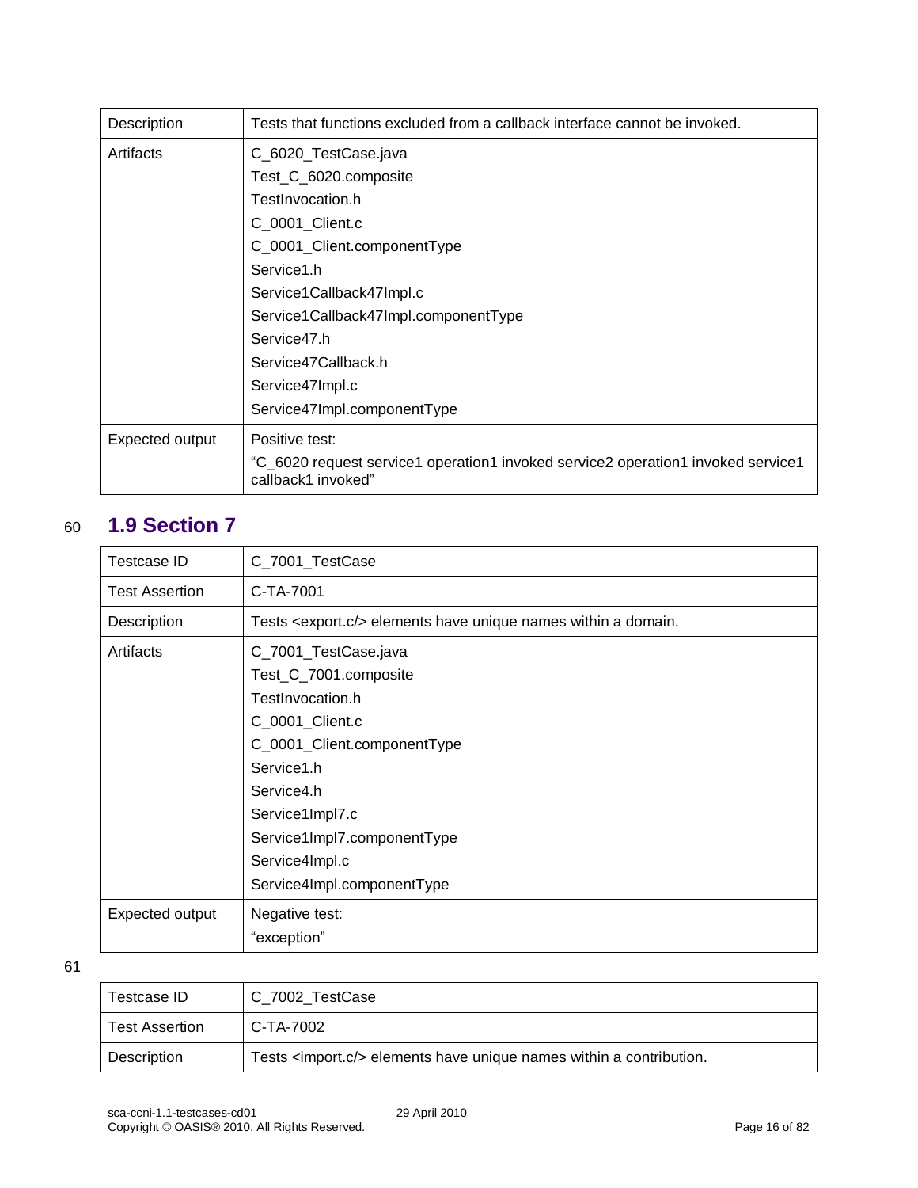| | |
|---|---|
| Description | Tests that functions excluded from a callback interface cannot be invoked. |
| Artifacts | C_6020_TestCase.java<br>Test_C_6020.composite<br>TestInvocation.h<br>C_0001_Client.c<br>C_0001_Client.componentType<br>Service1.h<br>Service1Callback47Impl.c<br>Service1Callback47Impl.componentType<br>Service47.h<br>Service47Callback.h<br>Service47Impl.c<br>Service47Impl.componentType |
| Expected output | Positive test:<br>"C_6020 request service1 operation1 invoked service2 operation1 invoked service1 callback1 invoked" |

## 1.9 Section 7

| Testcase ID | C_7001_TestCase |
|---|---|
| Test Assertion | C-TA-7001 |
| Description | Tests <export.c/> elements have unique names within a domain. |
| Artifacts | C_7001_TestCase.java<br>Test_C_7001.composite<br>TestInvocation.h<br>C_0001_Client.c<br>C_0001_Client.componentType<br>Service1.h<br>Service4.h<br>Service1Impl7.c<br>Service1Impl7.componentType<br>Service4Impl.c<br>Service4Impl.componentType |
| Expected output | Negative test:<br>"exception" |

| Testcase ID | C_7002_TestCase |
|---|---|
| Test Assertion | C-TA-7002 |
| Description | Tests <import.c/> elements have unique names within a contribution. |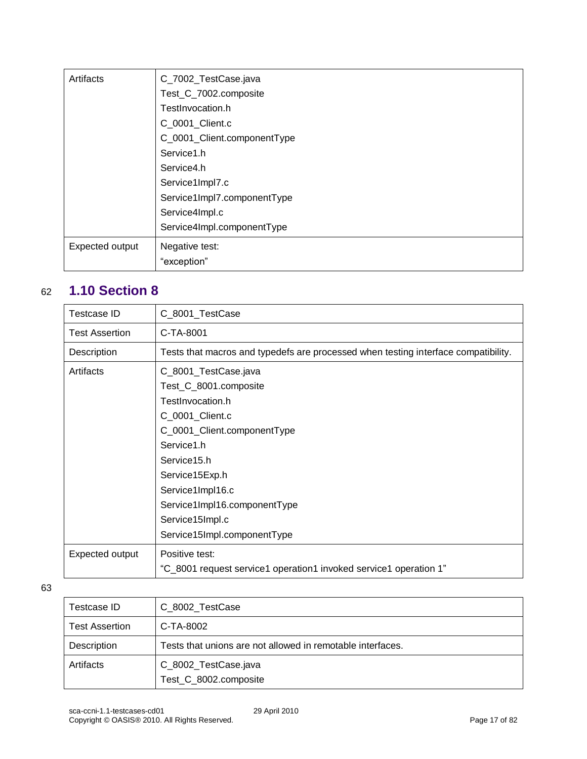| Artifacts | C_7002_TestCase.java<br>Test_C_7002.composite<br>TestInvocation.h<br>C_0001_Client.c<br>C_0001_Client.componentType<br>Service1.h<br>Service4.h<br>Service1Impl7.c<br>Service1Impl7.componentType<br>Service4Impl.c<br>Service4Impl.componentType |
|---|---|
| Expected output | Negative test:<br>"exception" |

## 1.10 Section 8

| Testcase ID | C_8001_TestCase |
|---|---|
| Test Assertion | C-TA-8001 |
| Description | Tests that macros and typedefs are processed when testing interface compatibility. |
| Artifacts | C_8001_TestCase.java<br>Test_C_8001.composite<br>TestInvocation.h<br>C_0001_Client.c<br>C_0001_Client.componentType<br>Service1.h<br>Service15.h<br>Service15Exp.h<br>Service1Impl16.c<br>Service1Impl16.componentType<br>Service15Impl.c<br>Service15Impl.componentType |
| Expected output | Positive test:<br>"C_8001 request service1 operation1 invoked service1 operation 1" |

| Testcase ID | C_8002_TestCase |
|---|---|
| Test Assertion | C-TA-8002 |
| Description | Tests that unions are not allowed in remotable interfaces. |
| Artifacts | C_8002_TestCase.java<br>Test_C_8002.composite |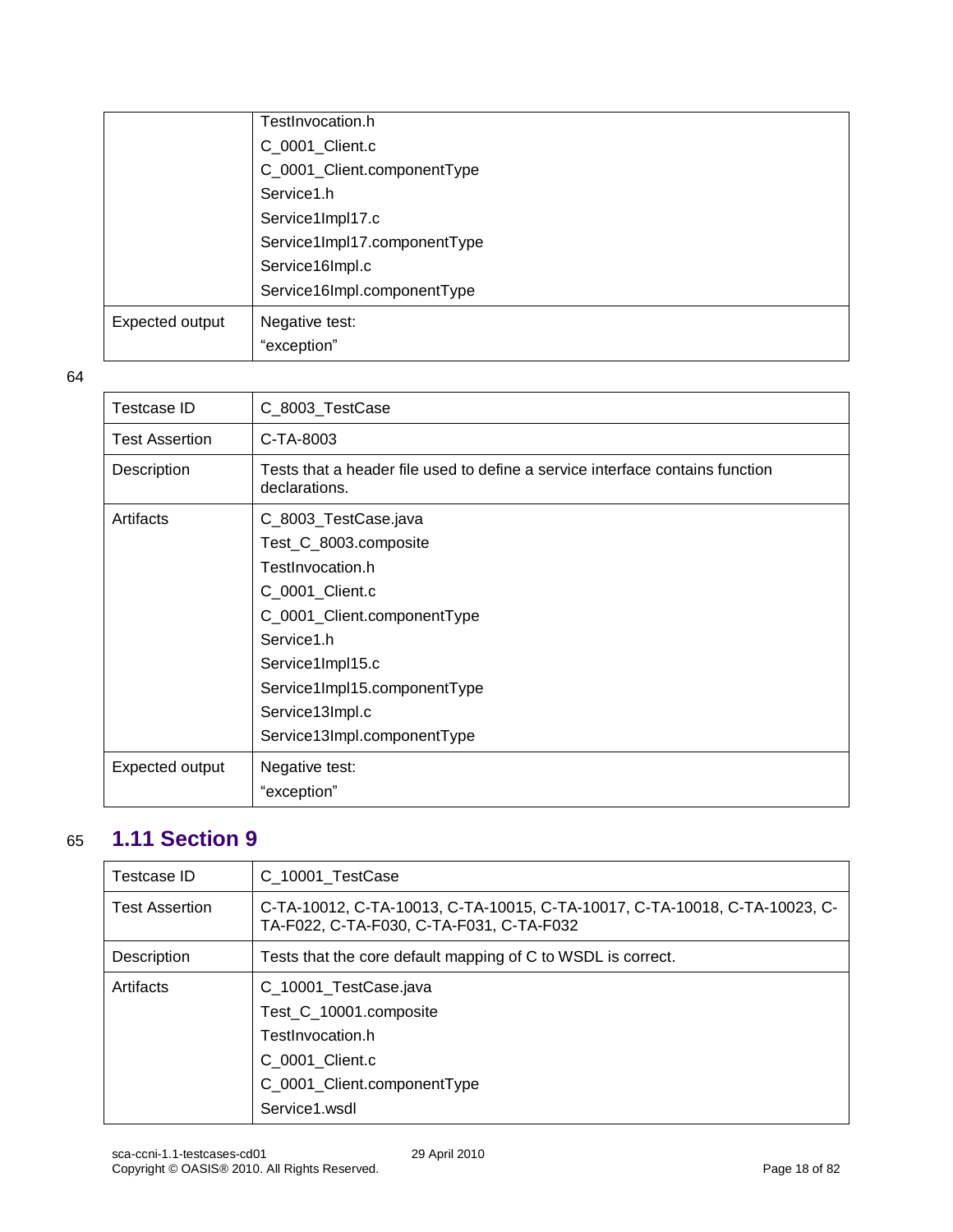| | |
|---|---|
| | TestInvocation.h<br>C_0001_Client.c<br>C_0001_Client.componentType<br>Service1.h<br>Service1Impl17.c<br>Service1Impl17.componentType<br>Service16Impl.c<br>Service16Impl.componentType |
| Expected output | Negative test:<br>“exception” |

| Testcase ID | C_8003_TestCase |
|---|---|
| Test Assertion | C-TA-8003 |
| Description | Tests that a header file used to define a service interface contains function declarations. |
| Artifacts | C_8003_TestCase.java<br>Test_C_8003.composite<br>TestInvocation.h<br>C_0001_Client.c<br>C_0001_Client.componentType<br>Service1.h<br>Service1Impl15.c<br>Service1Impl15.componentType<br>Service13Impl.c<br>Service13Impl.componentType |
| Expected output | Negative test:<br>“exception” |

## 1.11 Section 9

| Testcase ID | C_10001_TestCase |
|---|---|
| Test Assertion | C-TA-10012, C-TA-10013, C-TA-10015, C-TA-10017, C-TA-10018, C-TA-10023, C-TA-F022, C-TA-F030, C-TA-F031, C-TA-F032 |
| Description | Tests that the core default mapping of C to WSDL is correct. |
| Artifacts | C_10001_TestCase.java<br>Test_C_10001.composite<br>TestInvocation.h<br>C_0001_Client.c<br>C_0001_Client.componentType<br>Service1.wsdl |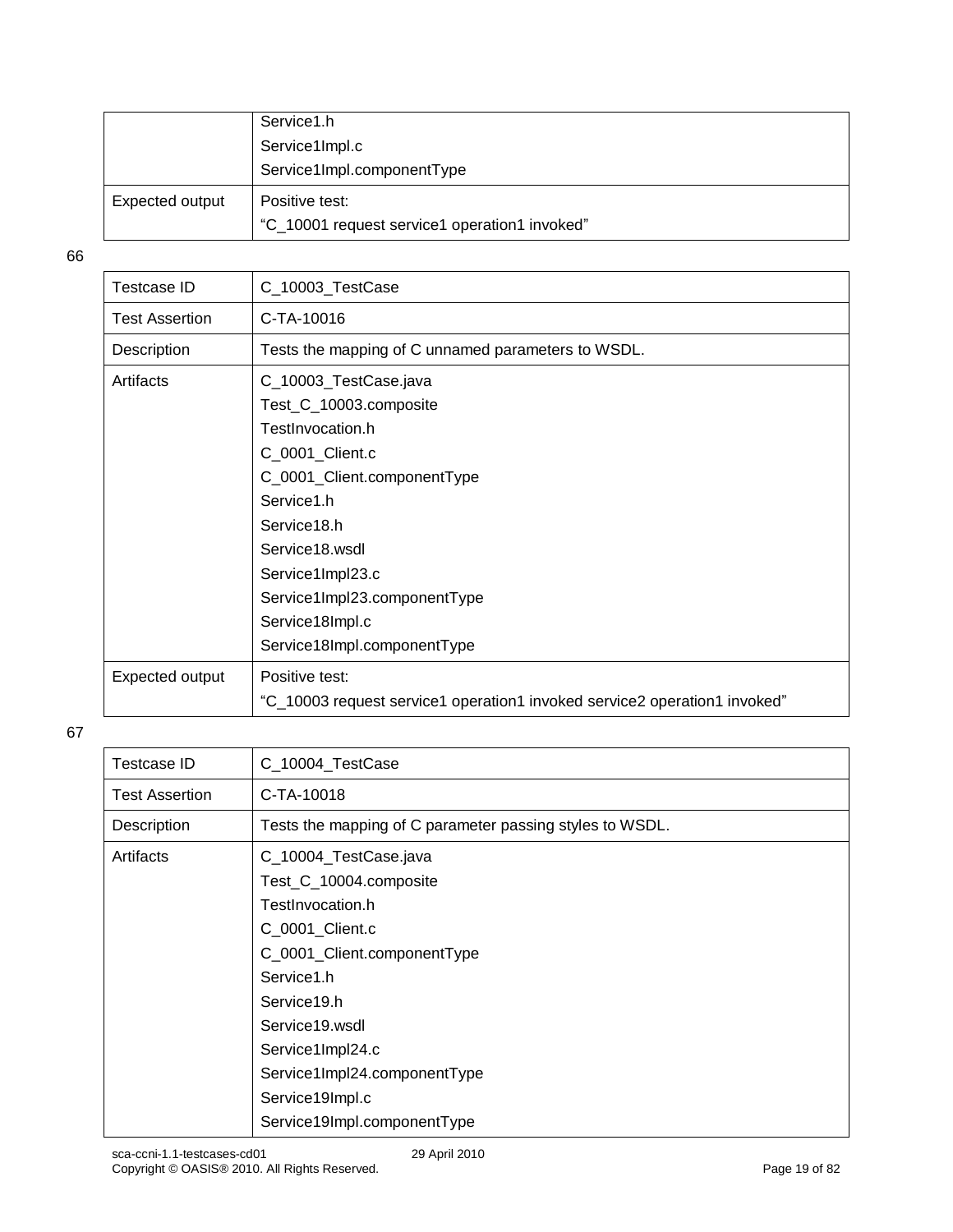| | |
|---|---|
| | Service1.h<br>Service1Impl.c<br>Service1Impl.componentType |
| Expected output | Positive test:<br>“C_10001 request service1 operation1 invoked” |

66

| Testcase ID | C_10003_TestCase |
|---|---|
| Test Assertion | C-TA-10016 |
| Description | Tests the mapping of C unnamed parameters to WSDL. |
| Artifacts | C_10003_TestCase.java<br>Test_C_10003.composite<br>TestInvocation.h<br>C_0001_Client.c<br>C_0001_Client.componentType<br>Service1.h<br>Service18.h<br>Service18.wsdl<br>Service1Impl23.c<br>Service1Impl23.componentType<br>Service18Impl.c<br>Service18Impl.componentType |
| Expected output | Positive test:<br>“C_10003 request service1 operation1 invoked service2 operation1 invoked” |

67

| Testcase ID | C_10004_TestCase |
|---|---|
| Test Assertion | C-TA-10018 |
| Description | Tests the mapping of C parameter passing styles to WSDL. |
| Artifacts | C_10004_TestCase.java<br>Test_C_10004.composite<br>TestInvocation.h<br>C_0001_Client.c<br>C_0001_Client.componentType<br>Service1.h<br>Service19.h<br>Service19.wsdl<br>Service1Impl24.c<br>Service1Impl24.componentType<br>Service19Impl.c<br>Service19Impl.componentType |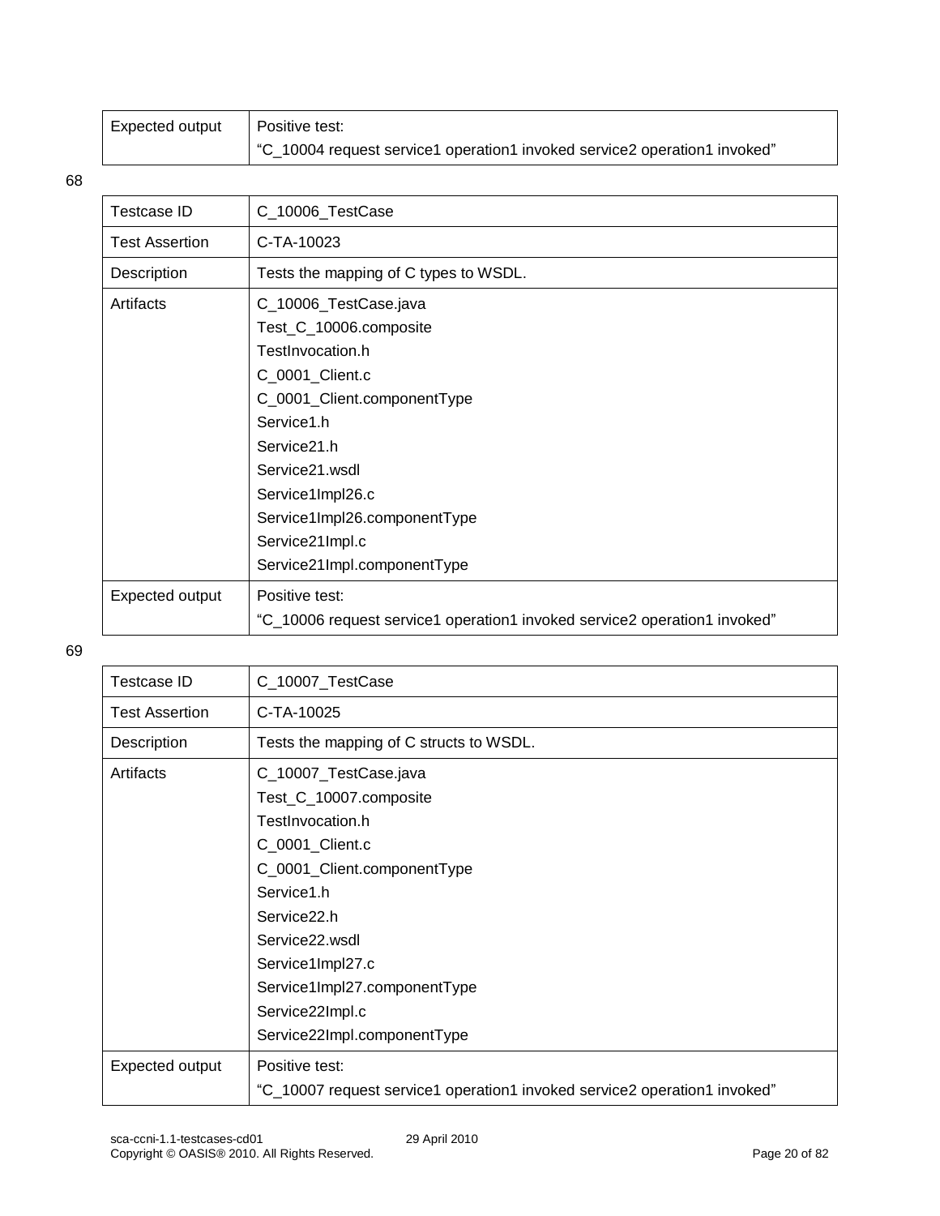| Expected output | Positive test:<br>"C_10004 request service1 operation1 invoked service2 operation1 invoked" |
|---|---|

68

| Testcase ID | C_10006_TestCase |
|---|---|
| Test Assertion | C-TA-10023 |
| Description | Tests the mapping of C types to WSDL. |
| Artifacts | C_10006_TestCase.java<br>Test_C_10006.composite<br>TestInvocation.h<br>C_0001_Client.c<br>C_0001_Client.componentType<br>Service1.h<br>Service21.h<br>Service21.wsdl<br>Service1Impl26.c<br>Service1Impl26.componentType<br>Service21Impl.c<br>Service21Impl.componentType |
| Expected output | Positive test:<br>"C_10006 request service1 operation1 invoked service2 operation1 invoked" |

69

| Testcase ID | C_10007_TestCase |
|---|---|
| Test Assertion | C-TA-10025 |
| Description | Tests the mapping of C structs to WSDL. |
| Artifacts | C_10007_TestCase.java<br>Test_C_10007.composite<br>TestInvocation.h<br>C_0001_Client.c<br>C_0001_Client.componentType<br>Service1.h<br>Service22.h<br>Service22.wsdl<br>Service1Impl27.c<br>Service1Impl27.componentType<br>Service22Impl.c<br>Service22Impl.componentType |
| Expected output | Positive test:<br>"C_10007 request service1 operation1 invoked service2 operation1 invoked" |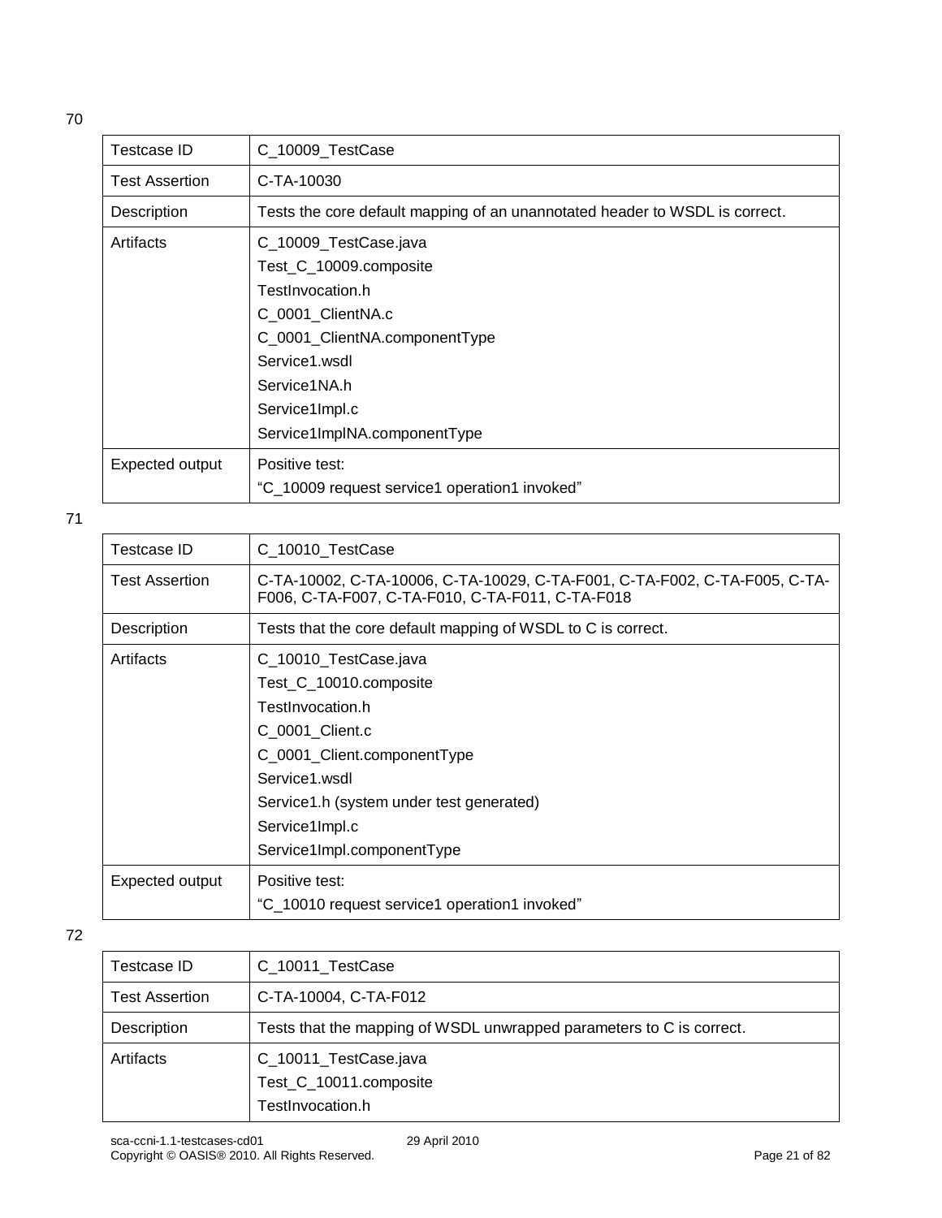70

| Testcase ID | C_10009_TestCase |
|---|---|
| Test Assertion | C-TA-10030 |
| Description | Tests the core default mapping of an unannotated header to WSDL is correct. |
| Artifacts | C_10009_TestCase.java<br>Test_C_10009.composite<br>TestInvocation.h<br>C_0001_ClientNA.c<br>C_0001_ClientNA.componentType<br>Service1.wsdl<br>Service1NA.h<br>Service1Impl.c<br>Service1ImplNA.componentType |
| Expected output | Positive test:<br>"C_10009 request service1 operation1 invoked" |

71

| Testcase ID | C_10010_TestCase |
|---|---|
| Test Assertion | C-TA-10002, C-TA-10006, C-TA-10029, C-TA-F001, C-TA-F002, C-TA-F005, C-TA-F006, C-TA-F007, C-TA-F010, C-TA-F011, C-TA-F018 |
| Description | Tests that the core default mapping of WSDL to C is correct. |
| Artifacts | C_10010_TestCase.java<br>Test_C_10010.composite<br>TestInvocation.h<br>C_0001_Client.c<br>C_0001_Client.componentType<br>Service1.wsdl<br>Service1.h (system under test generated)<br>Service1Impl.c<br>Service1Impl.componentType |
| Expected output | Positive test:<br>"C_10010 request service1 operation1 invoked" |

72

| Testcase ID | C_10011_TestCase |
|---|---|
| Test Assertion | C-TA-10004, C-TA-F012 |
| Description | Tests that the mapping of WSDL unwrapped parameters to C is correct. |
| Artifacts | C_10011_TestCase.java<br>Test_C_10011.composite<br>TestInvocation.h |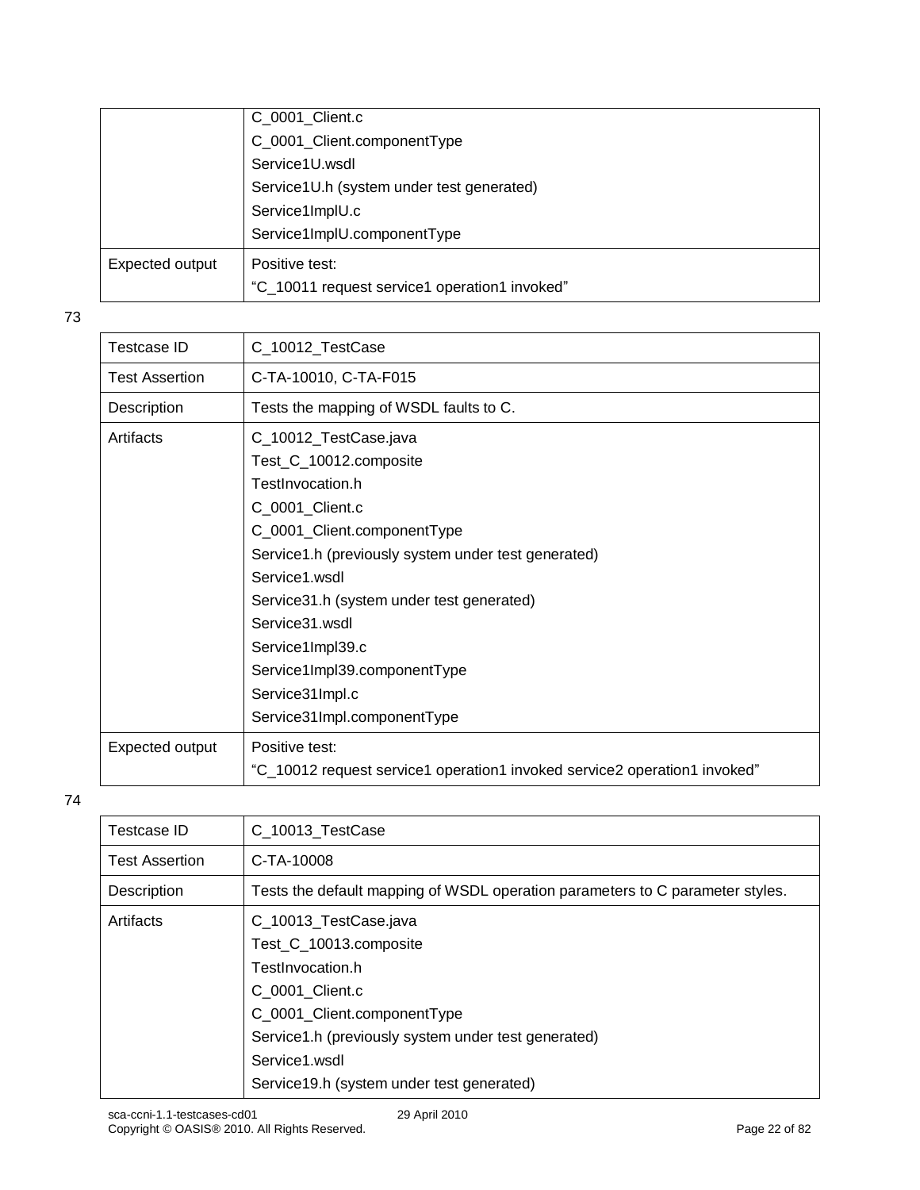| | |
|---|---|
| | C_0001_Client.c<br>C_0001_Client.componentType<br>Service1U.wsdl<br>Service1U.h (system under test generated)<br>Service1ImplU.c<br>Service1ImplU.componentType |
| Expected output | Positive test:<br>“C_10011 request service1 operation1 invoked” |

73

| Testcase ID | C_10012_TestCase |
|---|---|
| Test Assertion | C-TA-10010, C-TA-F015 |
| Description | Tests the mapping of WSDL faults to C. |
| Artifacts | C_10012_TestCase.java<br>Test_C_10012.composite<br>TestInvocation.h<br>C_0001_Client.c<br>C_0001_Client.componentType<br>Service1.h (previously system under test generated)<br>Service1.wsdl<br>Service31.h (system under test generated)<br>Service31.wsdl<br>Service1Impl39.c<br>Service1Impl39.componentType<br>Service31Impl.c<br>Service31Impl.componentType |
| Expected output | Positive test:<br>“C_10012 request service1 operation1 invoked service2 operation1 invoked” |

74

| Testcase ID | C_10013_TestCase |
|---|---|
| Test Assertion | C-TA-10008 |
| Description | Tests the default mapping of WSDL operation parameters to C parameter styles. |
| Artifacts | C_10013_TestCase.java<br>Test_C_10013.composite<br>TestInvocation.h<br>C_0001_Client.c<br>C_0001_Client.componentType<br>Service1.h (previously system under test generated)<br>Service1.wsdl<br>Service19.h (system under test generated) |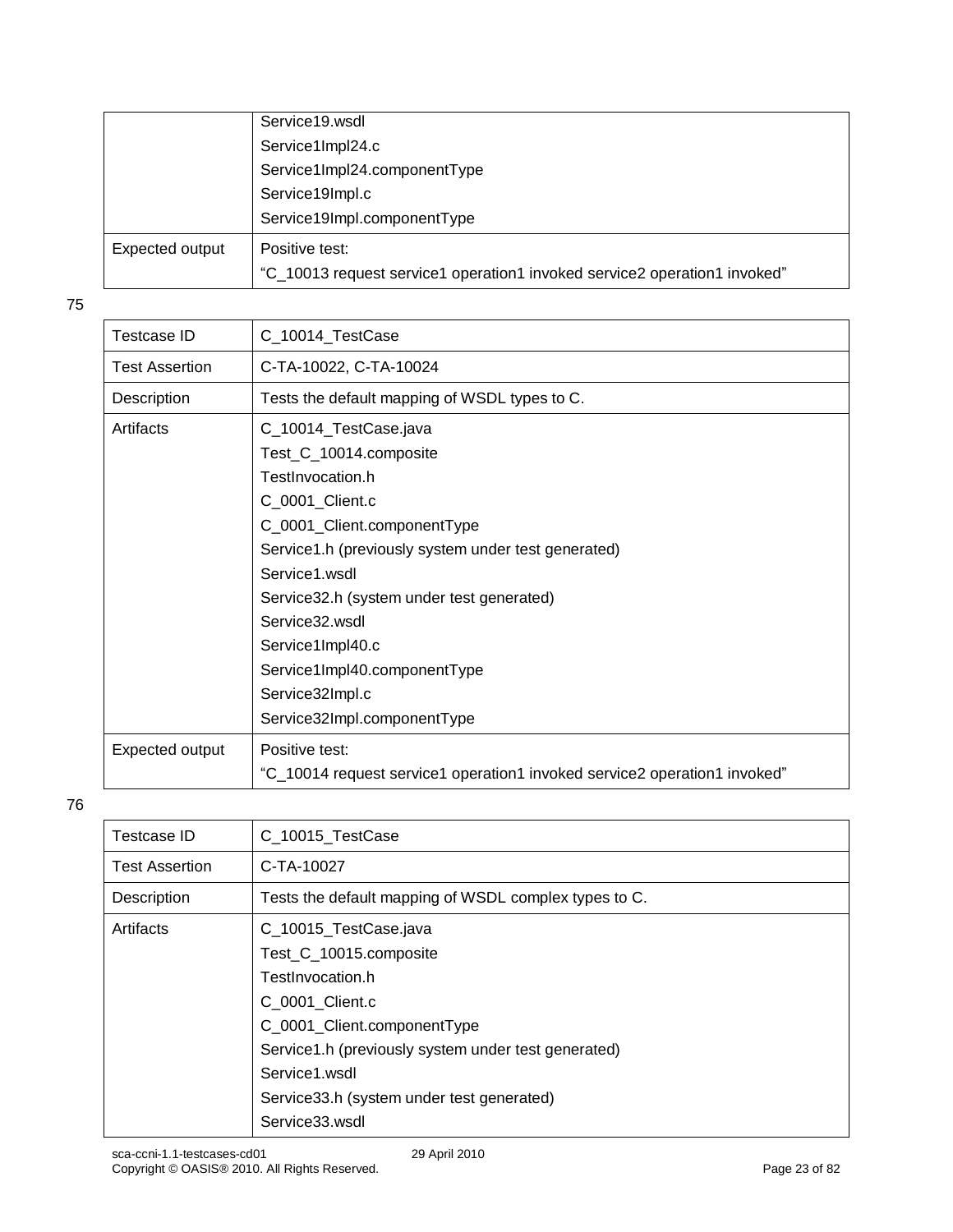| | |
|---|---|
| | Service19.wsdl<br>Service1Impl24.c<br>Service1Impl24.componentType<br>Service19Impl.c<br>Service19Impl.componentType |
| Expected output | Positive test:<br>“C_10013 request service1 operation1 invoked service2 operation1 invoked” |

75

| | |
|---|---|
| Testcase ID | C_10014_TestCase |
| Test Assertion | C-TA-10022, C-TA-10024 |
| Description | Tests the default mapping of WSDL types to C. |
| Artifacts | C_10014_TestCase.java<br>Test_C_10014.composite<br>TestInvocation.h<br>C_0001_Client.c<br>C_0001_Client.componentType<br>Service1.h (previously system under test generated)<br>Service1.wsdl<br>Service32.h (system under test generated)<br>Service32.wsdl<br>Service1Impl40.c<br>Service1Impl40.componentType<br>Service32Impl.c<br>Service32Impl.componentType |
| Expected output | Positive test:<br>“C_10014 request service1 operation1 invoked service2 operation1 invoked” |

76

| | |
|---|---|
| Testcase ID | C_10015_TestCase |
| Test Assertion | C-TA-10027 |
| Description | Tests the default mapping of WSDL complex types to C. |
| Artifacts | C_10015_TestCase.java<br>Test_C_10015.composite<br>TestInvocation.h<br>C_0001_Client.c<br>C_0001_Client.componentType<br>Service1.h (previously system under test generated)<br>Service1.wsdl<br>Service33.h (system under test generated)<br>Service33.wsdl |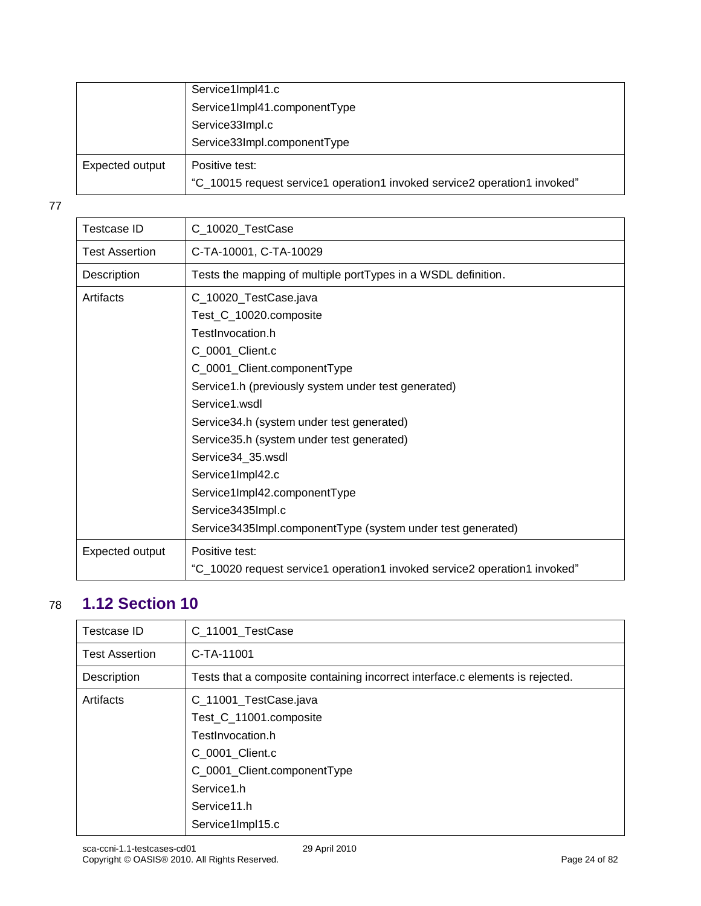| | |
|---|---|
| | Service1Impl41.c<br>Service1Impl41.componentType<br>Service33Impl.c<br>Service33Impl.componentType |
| Expected output | Positive test:<br>“C_10015 request service1 operation1 invoked service2 operation1 invoked” |

77

| Testcase ID | C_10020_TestCase |
|---|---|
| Test Assertion | C-TA-10001, C-TA-10029 |
| Description | Tests the mapping of multiple portTypes in a WSDL definition. |
| Artifacts | C_10020_TestCase.java<br>Test_C_10020.composite<br>TestInvocation.h<br>C_0001_Client.c<br>C_0001_Client.componentType<br>Service1.h (previously system under test generated)<br>Service1.wsdl<br>Service34.h (system under test generated)<br>Service35.h (system under test generated)<br>Service34_35.wsdl<br>Service1Impl42.c<br>Service1Impl42.componentType<br>Service3435Impl.c<br>Service3435Impl.componentType (system under test generated) |
| Expected output | Positive test:<br>“C_10020 request service1 operation1 invoked service2 operation1 invoked” |

78

## 1.12 Section 10

| Testcase ID | C_11001_TestCase |
|---|---|
| Test Assertion | C-TA-11001 |
| Description | Tests that a composite containing incorrect interface.c elements is rejected. |
| Artifacts | C_11001_TestCase.java<br>Test_C_11001.composite<br>TestInvocation.h<br>C_0001_Client.c<br>C_0001_Client.componentType<br>Service1.h<br>Service11.h<br>Service1Impl15.c |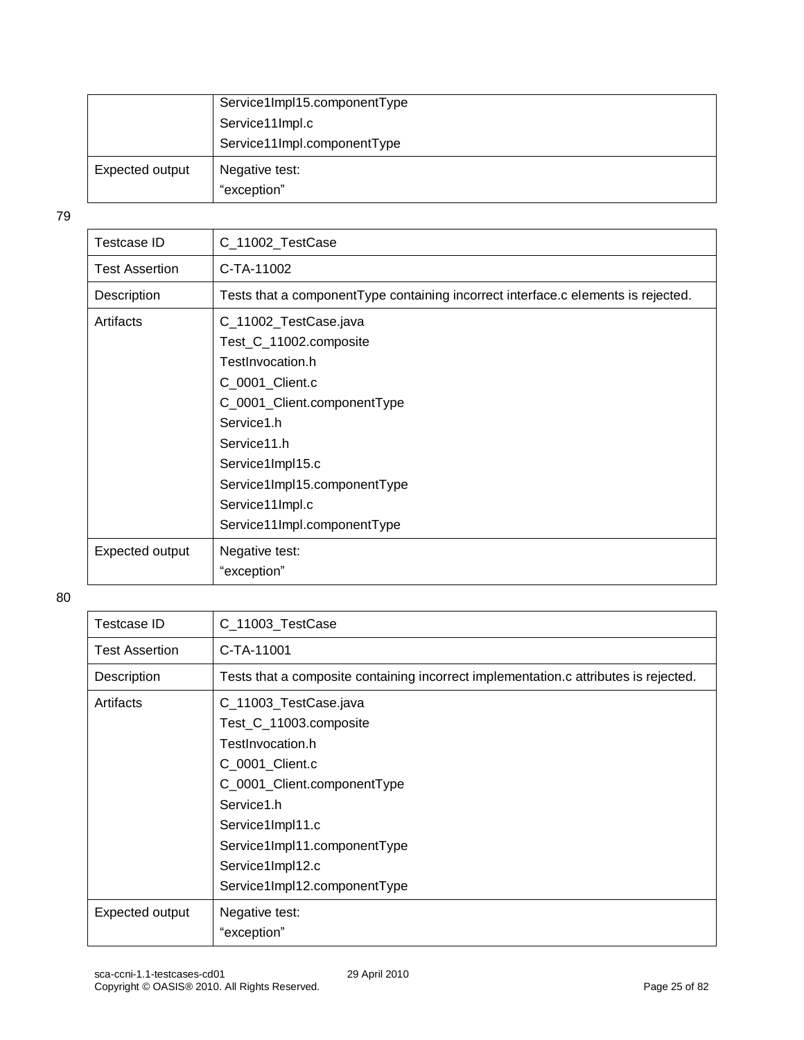| | |
|---|---|
| | Service1Impl15.componentType<br>Service11Impl.c<br>Service11Impl.componentType |
| Expected output | Negative test:<br>"exception" |

79

| Testcase ID | C_11002_TestCase |
|---|---|
| Test Assertion | C-TA-11002 |
| Description | Tests that a componentType containing incorrect interface.c elements is rejected. |
| Artifacts | C_11002_TestCase.java<br>Test_C_11002.composite<br>TestInvocation.h<br>C_0001_Client.c<br>C_0001_Client.componentType<br>Service1.h<br>Service11.h<br>Service1Impl15.c<br>Service1Impl15.componentType<br>Service11Impl.c<br>Service11Impl.componentType |
| Expected output | Negative test:<br>"exception" |

80

| Testcase ID | C_11003_TestCase |
|---|---|
| Test Assertion | C-TA-11001 |
| Description | Tests that a composite containing incorrect implementation.c attributes is rejected. |
| Artifacts | C_11003_TestCase.java<br>Test_C_11003.composite<br>TestInvocation.h<br>C_0001_Client.c<br>C_0001_Client.componentType<br>Service1.h<br>Service1Impl11.c<br>Service1Impl11.componentType<br>Service1Impl12.c<br>Service1Impl12.componentType |
| Expected output | Negative test:<br>"exception" |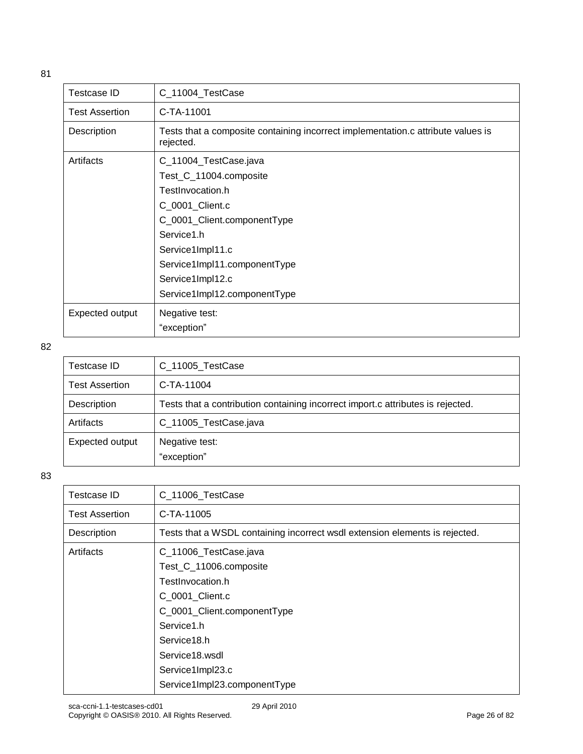81

| Testcase ID | C_11004_TestCase |
|---|---|
| Test Assertion | C-TA-11001 |
| Description | Tests that a composite containing incorrect implementation.c attribute values is rejected. |
| Artifacts | C_11004_TestCase.java<br>Test_C_11004.composite<br>TestInvocation.h<br>C_0001_Client.c<br>C_0001_Client.componentType<br>Service1.h<br>Service1Impl11.c<br>Service1Impl11.componentType<br>Service1Impl12.c<br>Service1Impl12.componentType |
| Expected output | Negative test:<br>“exception” |

82

| Testcase ID | C_11005_TestCase |
|---|---|
| Test Assertion | C-TA-11004 |
| Description | Tests that a contribution containing incorrect import.c attributes is rejected. |
| Artifacts | C_11005_TestCase.java |
| Expected output | Negative test:<br>“exception” |

83

| Testcase ID | C_11006_TestCase |
|---|---|
| Test Assertion | C-TA-11005 |
| Description | Tests that a WSDL containing incorrect wsdl extension elements is rejected. |
| Artifacts | C_11006_TestCase.java<br>Test_C_11006.composite<br>TestInvocation.h<br>C_0001_Client.c<br>C_0001_Client.componentType<br>Service1.h<br>Service18.h<br>Service18.wsdl<br>Service1Impl23.c<br>Service1Impl23.componentType |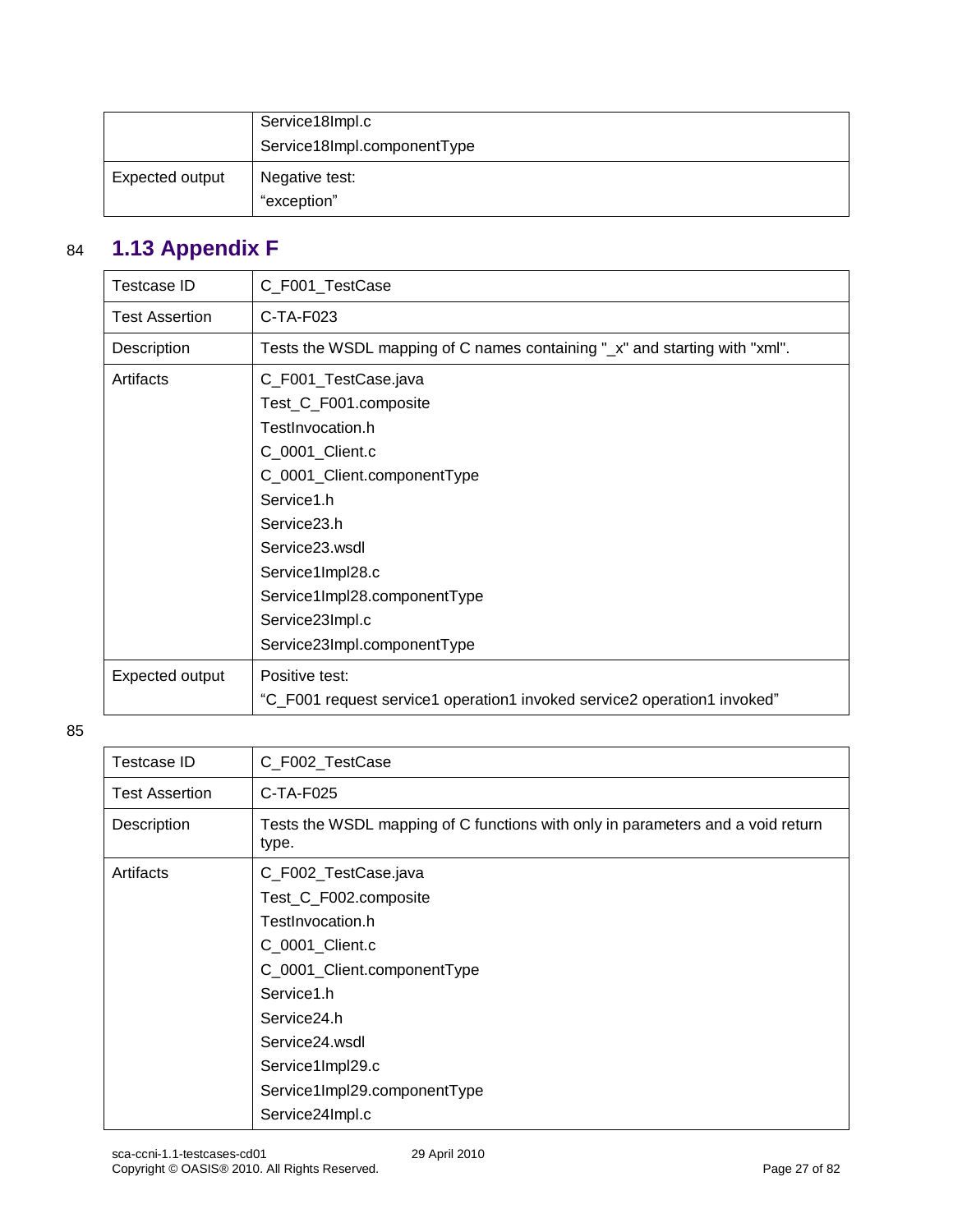| | |
|---|---|
| | Service18Impl.c<br>Service18Impl.componentType |
| Expected output | Negative test:<br>“exception” |

## 1.13 Appendix F

| Testcase ID | C_F001_TestCase |
|---|---|
| Test Assertion | C-TA-F023 |
| Description | Tests the WSDL mapping of C names containing "_x" and starting with "xml". |
| Artifacts | C_F001_TestCase.java<br>Test_C_F001.composite<br>TestInvocation.h<br>C_0001_Client.c<br>C_0001_Client.componentType<br>Service1.h<br>Service23.h<br>Service23.wsdl<br>Service1Impl28.c<br>Service1Impl28.componentType<br>Service23Impl.c<br>Service23Impl.componentType |
| Expected output | Positive test:<br>“C_F001 request service1 operation1 invoked service2 operation1 invoked” |

| Testcase ID | C_F002_TestCase |
|---|---|
| Test Assertion | C-TA-F025 |
| Description | Tests the WSDL mapping of C functions with only in parameters and a void return type. |
| Artifacts | C_F002_TestCase.java<br>Test_C_F002.composite<br>TestInvocation.h<br>C_0001_Client.c<br>C_0001_Client.componentType<br>Service1.h<br>Service24.h<br>Service24.wsdl<br>Service1Impl29.c<br>Service1Impl29.componentType<br>Service24Impl.c |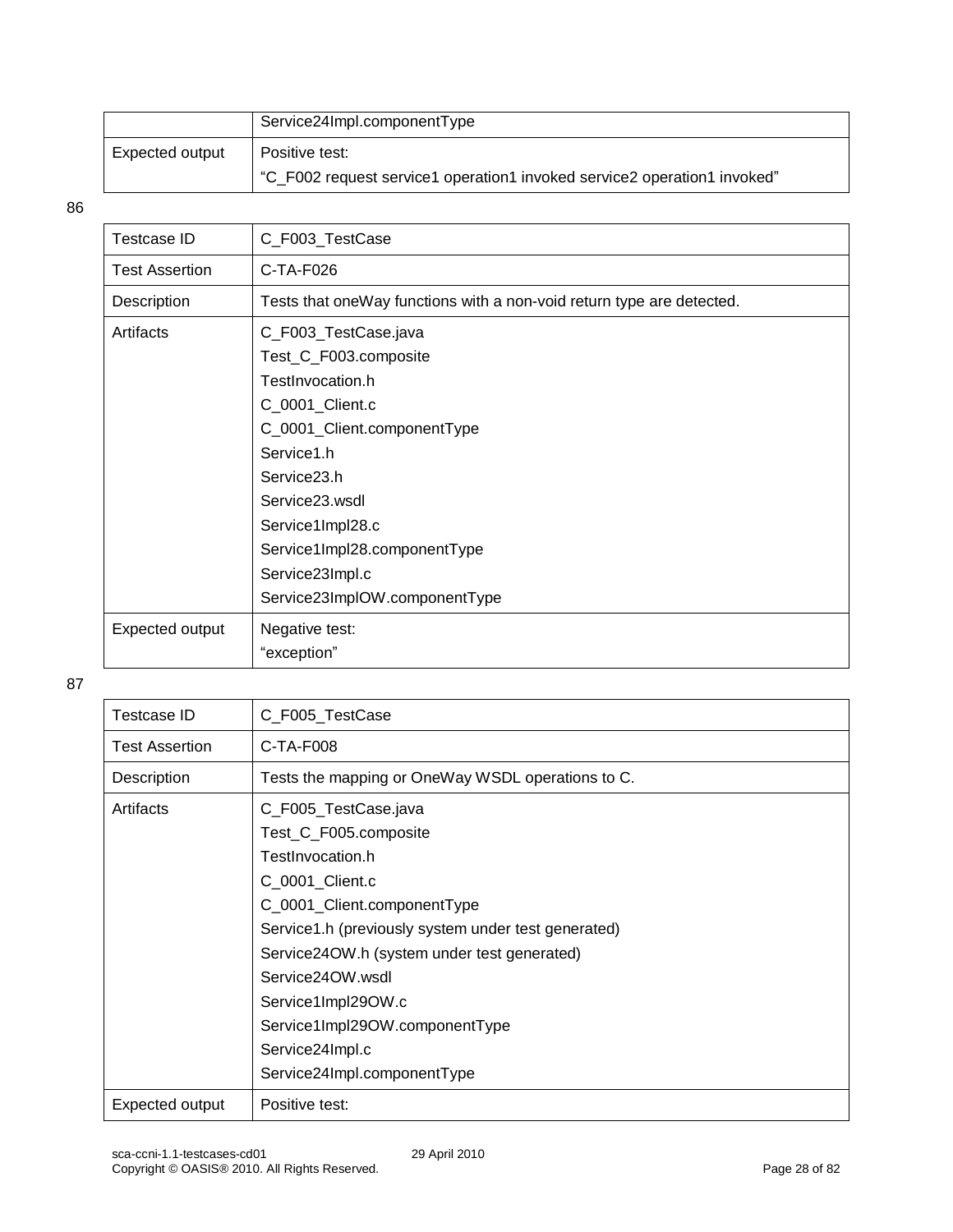| | |
|---|---|
| | Service24Impl.componentType |
| Expected output | Positive test:<br>"C_F002 request service1 operation1 invoked service2 operation1 invoked" |

86

| | |
|---|---|
| Testcase ID | C_F003_TestCase |
| Test Assertion | C-TA-F026 |
| Description | Tests that oneWay functions with a non-void return type are detected. |
| Artifacts | C_F003_TestCase.java<br>Test_C_F003.composite<br>TestInvocation.h<br>C_0001_Client.c<br>C_0001_Client.componentType<br>Service1.h<br>Service23.h<br>Service23.wsdl<br>Service1Impl28.c<br>Service1Impl28.componentType<br>Service23Impl.c<br>Service23ImplOW.componentType |
| Expected output | Negative test:<br>"exception" |

87

| | |
|---|---|
| Testcase ID | C_F005_TestCase |
| Test Assertion | C-TA-F008 |
| Description | Tests the mapping or OneWay WSDL operations to C. |
| Artifacts | C_F005_TestCase.java<br>Test_C_F005.composite<br>TestInvocation.h<br>C_0001_Client.c<br>C_0001_Client.componentType<br>Service1.h (previously system under test generated)<br>Service24OW.h (system under test generated)<br>Service24OW.wsdl<br>Service1Impl29OW.c<br>Service1Impl29OW.componentType<br>Service24Impl.c<br>Service24Impl.componentType |
| Expected output | Positive test: |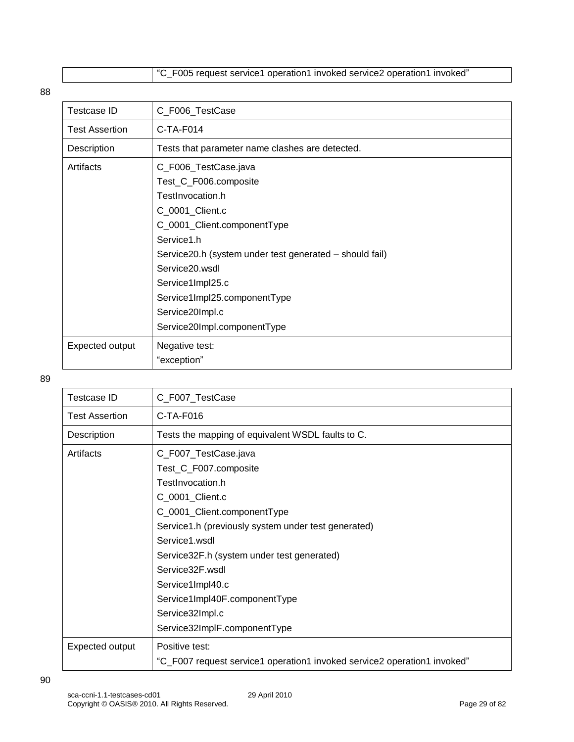| | “C_F005 request service1 operation1 invoked service2 operation1 invoked” |
|---|---|

88

| Testcase ID | C_F006_TestCase |
|---|---|
| Test Assertion | C-TA-F014 |
| Description | Tests that parameter name clashes are detected. |
| Artifacts | C_F006_TestCase.java<br>Test_C_F006.composite<br>TestInvocation.h<br>C_0001_Client.c<br>C_0001_Client.componentType<br>Service1.h<br>Service20.h (system under test generated – should fail)<br>Service20.wsdl<br>Service1Impl25.c<br>Service1Impl25.componentType<br>Service20Impl.c<br>Service20Impl.componentType |
| Expected output | Negative test:<br>“exception” |

89

| Testcase ID | C_F007_TestCase |
|---|---|
| Test Assertion | C-TA-F016 |
| Description | Tests the mapping of equivalent WSDL faults to C. |
| Artifacts | C_F007_TestCase.java<br>Test_C_F007.composite<br>TestInvocation.h<br>C_0001_Client.c<br>C_0001_Client.componentType<br>Service1.h (previously system under test generated)<br>Service1.wsdl<br>Service32F.h (system under test generated)<br>Service32F.wsdl<br>Service1Impl40.c<br>Service1Impl40F.componentType<br>Service32Impl.c<br>Service32ImplF.componentType |
| Expected output | Positive test:<br>“C_F007 request service1 operation1 invoked service2 operation1 invoked” |

90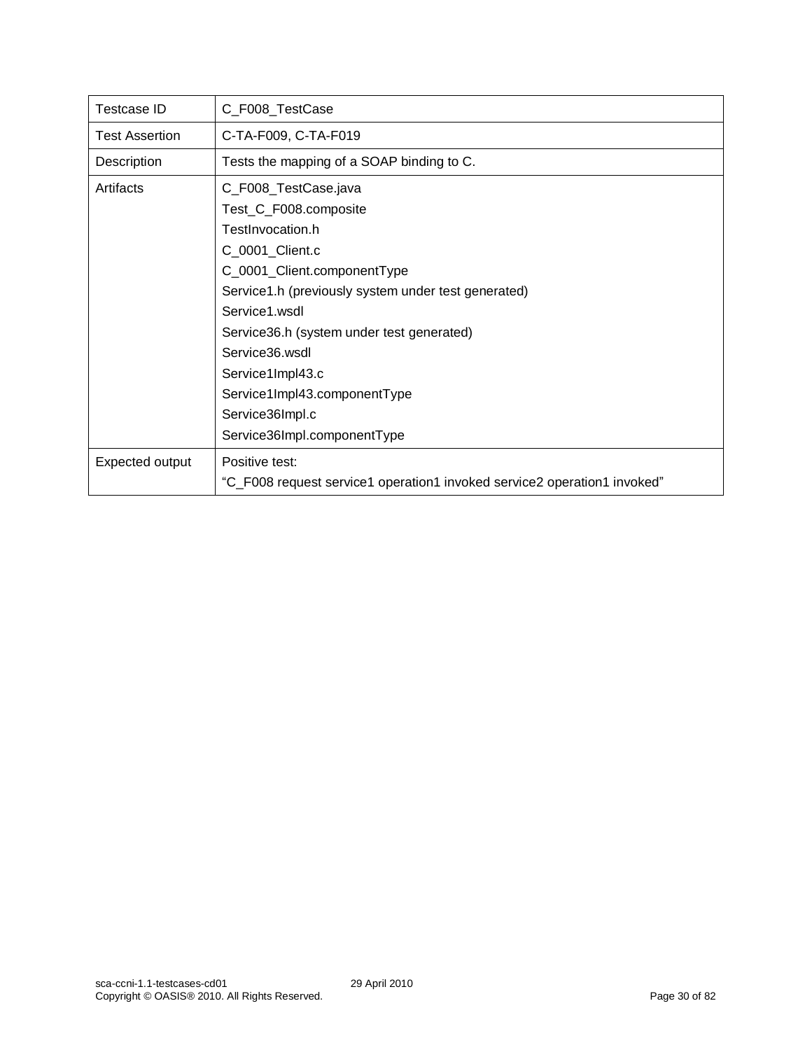| Testcase ID | C_F008_TestCase |
|---|---|
| Test Assertion | C-TA-F009, C-TA-F019 |
| Description | Tests the mapping of a SOAP binding to C. |
| Artifacts | C_F008_TestCase.java<br>Test_C_F008.composite<br>TestInvocation.h<br>C_0001_Client.c<br>C_0001_Client.componentType<br>Service1.h (previously system under test generated)<br>Service1.wsdl<br>Service36.h (system under test generated)<br>Service36.wsdl<br>Service1Impl43.c<br>Service1Impl43.componentType<br>Service36Impl.c<br>Service36Impl.componentType |
| Expected output | Positive test:<br>“C_F008 request service1 operation1 invoked service2 operation1 invoked” |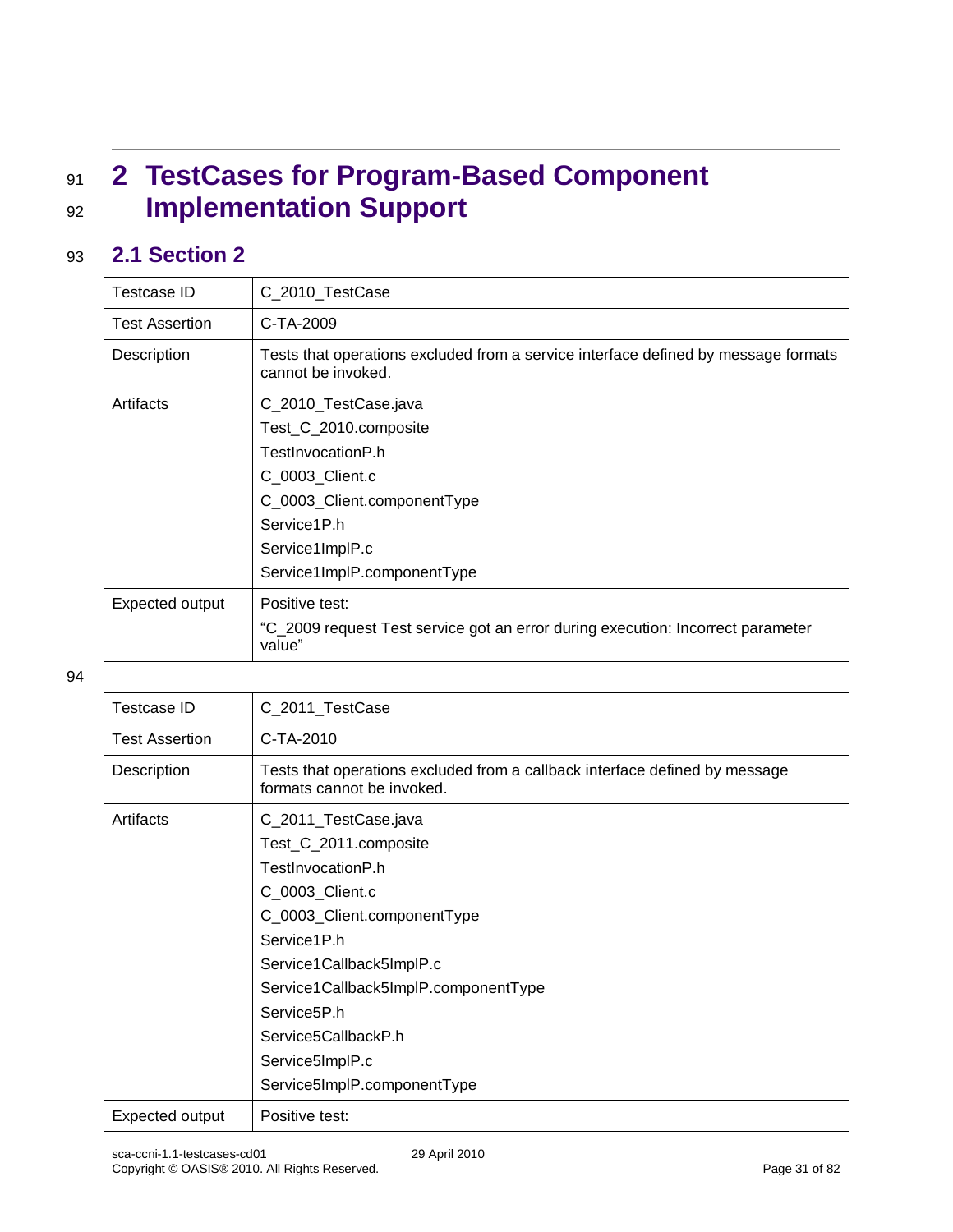# 2 TestCases for Program-Based Component Implementation Support

## 2.1 Section 2

| Testcase ID | C_2010_TestCase |
|---|---|
| Test Assertion | C-TA-2009 |
| Description | Tests that operations excluded from a service interface defined by message formats cannot be invoked. |
| Artifacts | C_2010_TestCase.java<br>Test_C_2010.composite<br>TestInvocationP.h<br>C_0003_Client.c<br>C_0003_Client.componentType<br>Service1P.h<br>Service1ImplP.c<br>Service1ImplP.componentType |
| Expected output | Positive test:<br>"C_2009 request Test service got an error during execution: Incorrect parameter value" |

| Testcase ID | C_2011_TestCase |
|---|---|
| Test Assertion | C-TA-2010 |
| Description | Tests that operations excluded from a callback interface defined by message formats cannot be invoked. |
| Artifacts | C_2011_TestCase.java<br>Test_C_2011.composite<br>TestInvocationP.h<br>C_0003_Client.c<br>C_0003_Client.componentType<br>Service1P.h<br>Service1Callback5ImplP.c<br>Service1Callback5ImplP.componentType<br>Service5P.h<br>Service5CallbackP.h<br>Service5ImplP.c<br>Service5ImplP.componentType |
| Expected output | Positive test: |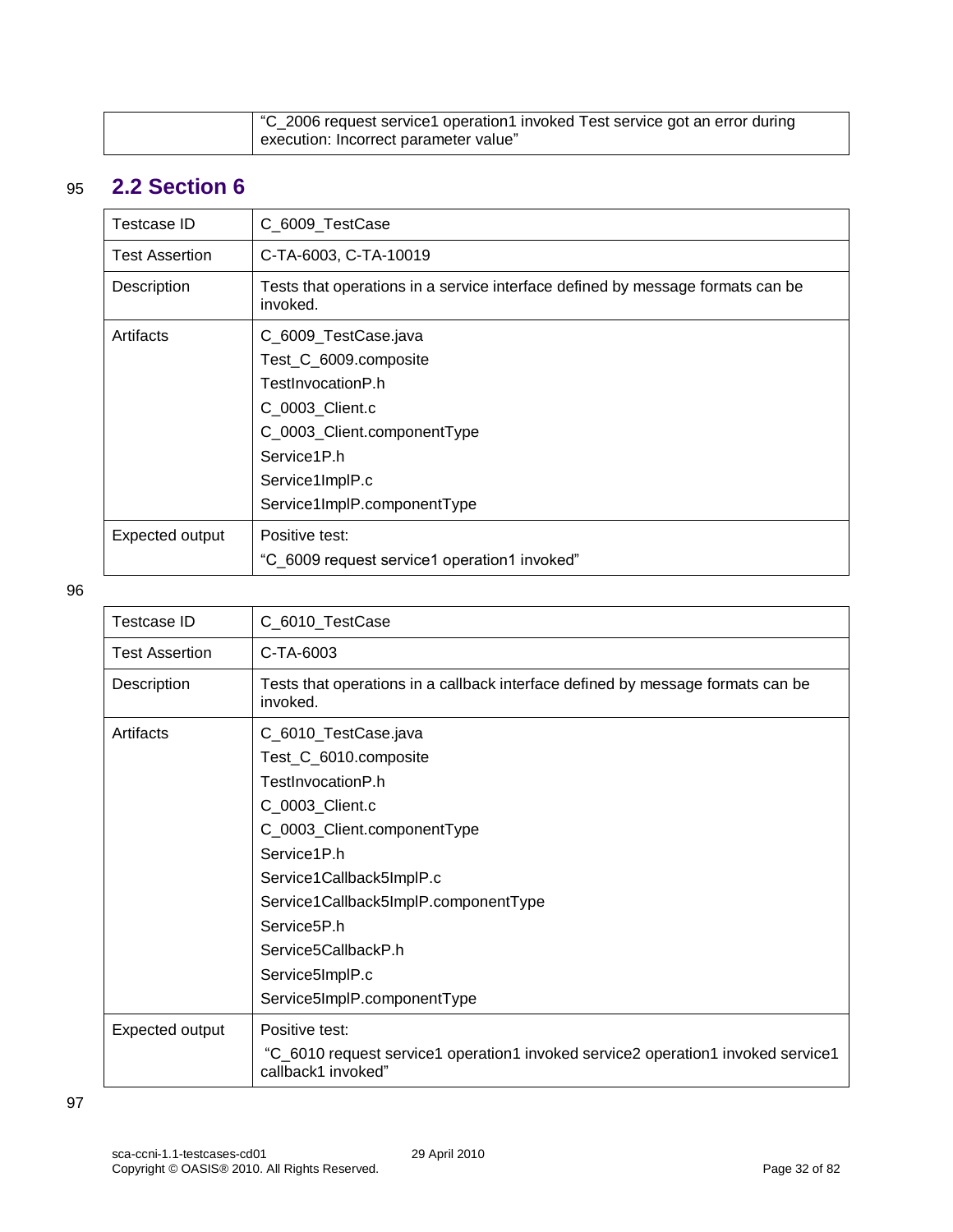| | |
|---|---|
| | “C_2006 request service1 operation1 invoked Test service got an error during execution: Incorrect parameter value” |

## 2.2 Section 6

| Testcase ID | C_6009_TestCase |
|---|---|
| Test Assertion | C-TA-6003, C-TA-10019 |
| Description | Tests that operations in a service interface defined by message formats can be invoked. |
| Artifacts | C_6009_TestCase.java<br>Test_C_6009.composite<br>TestInvocationP.h<br>C_0003_Client.c<br>C_0003_Client.componentType<br>Service1P.h<br>Service1ImplP.c<br>Service1ImplP.componentType |
| Expected output | Positive test:<br>“C_6009 request service1 operation1 invoked” |

| Testcase ID | C_6010_TestCase |
|---|---|
| Test Assertion | C-TA-6003 |
| Description | Tests that operations in a callback interface defined by message formats can be invoked. |
| Artifacts | C_6010_TestCase.java<br>Test_C_6010.composite<br>TestInvocationP.h<br>C_0003_Client.c<br>C_0003_Client.componentType<br>Service1P.h<br>Service1Callback5ImplP.c<br>Service1Callback5ImplP.componentType<br>Service5P.h<br>Service5CallbackP.h<br>Service5ImplP.c<br>Service5ImplP.componentType |
| Expected output | Positive test:<br>“C_6010 request service1 operation1 invoked service2 operation1 invoked service1 callback1 invoked” |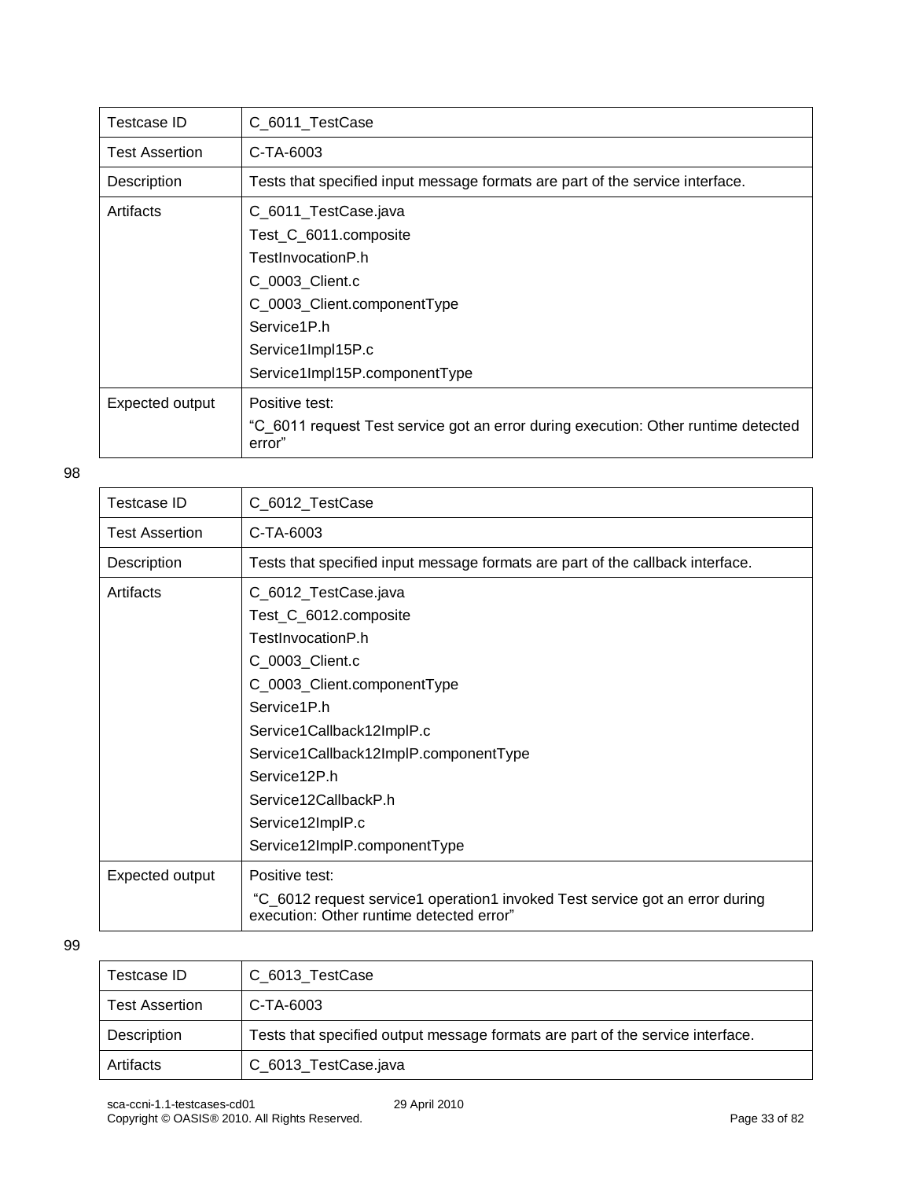| Testcase ID | C_6011_TestCase |
| --- | --- |
| Test Assertion | C-TA-6003 |
| Description | Tests that specified input message formats are part of the service interface. |
| Artifacts | C_6011_TestCase.java<br>Test_C_6011.composite<br>TestInvocationP.h<br>C_0003_Client.c<br>C_0003_Client.componentType<br>Service1P.h<br>Service1Impl15P.c<br>Service1Impl15P.componentType |
| Expected output | Positive test:<br>“C_6011 request Test service got an error during execution: Other runtime detected error” |

98

| Testcase ID | C_6012_TestCase |
| --- | --- |
| Test Assertion | C-TA-6003 |
| Description | Tests that specified input message formats are part of the callback interface. |
| Artifacts | C_6012_TestCase.java<br>Test_C_6012.composite<br>TestInvocationP.h<br>C_0003_Client.c<br>C_0003_Client.componentType<br>Service1P.h<br>Service1Callback12ImplP.c<br>Service1Callback12ImplP.componentType<br>Service12P.h<br>Service12CallbackP.h<br>Service12ImplP.c<br>Service12ImplP.componentType |
| Expected output | Positive test:<br>“C_6012 request service1 operation1 invoked Test service got an error during execution: Other runtime detected error” |

99

| Testcase ID | C_6013_TestCase |
| --- | --- |
| Test Assertion | C-TA-6003 |
| Description | Tests that specified output message formats are part of the service interface. |
| Artifacts | C_6013_TestCase.java |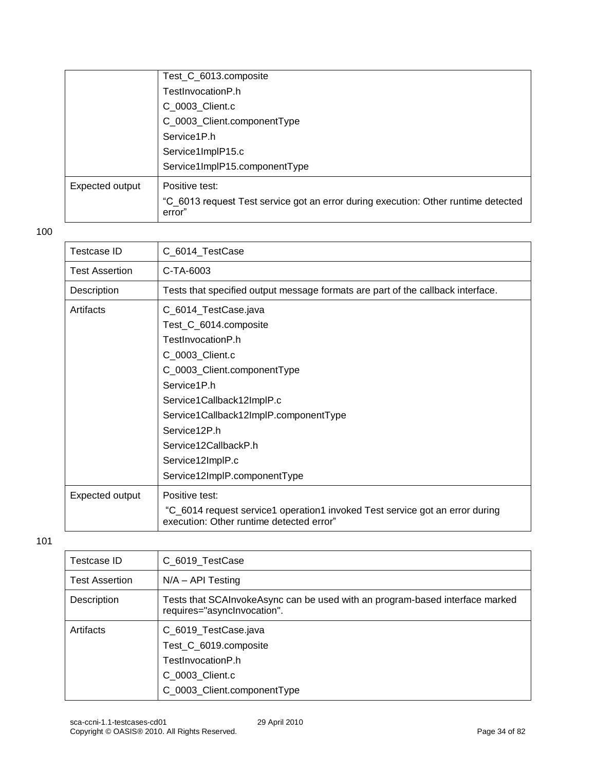|  |  |
|---|---|
|  | Test_C_6013.composite<br>TestInvocationP.h<br>C_0003_Client.c<br>C_0003_Client.componentType<br>Service1P.h<br>Service1ImplP15.c<br>Service1ImplP15.componentType |
| Expected output | Positive test:<br>“C_6013 request Test service got an error during execution: Other runtime detected error” |

100

| Testcase ID | C_6014_TestCase |
|---|---|
| Test Assertion | C-TA-6003 |
| Description | Tests that specified output message formats are part of the callback interface. |
| Artifacts | C_6014_TestCase.java<br>Test_C_6014.composite<br>TestInvocationP.h<br>C_0003_Client.c<br>C_0003_Client.componentType<br>Service1P.h<br>Service1Callback12ImplP.c<br>Service1Callback12ImplP.componentType<br>Service12P.h<br>Service12CallbackP.h<br>Service12ImplP.c<br>Service12ImplP.componentType |
| Expected output | Positive test:<br>“C_6014 request service1 operation1 invoked Test service got an error during execution: Other runtime detected error” |

101

| Testcase ID | C_6019_TestCase |
|---|---|
| Test Assertion | N/A – API Testing |
| Description | Tests that SCAInvokeAsync can be used with an program-based interface marked requires="asyncInvocation". |
| Artifacts | C_6019_TestCase.java<br>Test_C_6019.composite<br>TestInvocationP.h<br>C_0003_Client.c<br>C_0003_Client.componentType |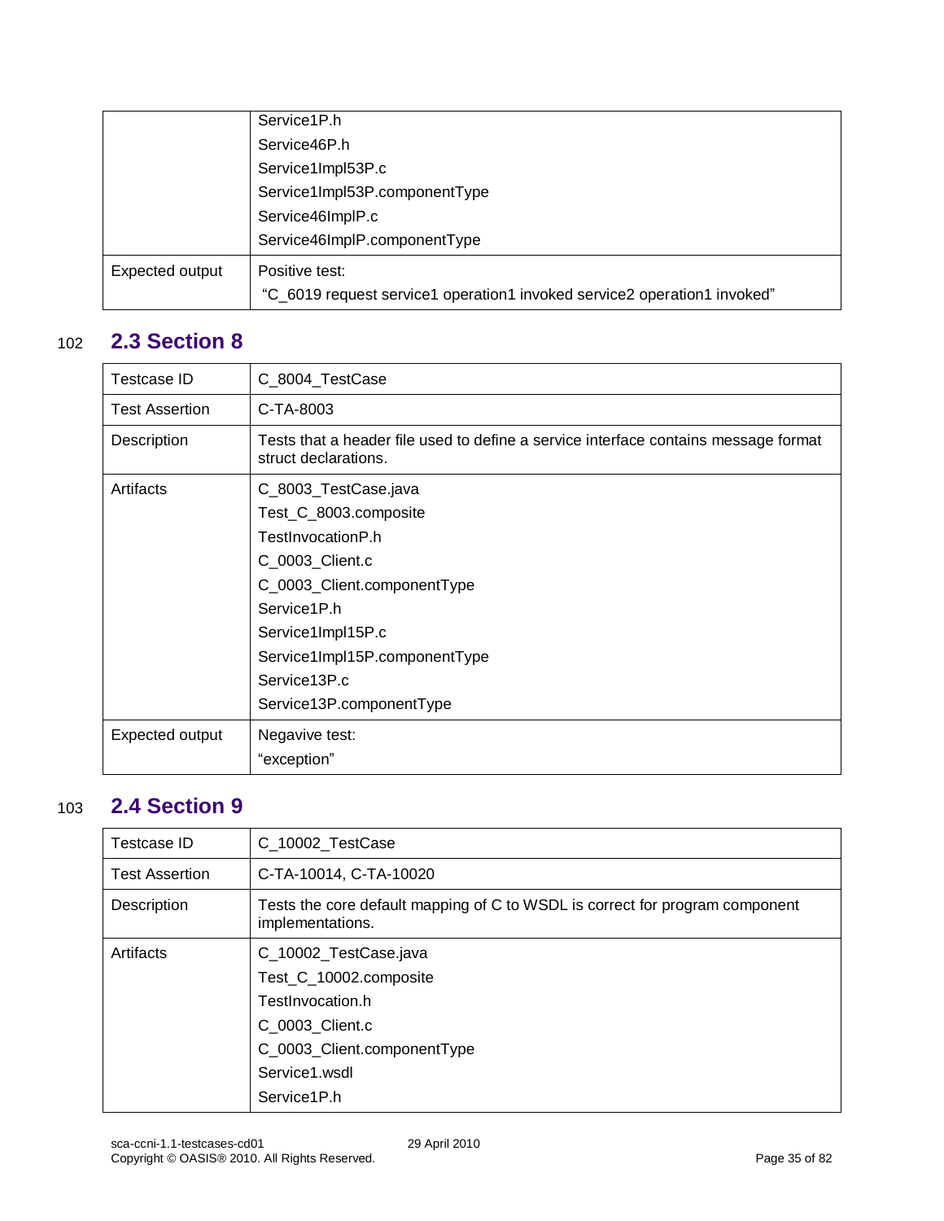| | |
|---|---|
| | Service1P.h<br>Service46P.h<br>Service1Impl53P.c<br>Service1Impl53P.componentType<br>Service46ImplP.c<br>Service46ImplP.componentType |
| Expected output | Positive test:<br>"C_6019 request service1 operation1 invoked service2 operation1 invoked" |

## 2.3 Section 8

| Testcase ID | C_8004_TestCase |
|---|---|
| Test Assertion | C-TA-8003 |
| Description | Tests that a header file used to define a service interface contains message format struct declarations. |
| Artifacts | C_8003_TestCase.java<br>Test_C_8003.composite<br>TestInvocationP.h<br>C_0003_Client.c<br>C_0003_Client.componentType<br>Service1P.h<br>Service1Impl15P.c<br>Service1Impl15P.componentType<br>Service13P.c<br>Service13P.componentType |
| Expected output | Negavive test:<br>"exception" |

## 2.4 Section 9

| Testcase ID | C_10002_TestCase |
|---|---|
| Test Assertion | C-TA-10014, C-TA-10020 |
| Description | Tests the core default mapping of C to WSDL is correct for program component implementations. |
| Artifacts | C_10002_TestCase.java<br>Test_C_10002.composite<br>TestInvocation.h<br>C_0003_Client.c<br>C_0003_Client.componentType<br>Service1.wsdl<br>Service1P.h |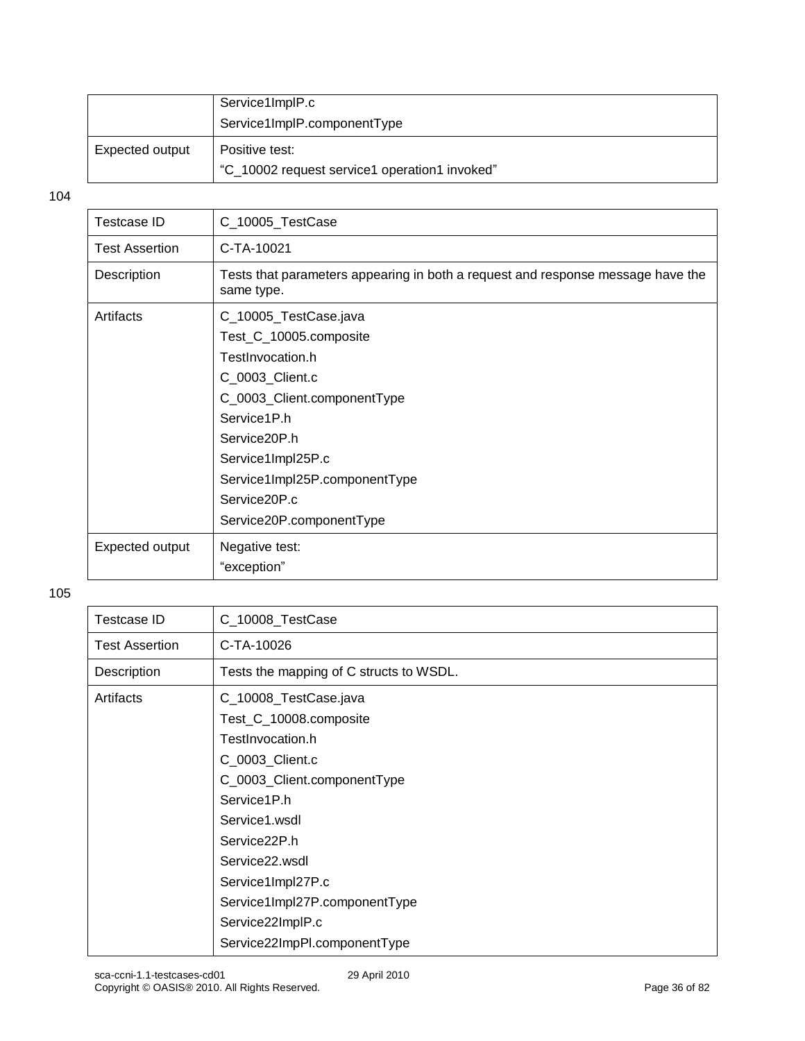| | |
|---|---|
| | Service1ImplP.c<br>Service1ImplP.componentType |
| Expected output | Positive test:<br>“C_10002 request service1 operation1 invoked” |

104

| | |
|---|---|
| Testcase ID | C_10005_TestCase |
| Test Assertion | C-TA-10021 |
| Description | Tests that parameters appearing in both a request and response message have the same type. |
| Artifacts | C_10005_TestCase.java<br>Test_C_10005.composite<br>TestInvocation.h<br>C_0003_Client.c<br>C_0003_Client.componentType<br>Service1P.h<br>Service20P.h<br>Service1Impl25P.c<br>Service1Impl25P.componentType<br>Service20P.c<br>Service20P.componentType |
| Expected output | Negative test:<br>“exception” |

105

| | |
|---|---|
| Testcase ID | C_10008_TestCase |
| Test Assertion | C-TA-10026 |
| Description | Tests the mapping of C structs to WSDL. |
| Artifacts | C_10008_TestCase.java<br>Test_C_10008.composite<br>TestInvocation.h<br>C_0003_Client.c<br>C_0003_Client.componentType<br>Service1P.h<br>Service1.wsdl<br>Service22P.h<br>Service22.wsdl<br>Service1Impl27P.c<br>Service1Impl27P.componentType<br>Service22ImplP.c<br>Service22ImpPl.componentType |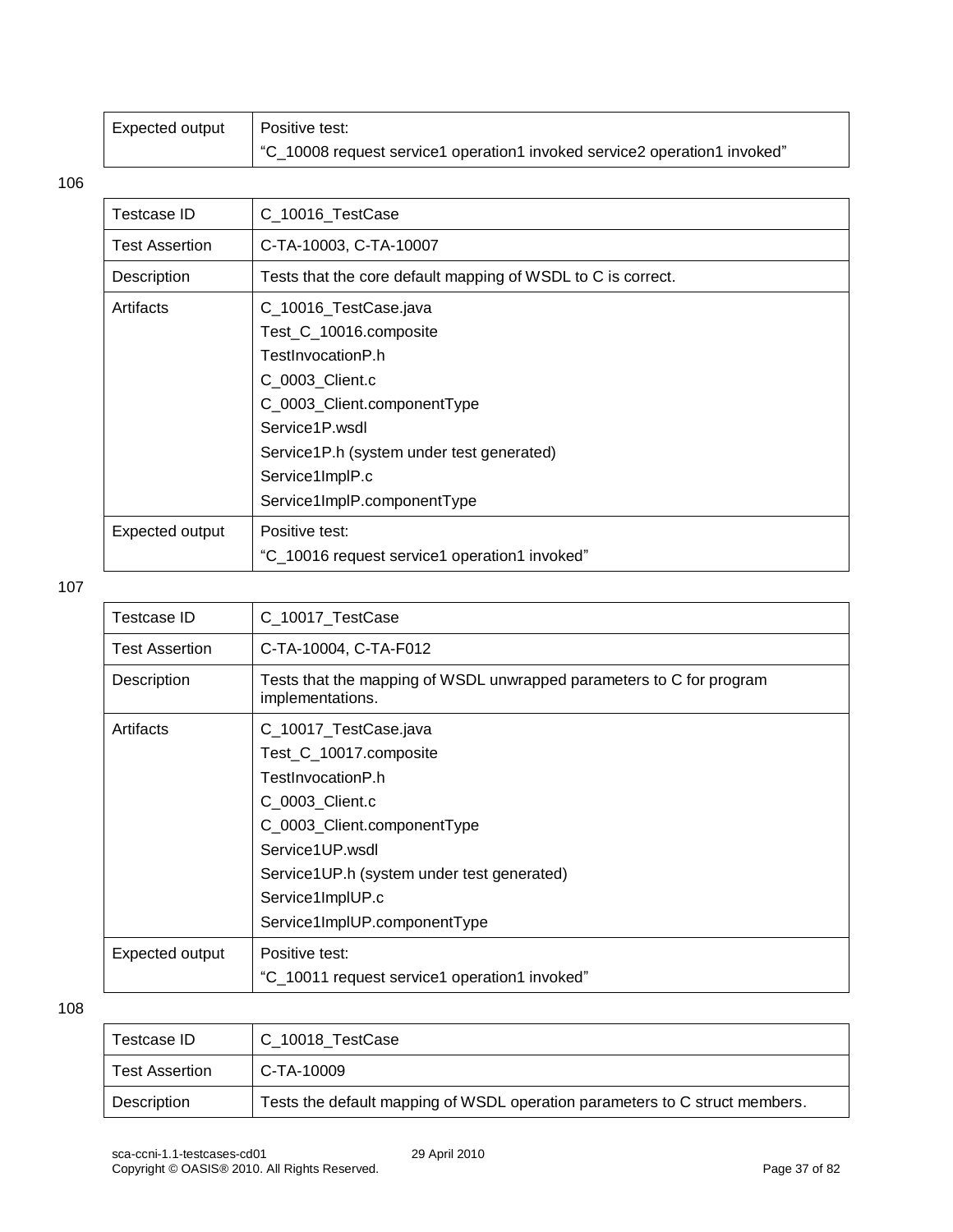| Expected output | Positive test:<br>"C_10008 request service1 operation1 invoked service2 operation1 invoked" |
|---|---|

106

| Testcase ID | C_10016_TestCase |
|---|---|
| Test Assertion | C-TA-10003, C-TA-10007 |
| Description | Tests that the core default mapping of WSDL to C is correct. |
| Artifacts | C_10016_TestCase.java<br>Test_C_10016.composite<br>TestInvocationP.h<br>C_0003_Client.c<br>C_0003_Client.componentType<br>Service1P.wsdl<br>Service1P.h (system under test generated)<br>Service1ImplP.c<br>Service1ImplP.componentType |
| Expected output | Positive test:<br>"C_10016 request service1 operation1 invoked" |

107

| Testcase ID | C_10017_TestCase |
|---|---|
| Test Assertion | C-TA-10004, C-TA-F012 |
| Description | Tests that the mapping of WSDL unwrapped parameters to C for program implementations. |
| Artifacts | C_10017_TestCase.java<br>Test_C_10017.composite<br>TestInvocationP.h<br>C_0003_Client.c<br>C_0003_Client.componentType<br>Service1UP.wsdl<br>Service1UP.h (system under test generated)<br>Service1ImplUP.c<br>Service1ImplUP.componentType |
| Expected output | Positive test:<br>"C_10011 request service1 operation1 invoked" |

108

| Testcase ID | C_10018_TestCase |
|---|---|
| Test Assertion | C-TA-10009 |
| Description | Tests the default mapping of WSDL operation parameters to C struct members. |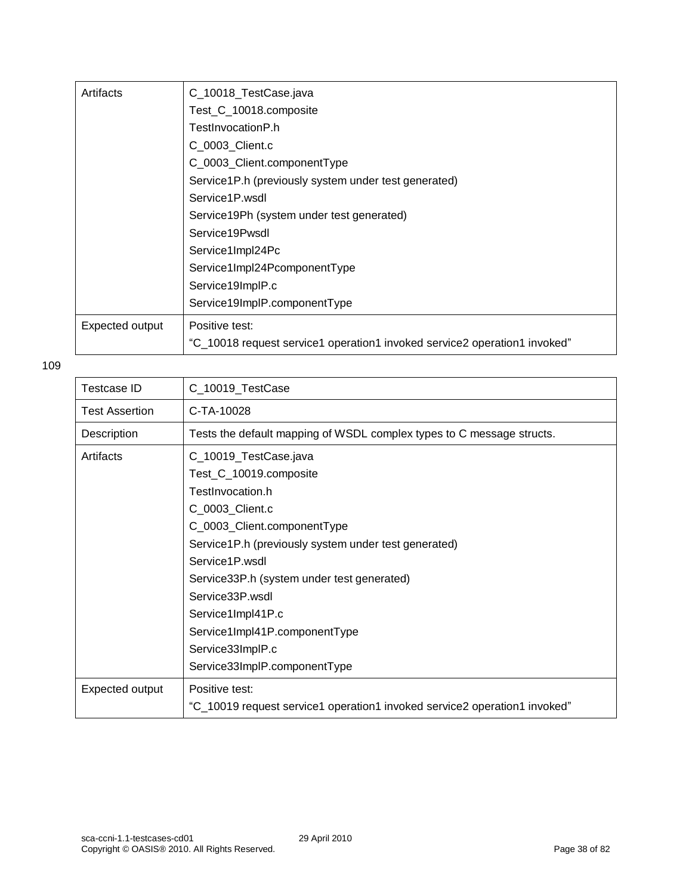| Artifacts | C_10018_TestCase.java<br>Test_C_10018.composite<br>TestInvocationP.h<br>C_0003_Client.c<br>C_0003_Client.componentType<br>Service1P.h (previously system under test generated)<br>Service1P.wsdl<br>Service19Ph (system under test generated)<br>Service19Pwsdl<br>Service1Impl24Pc<br>Service1Impl24PcomponentType<br>Service19ImplP.c<br>Service19ImplP.componentType |
|---|---|
| Expected output | Positive test:<br>"C_10018 request service1 operation1 invoked service2 operation1 invoked" |

109

| Testcase ID | C_10019_TestCase |
|---|---|
| Test Assertion | C-TA-10028 |
| Description | Tests the default mapping of WSDL complex types to C message structs. |
| Artifacts | C_10019_TestCase.java<br>Test_C_10019.composite<br>TestInvocation.h<br>C_0003_Client.c<br>C_0003_Client.componentType<br>Service1P.h (previously system under test generated)<br>Service1P.wsdl<br>Service33P.h (system under test generated)<br>Service33P.wsdl<br>Service1Impl41P.c<br>Service1Impl41P.componentType<br>Service33ImplP.c<br>Service33ImplP.componentType |
| Expected output | Positive test:<br>"C_10019 request service1 operation1 invoked service2 operation1 invoked" |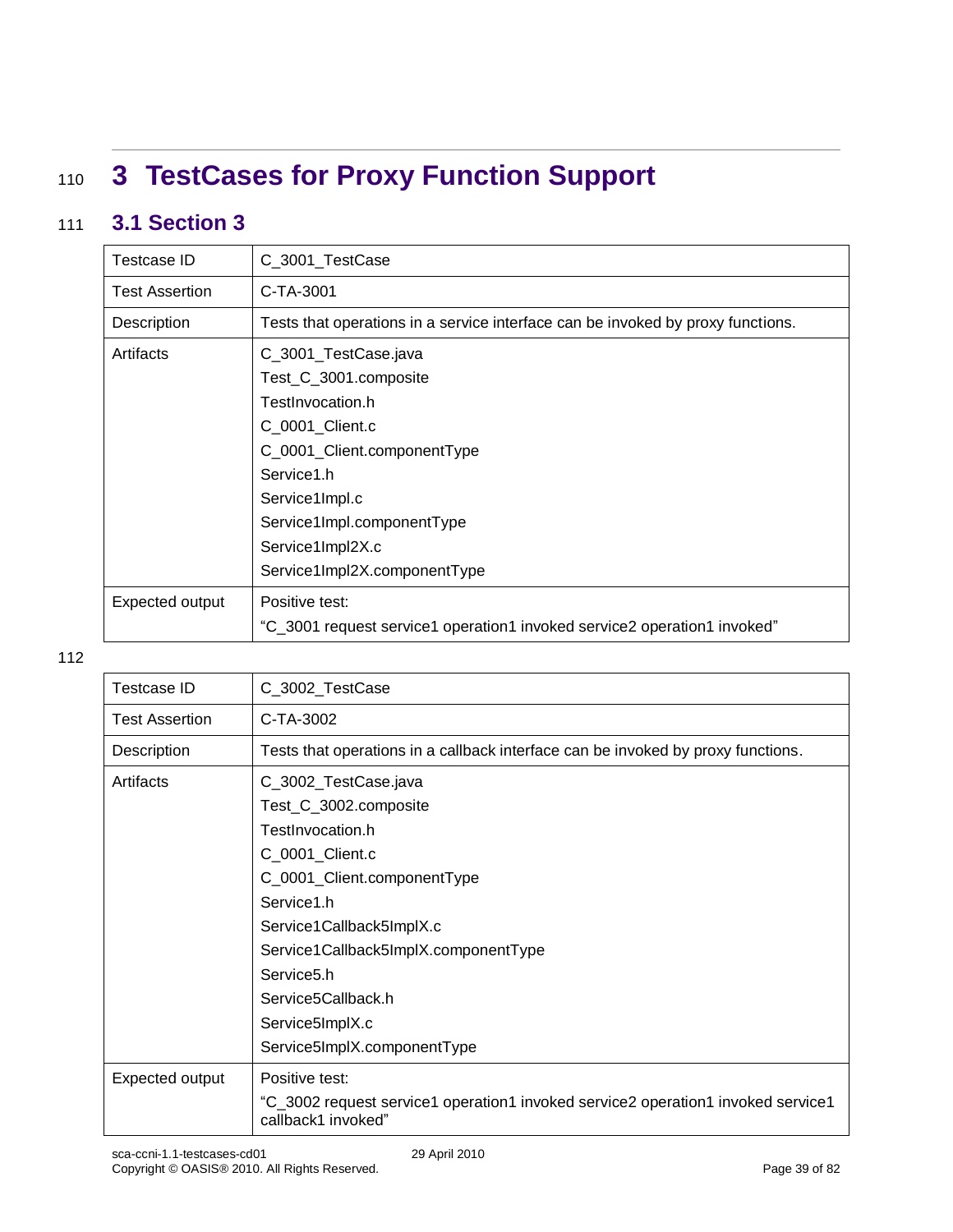# 3 TestCases for Proxy Function Support

## 3.1 Section 3

| Testcase ID | C_3001_TestCase |
|---|---|
| Test Assertion | C-TA-3001 |
| Description | Tests that operations in a service interface can be invoked by proxy functions. |
| Artifacts | C_3001_TestCase.java<br>Test_C_3001.composite<br>TestInvocation.h<br>C_0001_Client.c<br>C_0001_Client.componentType<br>Service1.h<br>Service1Impl.c<br>Service1Impl.componentType<br>Service1Impl2X.c<br>Service1Impl2X.componentType |
| Expected output | Positive test:<br>“C_3001 request service1 operation1 invoked service2 operation1 invoked” |

| Testcase ID | C_3002_TestCase |
|---|---|
| Test Assertion | C-TA-3002 |
| Description | Tests that operations in a callback interface can be invoked by proxy functions. |
| Artifacts | C_3002_TestCase.java<br>Test_C_3002.composite<br>TestInvocation.h<br>C_0001_Client.c<br>C_0001_Client.componentType<br>Service1.h<br>Service1Callback5ImplX.c<br>Service1Callback5ImplX.componentType<br>Service5.h<br>Service5Callback.h<br>Service5ImplX.c<br>Service5ImplX.componentType |
| Expected output | Positive test:<br>“C_3002 request service1 operation1 invoked service2 operation1 invoked service1 callback1 invoked” |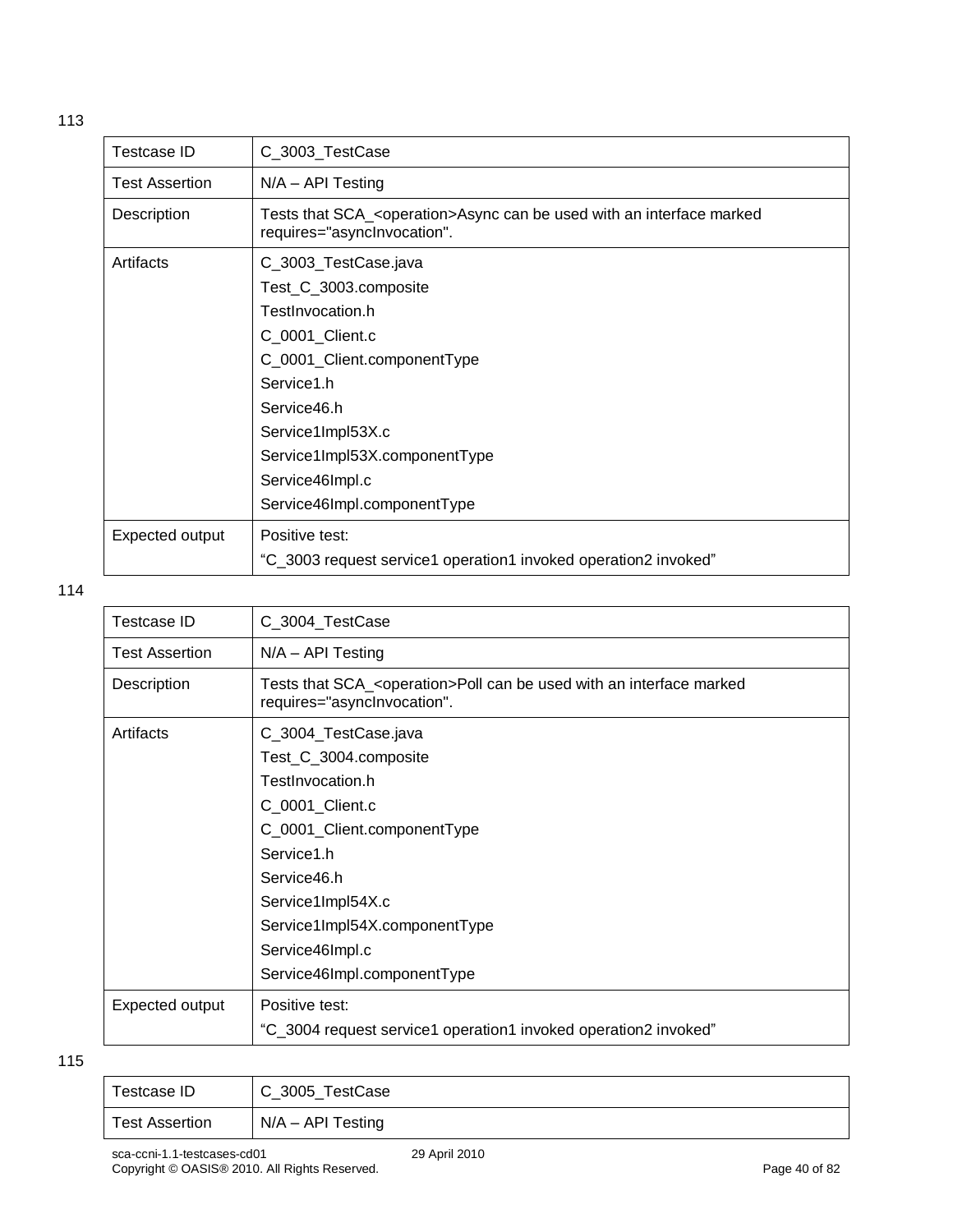113

| Testcase ID | C_3003_TestCase |
|---|---|
| Test Assertion | N/A – API Testing |
| Description | Tests that SCA_<operation>Async can be used with an interface marked requires="asyncInvocation". |
| Artifacts | C_3003_TestCase.java<br>Test_C_3003.composite<br>TestInvocation.h<br>C_0001_Client.c<br>C_0001_Client.componentType<br>Service1.h<br>Service46.h<br>Service1Impl53X.c<br>Service1Impl53X.componentType<br>Service46Impl.c<br>Service46Impl.componentType |
| Expected output | Positive test:<br>"C_3003 request service1 operation1 invoked operation2 invoked" |

114

| Testcase ID | C_3004_TestCase |
|---|---|
| Test Assertion | N/A – API Testing |
| Description | Tests that SCA_<operation>Poll can be used with an interface marked requires="asyncInvocation". |
| Artifacts | C_3004_TestCase.java<br>Test_C_3004.composite<br>TestInvocation.h<br>C_0001_Client.c<br>C_0001_Client.componentType<br>Service1.h<br>Service46.h<br>Service1Impl54X.c<br>Service1Impl54X.componentType<br>Service46Impl.c<br>Service46Impl.componentType |
| Expected output | Positive test:<br>"C_3004 request service1 operation1 invoked operation2 invoked" |

115

| Testcase ID | C_3005_TestCase |
|---|---|
| Test Assertion | N/A – API Testing |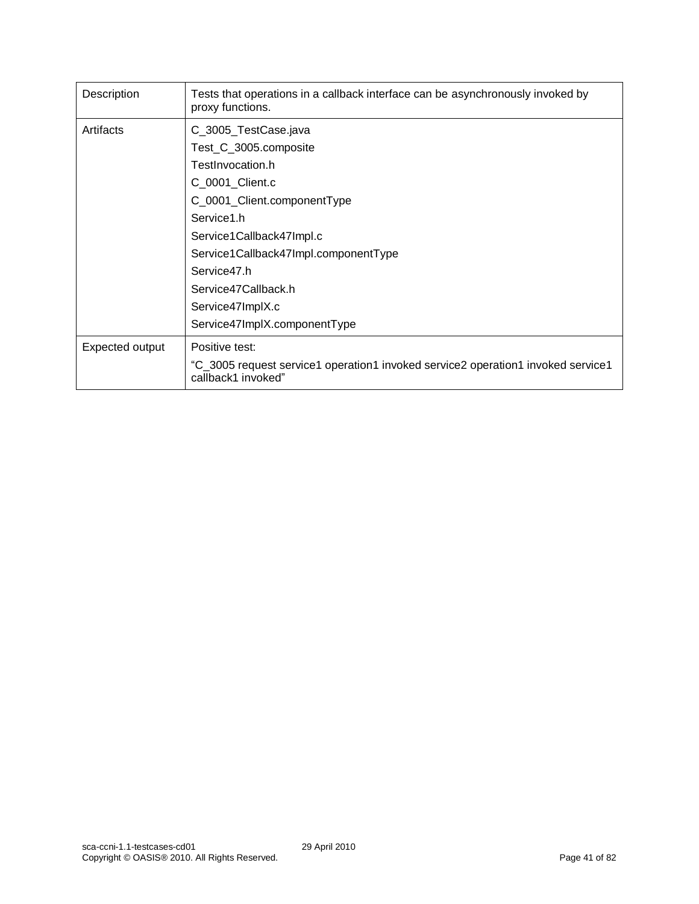| | |
|---|---|
| Description | Tests that operations in a callback interface can be asynchronously invoked by proxy functions. |
| Artifacts | C_3005_TestCase.java<br>Test_C_3005.composite<br>TestInvocation.h<br>C_0001_Client.c<br>C_0001_Client.componentType<br>Service1.h<br>Service1Callback47Impl.c<br>Service1Callback47Impl.componentType<br>Service47.h<br>Service47Callback.h<br>Service47ImplX.c<br>Service47ImplX.componentType |
| Expected output | Positive test:<br>“C_3005 request service1 operation1 invoked service2 operation1 invoked service1 callback1 invoked” |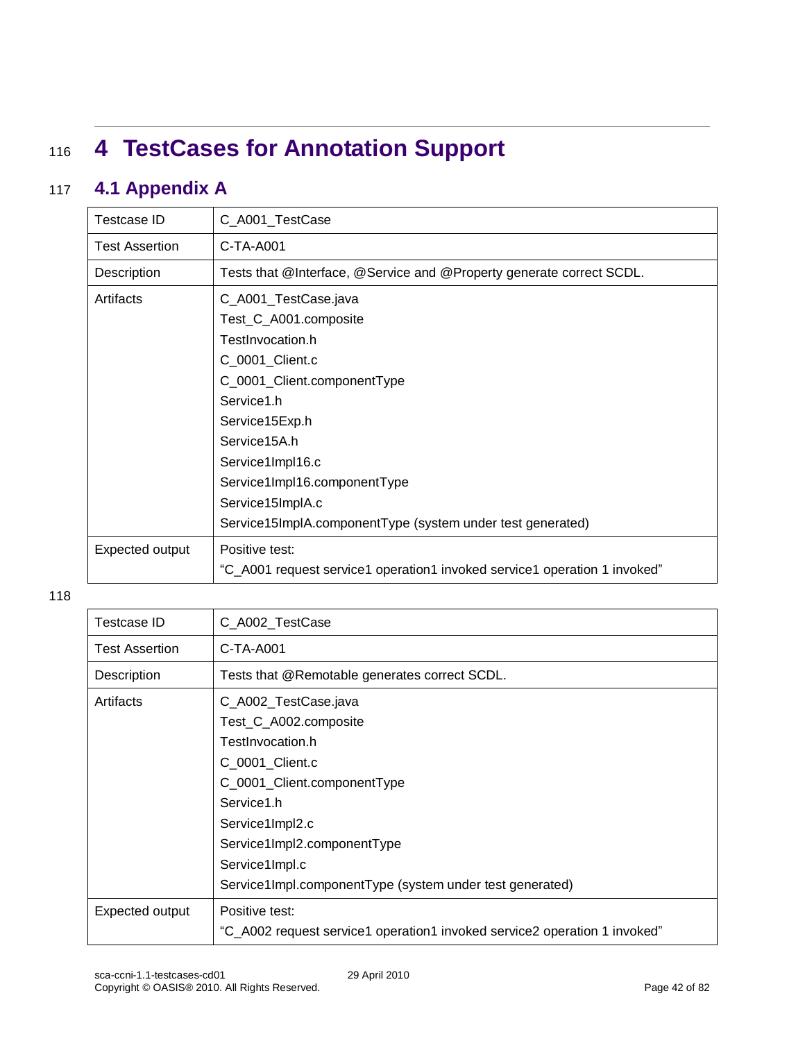# 4 TestCases for Annotation Support

## 4.1 Appendix A

| Testcase ID | C_A001_TestCase |
|---|---|
| Test Assertion | C-TA-A001 |
| Description | Tests that @Interface, @Service and @Property generate correct SCDL. |
| Artifacts | C_A001_TestCase.java<br>Test_C_A001.composite<br>TestInvocation.h<br>C_0001_Client.c<br>C_0001_Client.componentType<br>Service1.h<br>Service15Exp.h<br>Service15A.h<br>Service1Impl16.c<br>Service1Impl16.componentType<br>Service15ImplA.c<br>Service15ImplA.componentType (system under test generated) |
| Expected output | Positive test:<br>“C_A001 request service1 operation1 invoked service1 operation 1 invoked” |

| Testcase ID | C_A002_TestCase |
|---|---|
| Test Assertion | C-TA-A001 |
| Description | Tests that @Remotable generates correct SCDL. |
| Artifacts | C_A002_TestCase.java<br>Test_C_A002.composite<br>TestInvocation.h<br>C_0001_Client.c<br>C_0001_Client.componentType<br>Service1.h<br>Service1Impl2.c<br>Service1Impl2.componentType<br>Service1Impl.c<br>Service1Impl.componentType (system under test generated) |
| Expected output | Positive test:<br>“C_A002 request service1 operation1 invoked service2 operation 1 invoked” |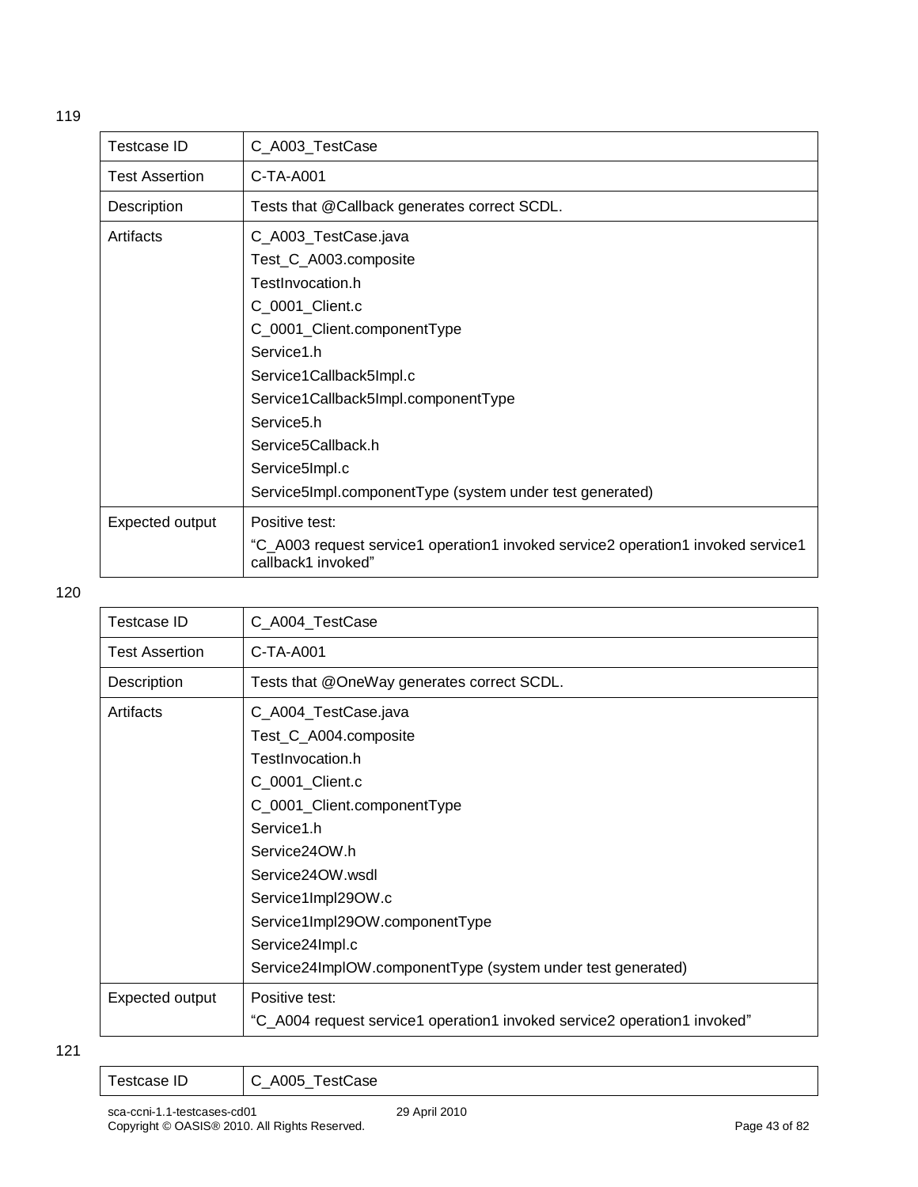119

| Testcase ID | C_A003_TestCase |
|---|---|
| Test Assertion | C-TA-A001 |
| Description | Tests that @Callback generates correct SCDL. |
| Artifacts | C_A003_TestCase.java<br>Test_C_A003.composite<br>TestInvocation.h<br>C_0001_Client.c<br>C_0001_Client.componentType<br>Service1.h<br>Service1Callback5Impl.c<br>Service1Callback5Impl.componentType<br>Service5.h<br>Service5Callback.h<br>Service5Impl.c<br>Service5Impl.componentType (system under test generated) |
| Expected output | Positive test:<br>"C_A003 request service1 operation1 invoked service2 operation1 invoked service1 callback1 invoked" |

120

| Testcase ID | C_A004_TestCase |
|---|---|
| Test Assertion | C-TA-A001 |
| Description | Tests that @OneWay generates correct SCDL. |
| Artifacts | C_A004_TestCase.java<br>Test_C_A004.composite<br>TestInvocation.h<br>C_0001_Client.c<br>C_0001_Client.componentType<br>Service1.h<br>Service24OW.h<br>Service24OW.wsdl<br>Service1Impl29OW.c<br>Service1Impl29OW.componentType<br>Service24Impl.c<br>Service24ImplOW.componentType (system under test generated) |
| Expected output | Positive test:<br>"C_A004 request service1 operation1 invoked service2 operation1 invoked" |

121

| Testcase ID | C_A005_TestCase |
|---|---|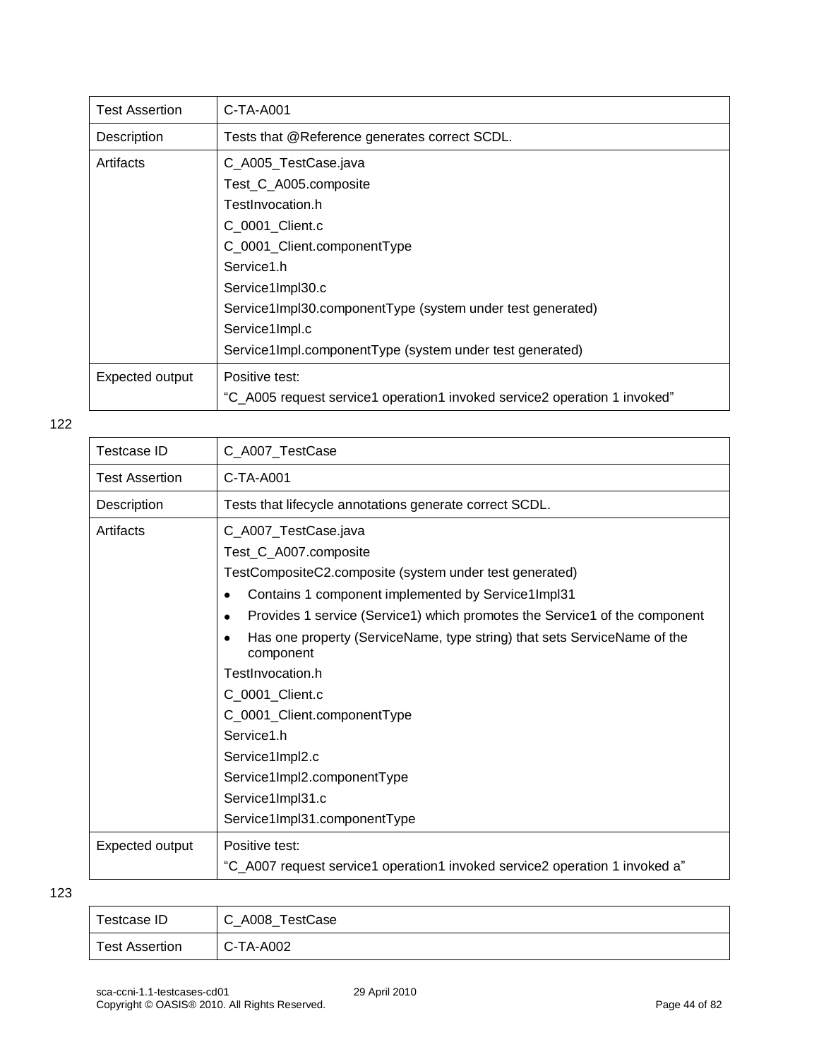| Test Assertion | C-TA-A001 |
|---|---|
| Description | Tests that @Reference generates correct SCDL. |
| Artifacts | C_A005_TestCase.java<br>Test_C_A005.composite<br>TestInvocation.h<br>C_0001_Client.c<br>C_0001_Client.componentType<br>Service1.h<br>Service1Impl30.c<br>Service1Impl30.componentType (system under test generated)<br>Service1Impl.c<br>Service1Impl.componentType (system under test generated) |
| Expected output | Positive test:<br>"C_A005 request service1 operation1 invoked service2 operation 1 invoked" |

122

| Testcase ID | C_A007_TestCase |
|---|---|
| Test Assertion | C-TA-A001 |
| Description | Tests that lifecycle annotations generate correct SCDL. |
| Artifacts | C_A007_TestCase.java<br>Test_C_A007.composite<br>TestCompositeC2.composite (system under test generated)<br>• Contains 1 component implemented by Service1Impl31<br>• Provides 1 service (Service1) which promotes the Service1 of the component<br>• Has one property (ServiceName, type string) that sets ServiceName of the component<br>TestInvocation.h<br>C_0001_Client.c<br>C_0001_Client.componentType<br>Service1.h<br>Service1Impl2.c<br>Service1Impl2.componentType<br>Service1Impl31.c<br>Service1Impl31.componentType |
| Expected output | Positive test:<br>"C_A007 request service1 operation1 invoked service2 operation 1 invoked a" |

123

| Testcase ID | C_A008_TestCase |
|---|---|
| Test Assertion | C-TA-A002 |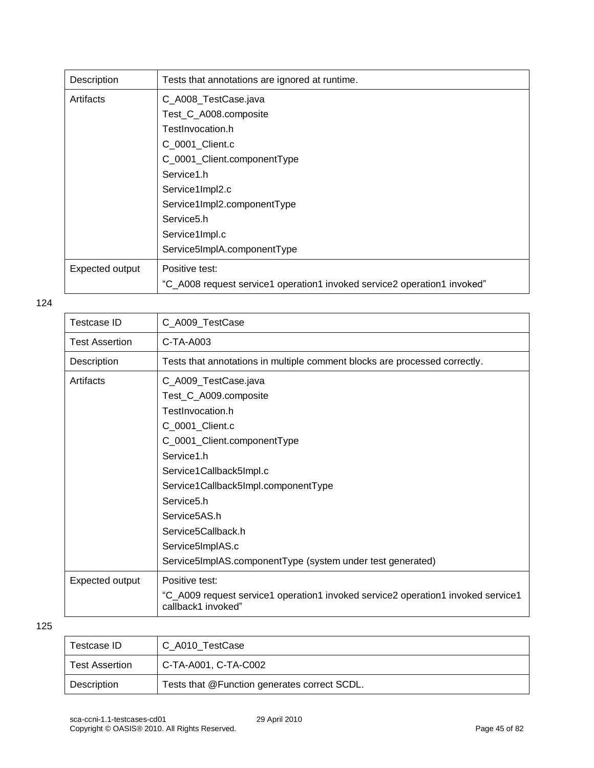| Description | Tests that annotations are ignored at runtime. |
|---|---|
| Artifacts | C_A008_TestCase.java<br>Test_C_A008.composite<br>TestInvocation.h<br>C_0001_Client.c<br>C_0001_Client.componentType<br>Service1.h<br>Service1Impl2.c<br>Service1Impl2.componentType<br>Service5.h<br>Service1Impl.c<br>Service5ImplA.componentType |
| Expected output | Positive test:<br>"C_A008 request service1 operation1 invoked service2 operation1 invoked" |

124

| Testcase ID | C_A009_TestCase |
|---|---|
| Test Assertion | C-TA-A003 |
| Description | Tests that annotations in multiple comment blocks are processed correctly. |
| Artifacts | C_A009_TestCase.java<br>Test_C_A009.composite<br>TestInvocation.h<br>C_0001_Client.c<br>C_0001_Client.componentType<br>Service1.h<br>Service1Callback5Impl.c<br>Service1Callback5Impl.componentType<br>Service5.h<br>Service5AS.h<br>Service5Callback.h<br>Service5ImplAS.c<br>Service5ImplAS.componentType (system under test generated) |
| Expected output | Positive test:<br>"C_A009 request service1 operation1 invoked service2 operation1 invoked service1 callback1 invoked" |

125

| Testcase ID | C_A010_TestCase |
|---|---|
| Test Assertion | C-TA-A001, C-TA-C002 |
| Description | Tests that @Function generates correct SCDL. |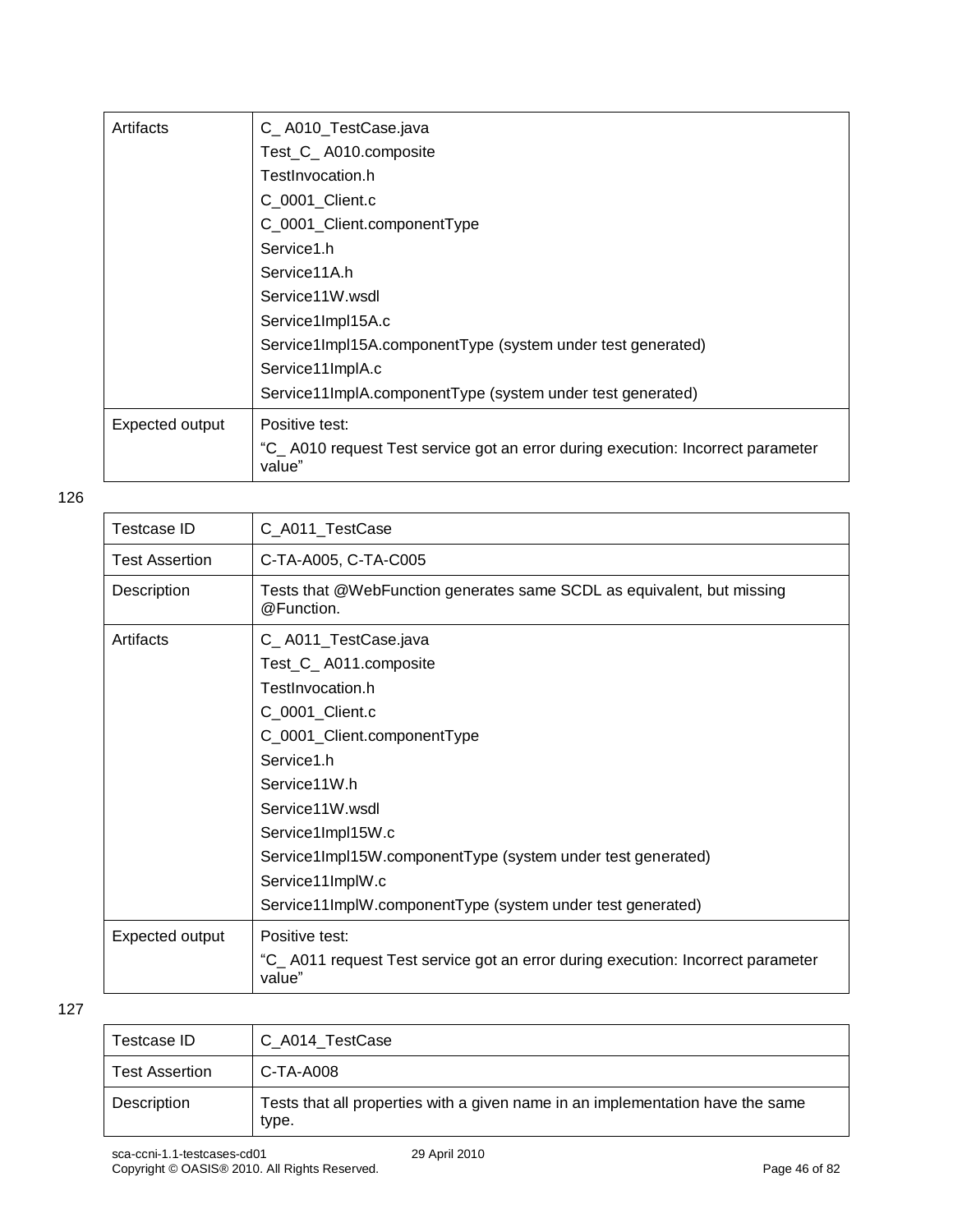| Artifacts | C_ A010_TestCase.java<br>Test_C_ A010.composite<br>TestInvocation.h<br>C_0001_Client.c<br>C_0001_Client.componentType<br>Service1.h<br>Service11A.h<br>Service11W.wsdl<br>Service1Impl15A.c<br>Service1Impl15A.componentType (system under test generated)<br>Service11ImplA.c<br>Service11ImplA.componentType (system under test generated) |
|---|---|
| Expected output | Positive test:<br>"C_ A010 request Test service got an error during execution: Incorrect parameter value" |

126

| Testcase ID | C_A011_TestCase |
|---|---|
| Test Assertion | C-TA-A005, C-TA-C005 |
| Description | Tests that @WebFunction generates same SCDL as equivalent, but missing @Function. |
| Artifacts | C_ A011_TestCase.java<br>Test_C_ A011.composite<br>TestInvocation.h<br>C_0001_Client.c<br>C_0001_Client.componentType<br>Service1.h<br>Service11W.h<br>Service11W.wsdl<br>Service1Impl15W.c<br>Service1Impl15W.componentType (system under test generated)<br>Service11ImplW.c<br>Service11ImplW.componentType (system under test generated) |
| Expected output | Positive test:<br>"C_ A011 request Test service got an error during execution: Incorrect parameter value" |

127

| Testcase ID | C_A014_TestCase |
|---|---|
| Test Assertion | C-TA-A008 |
| Description | Tests that all properties with a given name in an implementation have the same type. |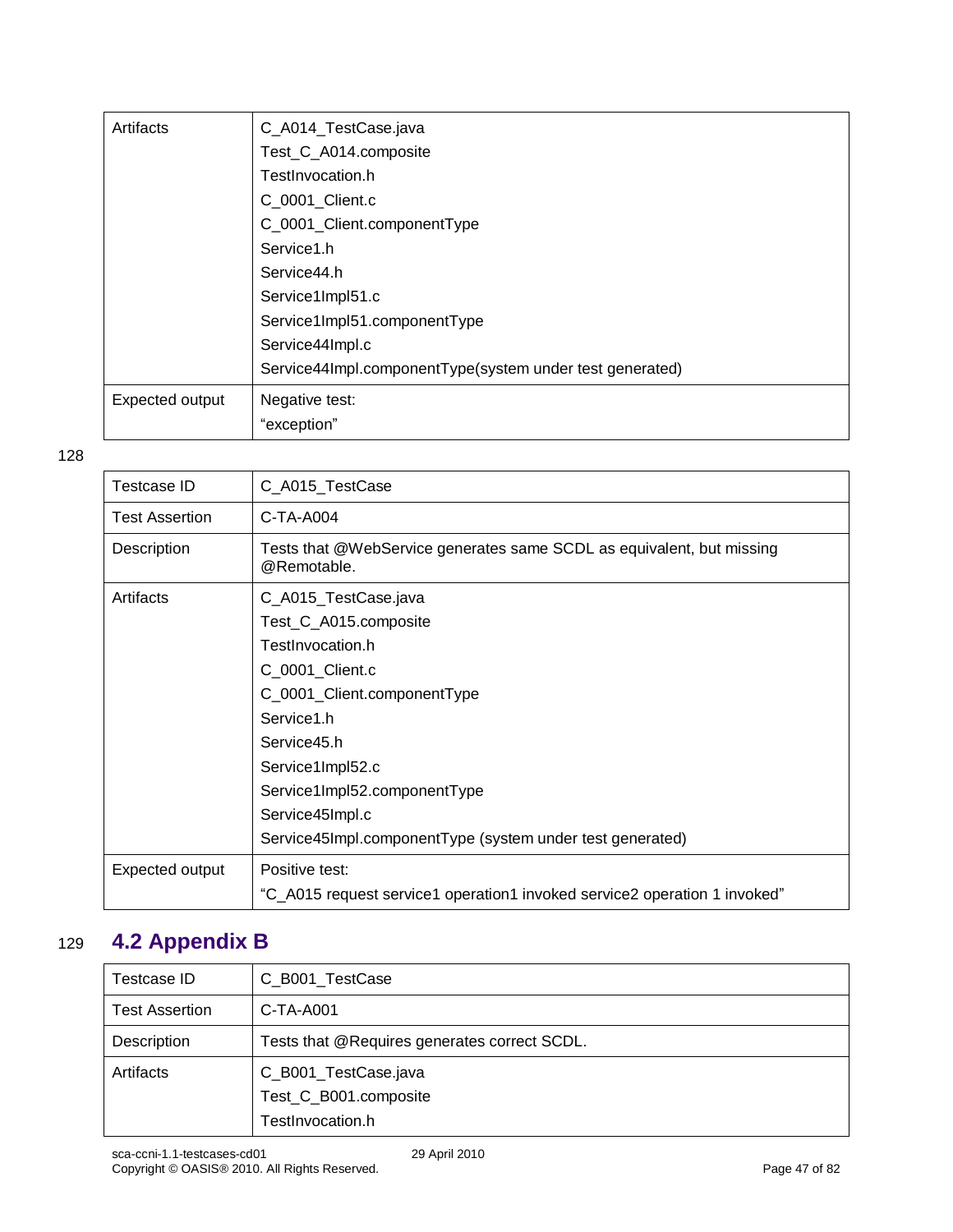| | |
|---|---|
| Artifacts | C_A014_TestCase.java<br>Test_C_A014.composite<br>TestInvocation.h<br>C_0001_Client.c<br>C_0001_Client.componentType<br>Service1.h<br>Service44.h<br>Service1Impl51.c<br>Service1Impl51.componentType<br>Service44Impl.c<br>Service44Impl.componentType(system under test generated) |
| Expected output | Negative test:<br>"exception" |

128

| Testcase ID | C_A015_TestCase |
|---|---|
| Test Assertion | C-TA-A004 |
| Description | Tests that @WebService generates same SCDL as equivalent, but missing @Remotable. |
| Artifacts | C_A015_TestCase.java<br>Test_C_A015.composite<br>TestInvocation.h<br>C_0001_Client.c<br>C_0001_Client.componentType<br>Service1.h<br>Service45.h<br>Service1Impl52.c<br>Service1Impl52.componentType<br>Service45Impl.c<br>Service45Impl.componentType (system under test generated) |
| Expected output | Positive test:<br>"C_A015 request service1 operation1 invoked service2 operation 1 invoked" |

129

## 4.2 Appendix B

| Testcase ID | C_B001_TestCase |
|---|---|
| Test Assertion | C-TA-A001 |
| Description | Tests that @Requires generates correct SCDL. |
| Artifacts | C_B001_TestCase.java<br>Test_C_B001.composite<br>TestInvocation.h |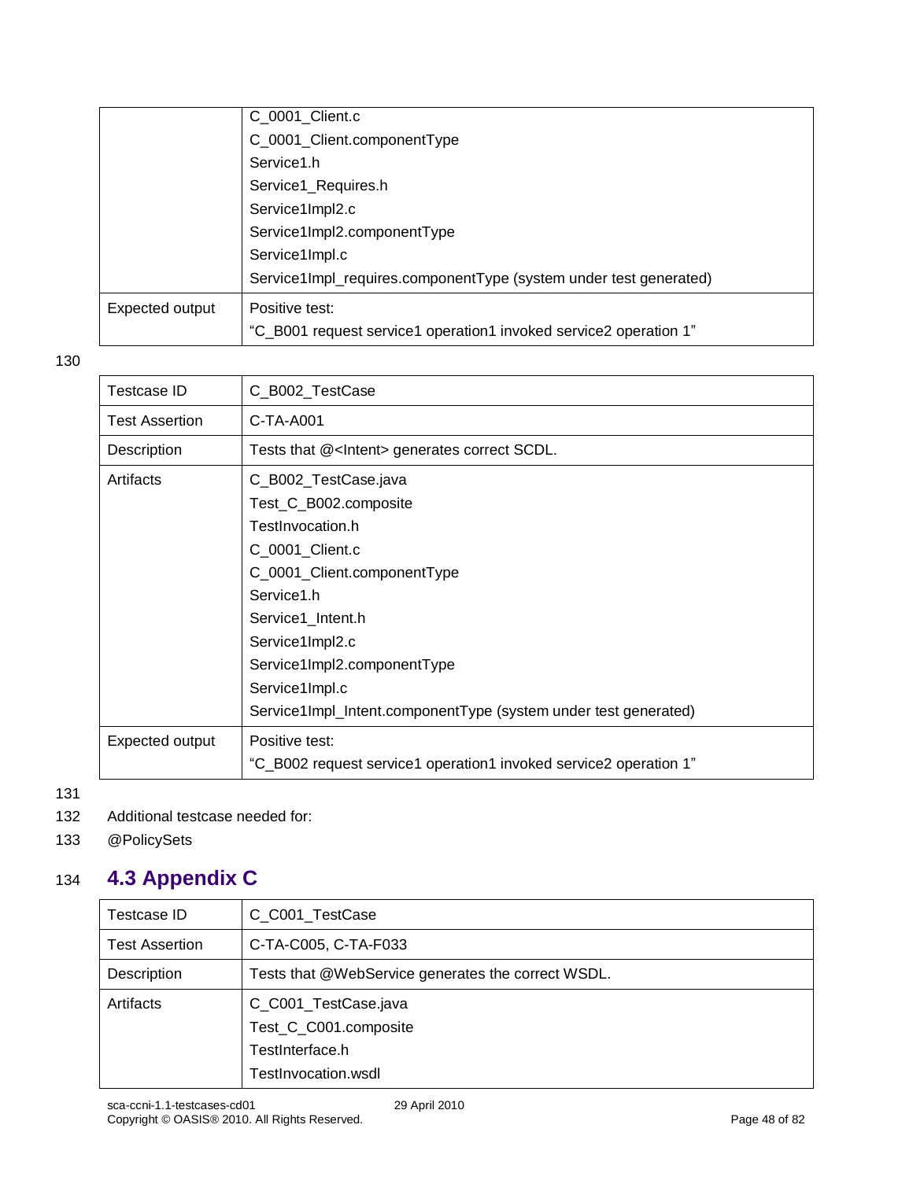| | |
|---|---|
| | C_0001_Client.c<br>C_0001_Client.componentType<br>Service1.h<br>Service1_Requires.h<br>Service1Impl2.c<br>Service1Impl2.componentType<br>Service1Impl.c<br>Service1Impl_requires.componentType (system under test generated) |
| Expected output | Positive test:<br>"C_B001 request service1 operation1 invoked service2 operation 1" |

| Testcase ID | C_B002_TestCase |
|---|---|
| Test Assertion | C-TA-A001 |
| Description | Tests that @<Intent> generates correct SCDL. |
| Artifacts | C_B002_TestCase.java<br>Test_C_B002.composite<br>TestInvocation.h<br>C_0001_Client.c<br>C_0001_Client.componentType<br>Service1.h<br>Service1_Intent.h<br>Service1Impl2.c<br>Service1Impl2.componentType<br>Service1Impl.c<br>Service1Impl_Intent.componentType (system under test generated) |
| Expected output | Positive test:<br>"C_B002 request service1 operation1 invoked service2 operation 1" |

Additional testcase needed for:

@PolicySets

## 4.3 Appendix C

| Testcase ID | C_C001_TestCase |
|---|---|
| Test Assertion | C-TA-C005, C-TA-F033 |
| Description | Tests that @WebService generates the correct WSDL. |
| Artifacts | C_C001_TestCase.java<br>Test_C_C001.composite<br>TestInterface.h<br>TestInvocation.wsdl |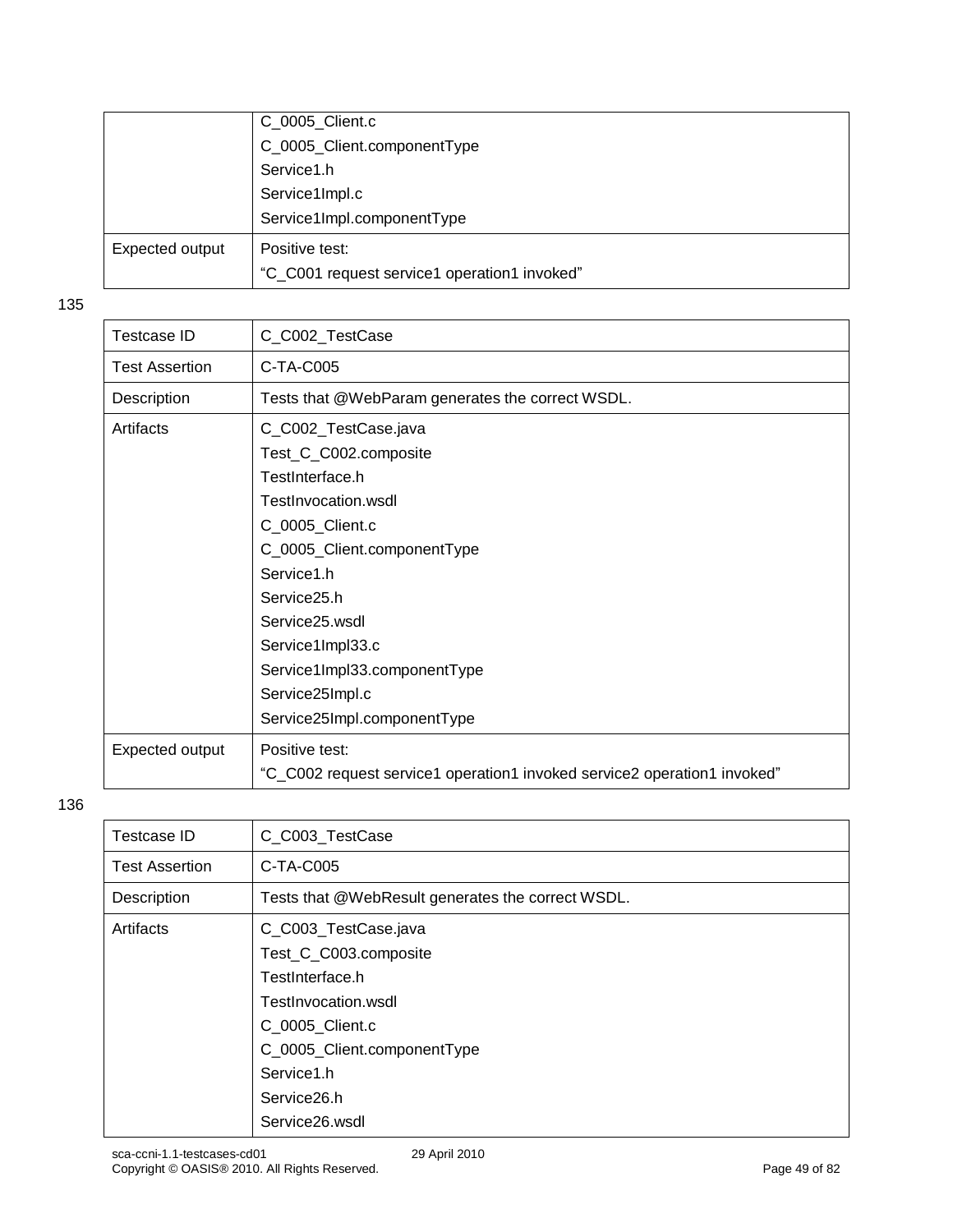| | |
|---|---|
| | C_0005_Client.c<br>C_0005_Client.componentType<br>Service1.h<br>Service1Impl.c<br>Service1Impl.componentType |
| Expected output | Positive test:<br>"C_C001 request service1 operation1 invoked" |

135

| Testcase ID | C_C002_TestCase |
|---|---|
| Test Assertion | C-TA-C005 |
| Description | Tests that @WebParam generates the correct WSDL. |
| Artifacts | C_C002_TestCase.java<br>Test_C_C002.composite<br>TestInterface.h<br>TestInvocation.wsdl<br>C_0005_Client.c<br>C_0005_Client.componentType<br>Service1.h<br>Service25.h<br>Service25.wsdl<br>Service1Impl33.c<br>Service1Impl33.componentType<br>Service25Impl.c<br>Service25Impl.componentType |
| Expected output | Positive test:<br>"C_C002 request service1 operation1 invoked service2 operation1 invoked" |

136

| Testcase ID | C_C003_TestCase |
|---|---|
| Test Assertion | C-TA-C005 |
| Description | Tests that @WebResult generates the correct WSDL. |
| Artifacts | C_C003_TestCase.java<br>Test_C_C003.composite<br>TestInterface.h<br>TestInvocation.wsdl<br>C_0005_Client.c<br>C_0005_Client.componentType<br>Service1.h<br>Service26.h<br>Service26.wsdl |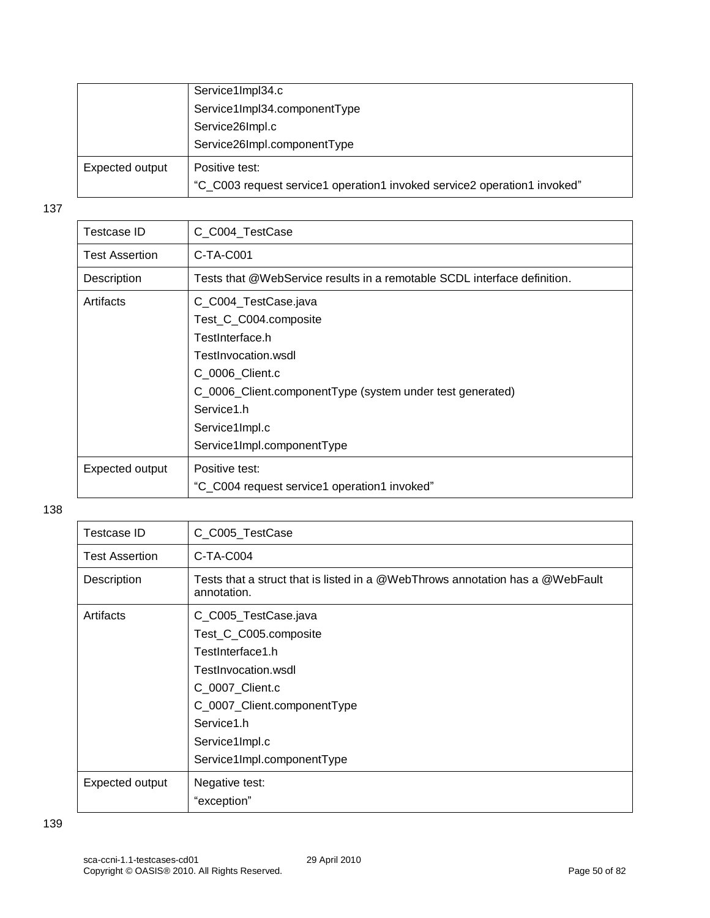| | |
|---|---|
| | Service1Impl34.c<br>Service1Impl34.componentType<br>Service26Impl.c<br>Service26Impl.componentType |
| Expected output | Positive test:<br>“C_C003 request service1 operation1 invoked service2 operation1 invoked” |

137

| | |
|---|---|
| Testcase ID | C_C004_TestCase |
| Test Assertion | C-TA-C001 |
| Description | Tests that @WebService results in a remotable SCDL interface definition. |
| Artifacts | C_C004_TestCase.java<br>Test_C_C004.composite<br>TestInterface.h<br>TestInvocation.wsdl<br>C_0006_Client.c<br>C_0006_Client.componentType (system under test generated)<br>Service1.h<br>Service1Impl.c<br>Service1Impl.componentType |
| Expected output | Positive test:<br>“C_C004 request service1 operation1 invoked” |

138

| | |
|---|---|
| Testcase ID | C_C005_TestCase |
| Test Assertion | C-TA-C004 |
| Description | Tests that a struct that is listed in a @WebThrows annotation has a @WebFault annotation. |
| Artifacts | C_C005_TestCase.java<br>Test_C_C005.composite<br>TestInterface1.h<br>TestInvocation.wsdl<br>C_0007_Client.c<br>C_0007_Client.componentType<br>Service1.h<br>Service1Impl.c<br>Service1Impl.componentType |
| Expected output | Negative test:<br>“exception” |

139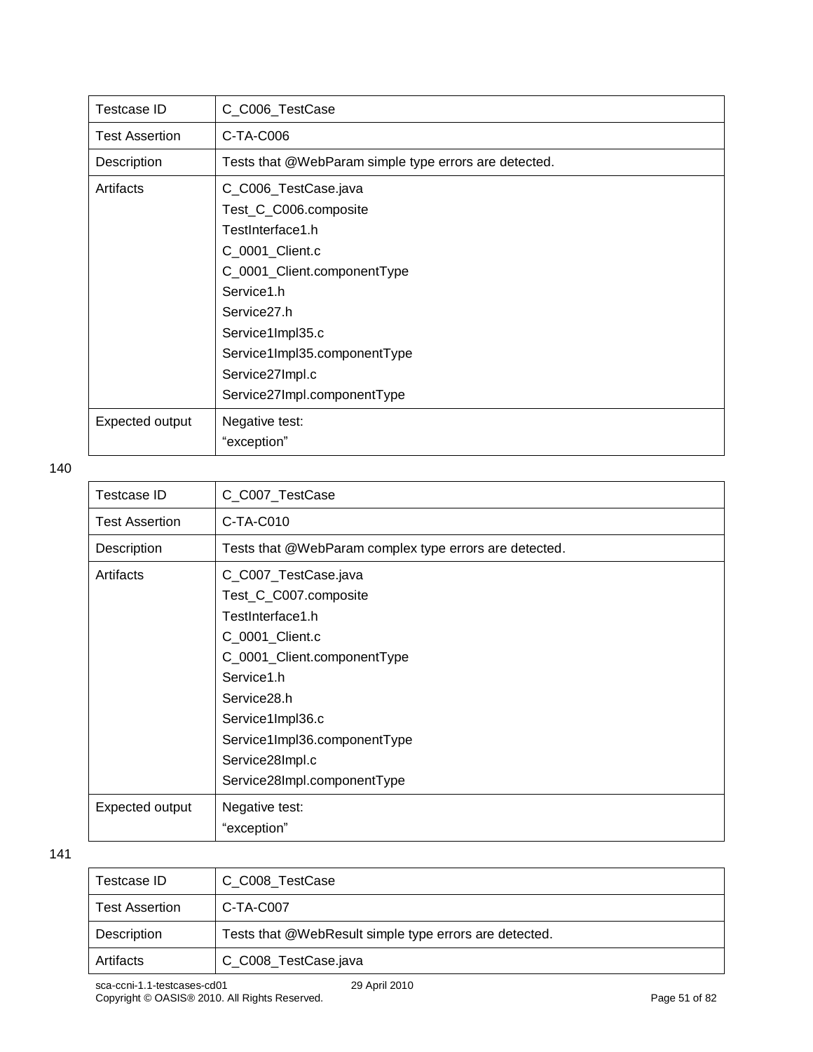| Testcase ID | C_C006_TestCase |
|---|---|
| Test Assertion | C-TA-C006 |
| Description | Tests that @WebParam simple type errors are detected. |
| Artifacts | C_C006_TestCase.java<br>Test_C_C006.composite<br>TestInterface1.h<br>C_0001_Client.c<br>C_0001_Client.componentType<br>Service1.h<br>Service27.h<br>Service1Impl35.c<br>Service1Impl35.componentType<br>Service27Impl.c<br>Service27Impl.componentType |
| Expected output | Negative test:<br>“exception” |

140

| Testcase ID | C_C007_TestCase |
|---|---|
| Test Assertion | C-TA-C010 |
| Description | Tests that @WebParam complex type errors are detected. |
| Artifacts | C_C007_TestCase.java<br>Test_C_C007.composite<br>TestInterface1.h<br>C_0001_Client.c<br>C_0001_Client.componentType<br>Service1.h<br>Service28.h<br>Service1Impl36.c<br>Service1Impl36.componentType<br>Service28Impl.c<br>Service28Impl.componentType |
| Expected output | Negative test:<br>“exception” |

141

| Testcase ID | C_C008_TestCase |
|---|---|
| Test Assertion | C-TA-C007 |
| Description | Tests that @WebResult simple type errors are detected. |
| Artifacts | C_C008_TestCase.java |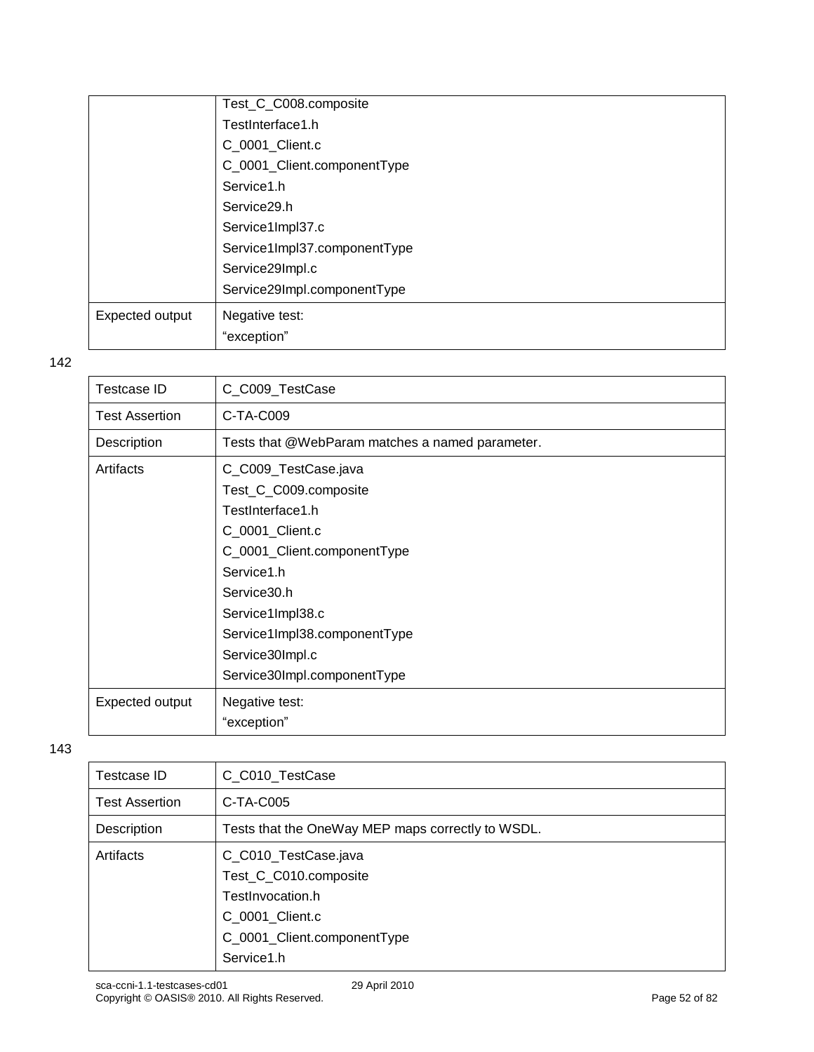| | |
|---|---|
| | Test_C_C008.composite<br>TestInterface1.h<br>C_0001_Client.c<br>C_0001_Client.componentType<br>Service1.h<br>Service29.h<br>Service1Impl37.c<br>Service1Impl37.componentType<br>Service29Impl.c<br>Service29Impl.componentType |
| Expected output | Negative test:<br>“exception” |

142

| Testcase ID | C_C009_TestCase |
|---|---|
| Test Assertion | C-TA-C009 |
| Description | Tests that @WebParam matches a named parameter. |
| Artifacts | C_C009_TestCase.java<br>Test_C_C009.composite<br>TestInterface1.h<br>C_0001_Client.c<br>C_0001_Client.componentType<br>Service1.h<br>Service30.h<br>Service1Impl38.c<br>Service1Impl38.componentType<br>Service30Impl.c<br>Service30Impl.componentType |
| Expected output | Negative test:<br>“exception” |

143

| Testcase ID | C_C010_TestCase |
|---|---|
| Test Assertion | C-TA-C005 |
| Description | Tests that the OneWay MEP maps correctly to WSDL. |
| Artifacts | C_C010_TestCase.java<br>Test_C_C010.composite<br>TestInvocation.h<br>C_0001_Client.c<br>C_0001_Client.componentType<br>Service1.h |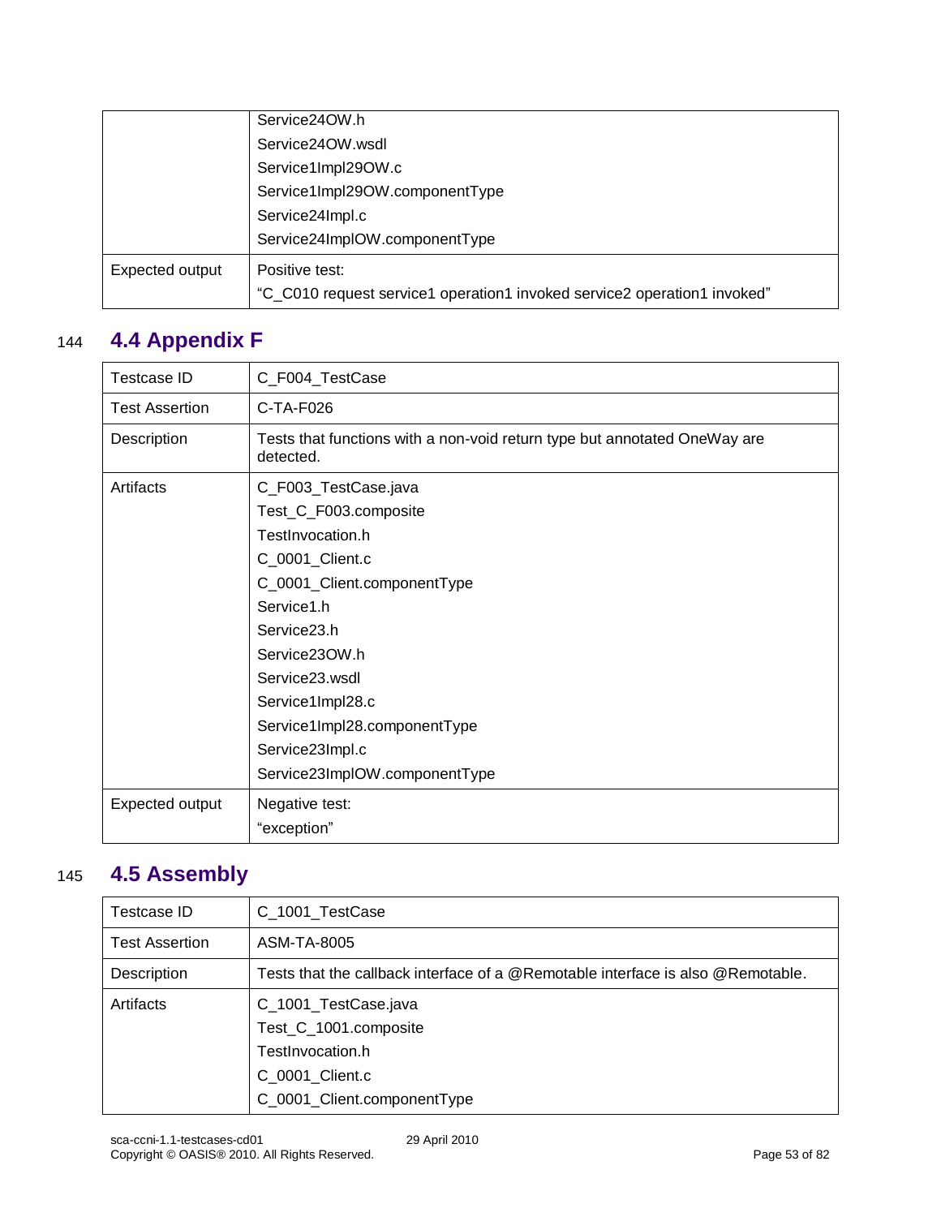| | |
|---|---|
| | Service24OW.h<br>Service24OW.wsdl<br>Service1Impl29OW.c<br>Service1Impl29OW.componentType<br>Service24Impl.c<br>Service24ImplOW.componentType |
| Expected output | Positive test:<br>“C_C010 request service1 operation1 invoked service2 operation1 invoked” |

## 4.4 Appendix F

| Testcase ID | C_F004_TestCase |
|---|---|
| Test Assertion | C-TA-F026 |
| Description | Tests that functions with a non-void return type but annotated OneWay are detected. |
| Artifacts | C_F003_TestCase.java<br>Test_C_F003.composite<br>TestInvocation.h<br>C_0001_Client.c<br>C_0001_Client.componentType<br>Service1.h<br>Service23.h<br>Service23OW.h<br>Service23.wsdl<br>Service1Impl28.c<br>Service1Impl28.componentType<br>Service23Impl.c<br>Service23ImplOW.componentType |
| Expected output | Negative test:<br>“exception” |

## 4.5 Assembly

| Testcase ID | C_1001_TestCase |
|---|---|
| Test Assertion | ASM-TA-8005 |
| Description | Tests that the callback interface of a @Remotable interface is also @Remotable. |
| Artifacts | C_1001_TestCase.java<br>Test_C_1001.composite<br>TestInvocation.h<br>C_0001_Client.c<br>C_0001_Client.componentType |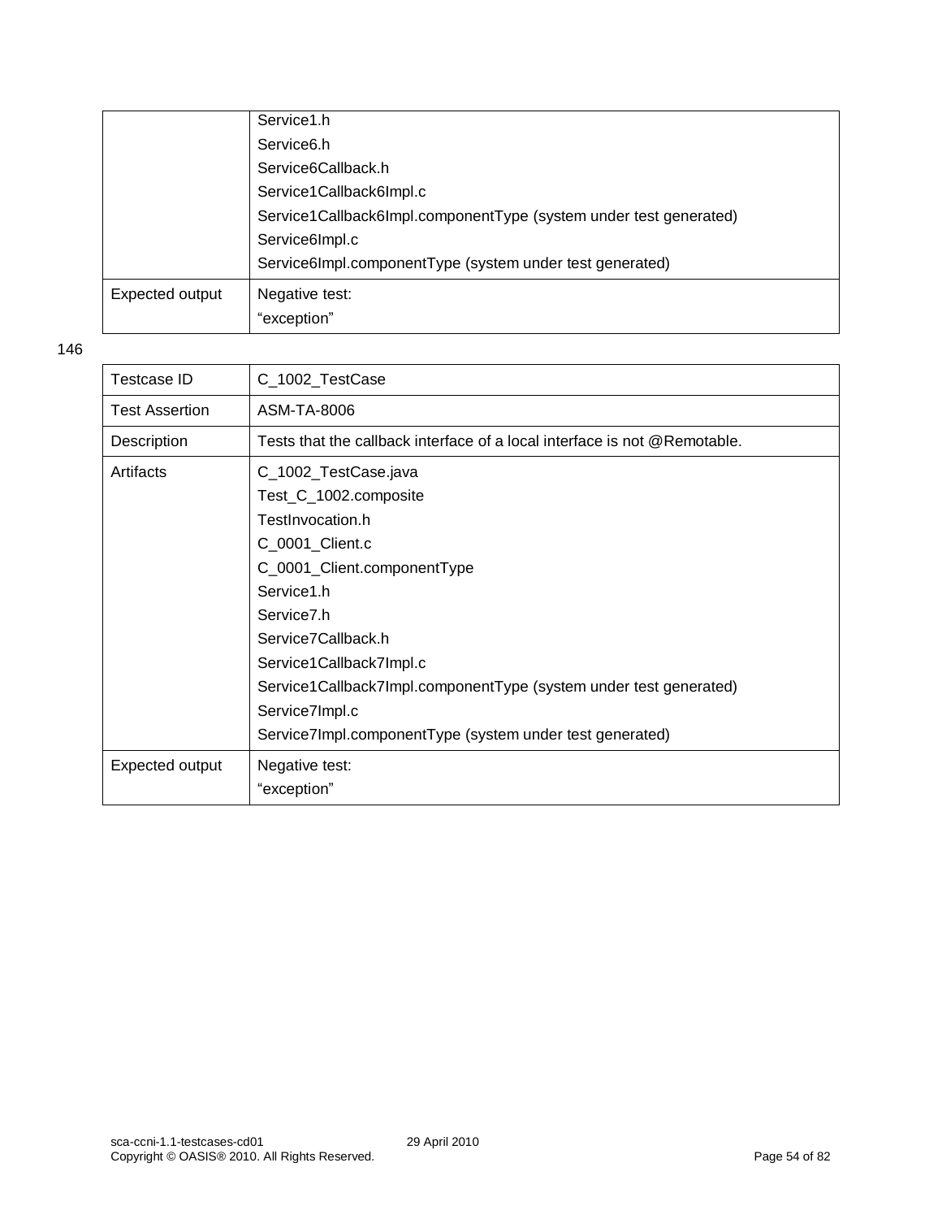| | |
|---|---|
| | Service1.h<br>Service6.h<br>Service6Callback.h<br>Service1Callback6Impl.c<br>Service1Callback6Impl.componentType (system under test generated)<br>Service6Impl.c<br>Service6Impl.componentType (system under test generated) |
| Expected output | Negative test:<br>“exception” |

146

| Testcase ID | C_1002_TestCase |
|---|---|
| Test Assertion | ASM-TA-8006 |
| Description | Tests that the callback interface of a local interface is not @Remotable. |
| Artifacts | C_1002_TestCase.java<br>Test_C_1002.composite<br>TestInvocation.h<br>C_0001_Client.c<br>C_0001_Client.componentType<br>Service1.h<br>Service7.h<br>Service7Callback.h<br>Service1Callback7Impl.c<br>Service1Callback7Impl.componentType (system under test generated)<br>Service7Impl.c<br>Service7Impl.componentType (system under test generated) |
| Expected output | Negative test:<br>“exception” |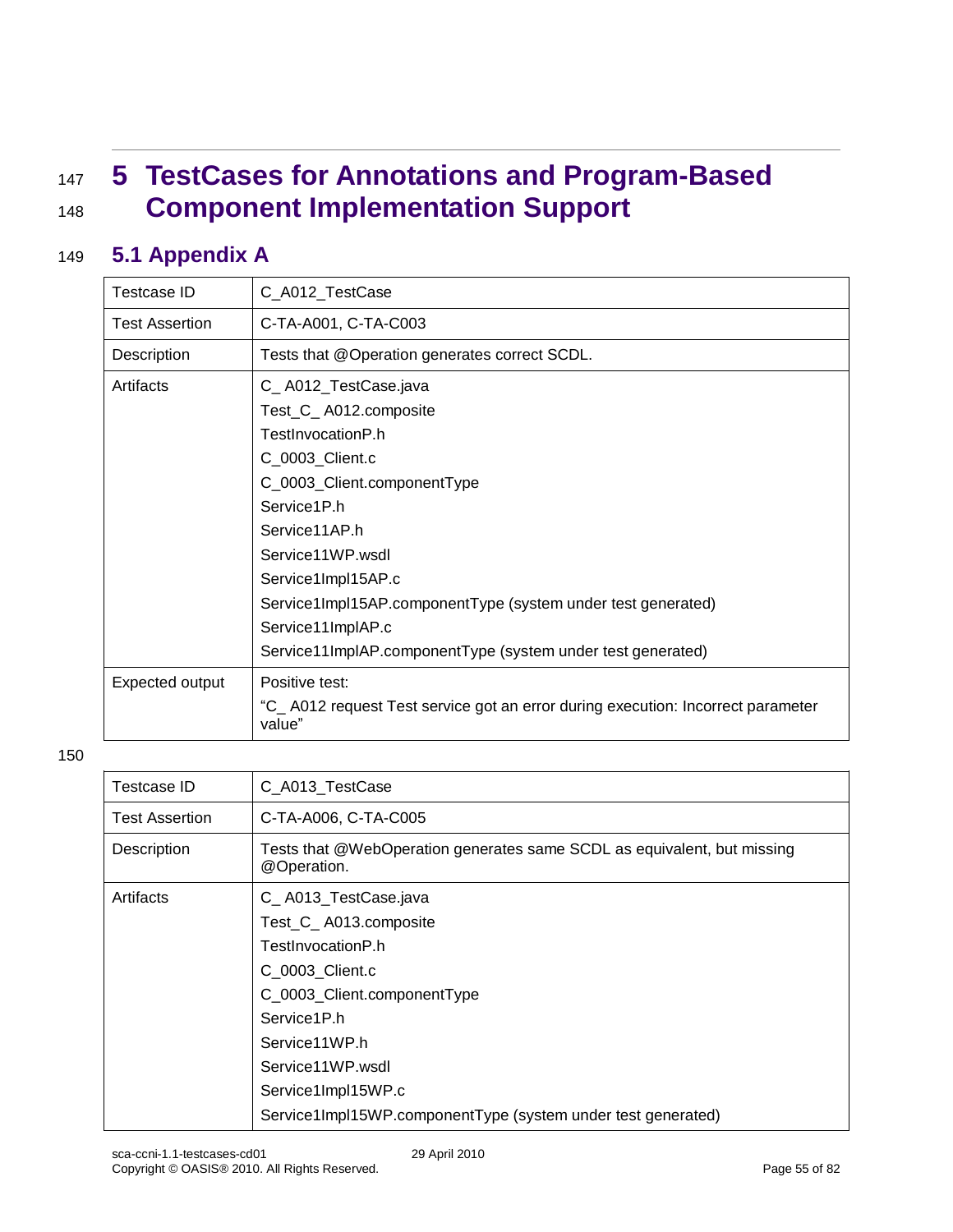# 5 TestCases for Annotations and Program-Based Component Implementation Support

## 5.1 Appendix A

| Testcase ID | C_A012_TestCase |
|---|---|
| Test Assertion | C-TA-A001, C-TA-C003 |
| Description | Tests that @Operation generates correct SCDL. |
| Artifacts | C_ A012_TestCase.java<br>Test_C_ A012.composite<br>TestInvocationP.h<br>C_0003_Client.c<br>C_0003_Client.componentType<br>Service1P.h<br>Service11AP.h<br>Service11WP.wsdl<br>Service1Impl15AP.c<br>Service1Impl15AP.componentType (system under test generated)<br>Service11ImplAP.c<br>Service11ImplAP.componentType (system under test generated) |
| Expected output | Positive test:<br>"C_ A012 request Test service got an error during execution: Incorrect parameter value" |

| Testcase ID | C_A013_TestCase |
|---|---|
| Test Assertion | C-TA-A006, C-TA-C005 |
| Description | Tests that @WebOperation generates same SCDL as equivalent, but missing @Operation. |
| Artifacts | C_ A013_TestCase.java<br>Test_C_ A013.composite<br>TestInvocationP.h<br>C_0003_Client.c<br>C_0003_Client.componentType<br>Service1P.h<br>Service11WP.h<br>Service11WP.wsdl<br>Service1Impl15WP.c<br>Service1Impl15WP.componentType (system under test generated) |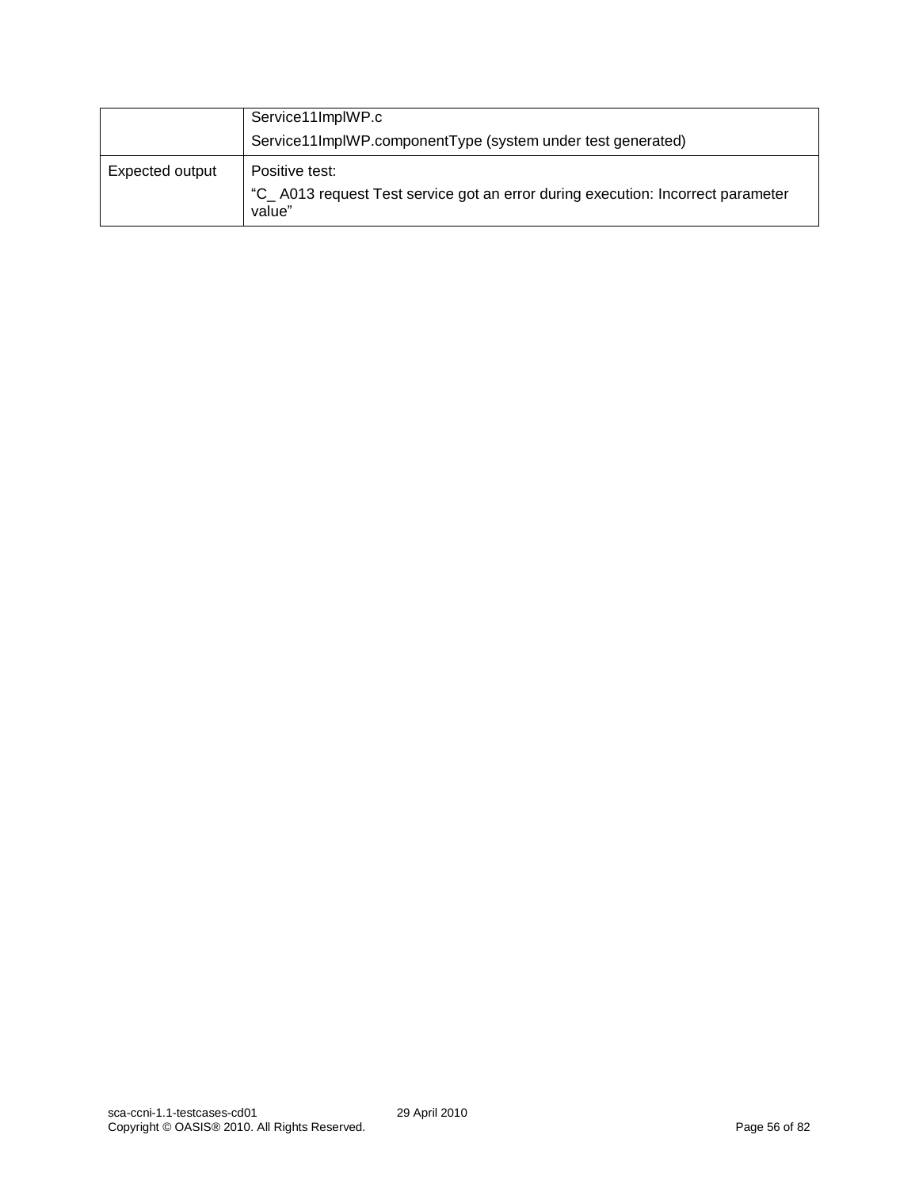| | |
|---|---|
| | Service11ImplWP.c<br>Service11ImplWP.componentType (system under test generated) |
| Expected output | Positive test:<br>“C_ A013 request Test service got an error during execution: Incorrect parameter value” |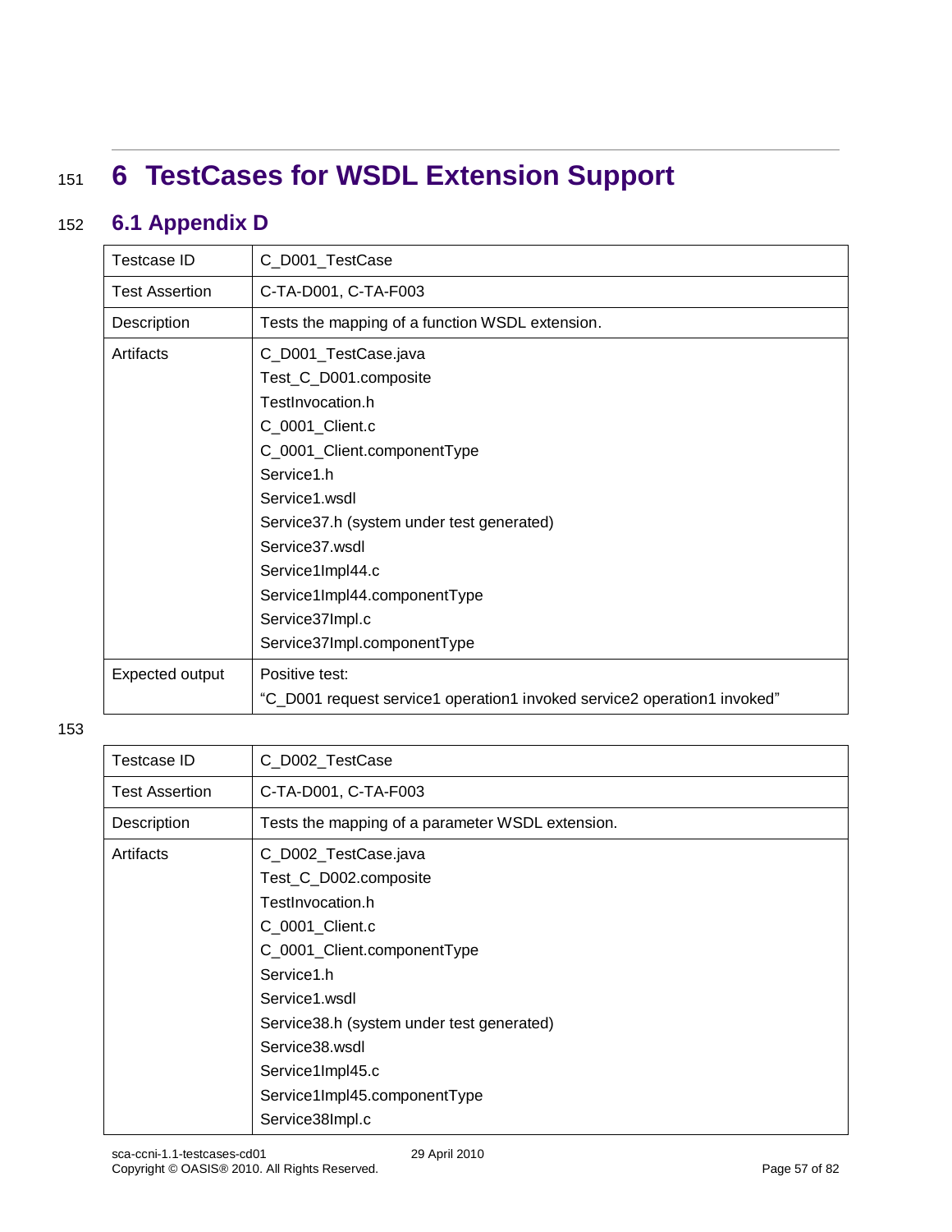# 6 TestCases for WSDL Extension Support

## 6.1 Appendix D

| Testcase ID | C_D001_TestCase |
|---|---|
| Test Assertion | C-TA-D001, C-TA-F003 |
| Description | Tests the mapping of a function WSDL extension. |
| Artifacts | C_D001_TestCase.java<br>Test_C_D001.composite<br>TestInvocation.h<br>C_0001_Client.c<br>C_0001_Client.componentType<br>Service1.h<br>Service1.wsdl<br>Service37.h (system under test generated)<br>Service37.wsdl<br>Service1Impl44.c<br>Service1Impl44.componentType<br>Service37Impl.c<br>Service37Impl.componentType |
| Expected output | Positive test:<br>“C_D001 request service1 operation1 invoked service2 operation1 invoked” |

| Testcase ID | C_D002_TestCase |
|---|---|
| Test Assertion | C-TA-D001, C-TA-F003 |
| Description | Tests the mapping of a parameter WSDL extension. |
| Artifacts | C_D002_TestCase.java<br>Test_C_D002.composite<br>TestInvocation.h<br>C_0001_Client.c<br>C_0001_Client.componentType<br>Service1.h<br>Service1.wsdl<br>Service38.h (system under test generated)<br>Service38.wsdl<br>Service1Impl45.c<br>Service1Impl45.componentType<br>Service38Impl.c |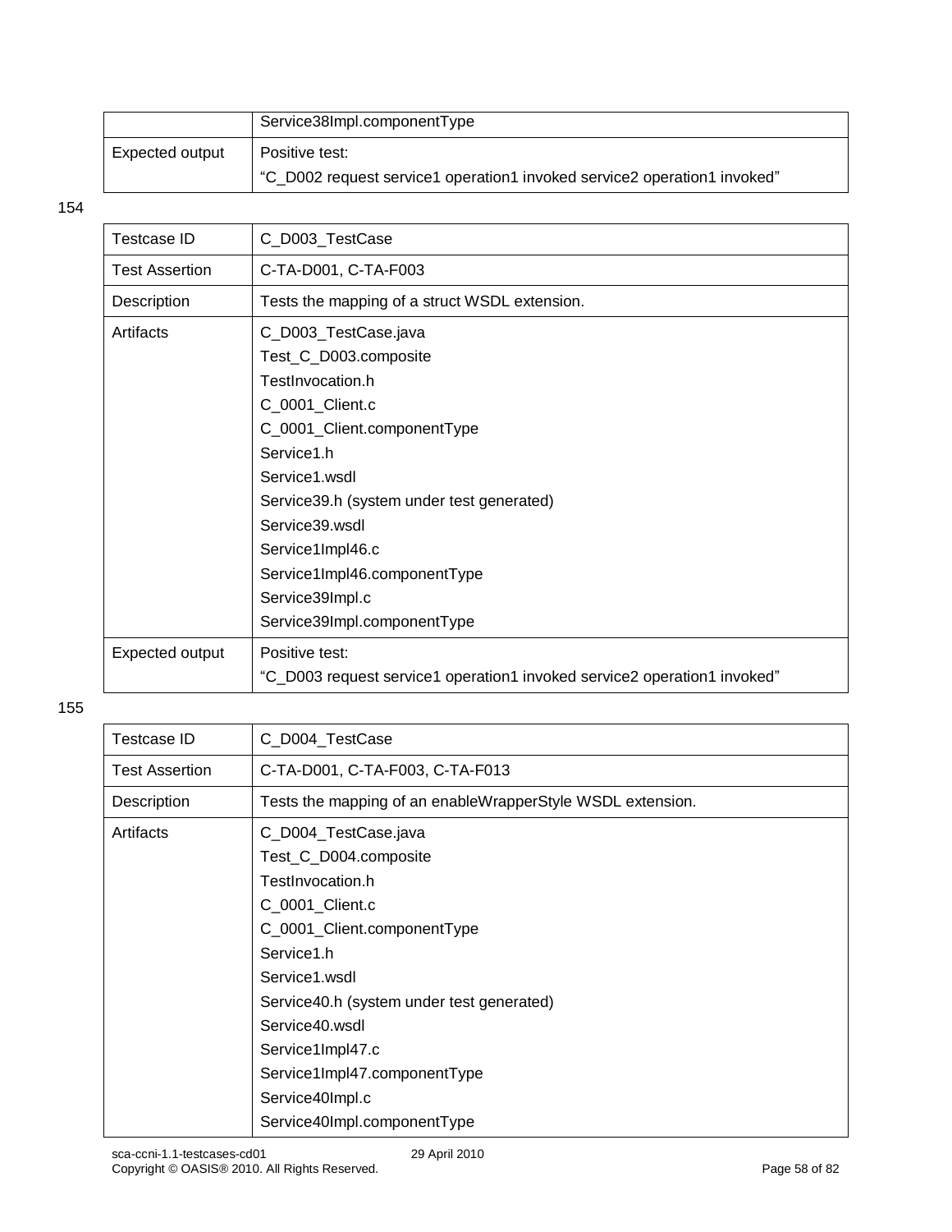| | |
|---|---|
| | Service38Impl.componentType |
| Expected output | Positive test:<br>“C_D002 request service1 operation1 invoked service2 operation1 invoked” |

154

| Testcase ID | C_D003_TestCase |
|---|---|
| Test Assertion | C-TA-D001, C-TA-F003 |
| Description | Tests the mapping of a struct WSDL extension. |
| Artifacts | C_D003_TestCase.java<br>Test_C_D003.composite<br>TestInvocation.h<br>C_0001_Client.c<br>C_0001_Client.componentType<br>Service1.h<br>Service1.wsdl<br>Service39.h (system under test generated)<br>Service39.wsdl<br>Service1Impl46.c<br>Service1Impl46.componentType<br>Service39Impl.c<br>Service39Impl.componentType |
| Expected output | Positive test:<br>“C_D003 request service1 operation1 invoked service2 operation1 invoked” |

155

| Testcase ID | C_D004_TestCase |
|---|---|
| Test Assertion | C-TA-D001, C-TA-F003, C-TA-F013 |
| Description | Tests the mapping of an enableWrapperStyle WSDL extension. |
| Artifacts | C_D004_TestCase.java<br>Test_C_D004.composite<br>TestInvocation.h<br>C_0001_Client.c<br>C_0001_Client.componentType<br>Service1.h<br>Service1.wsdl<br>Service40.h (system under test generated)<br>Service40.wsdl<br>Service1Impl47.c<br>Service1Impl47.componentType<br>Service40Impl.c<br>Service40Impl.componentType |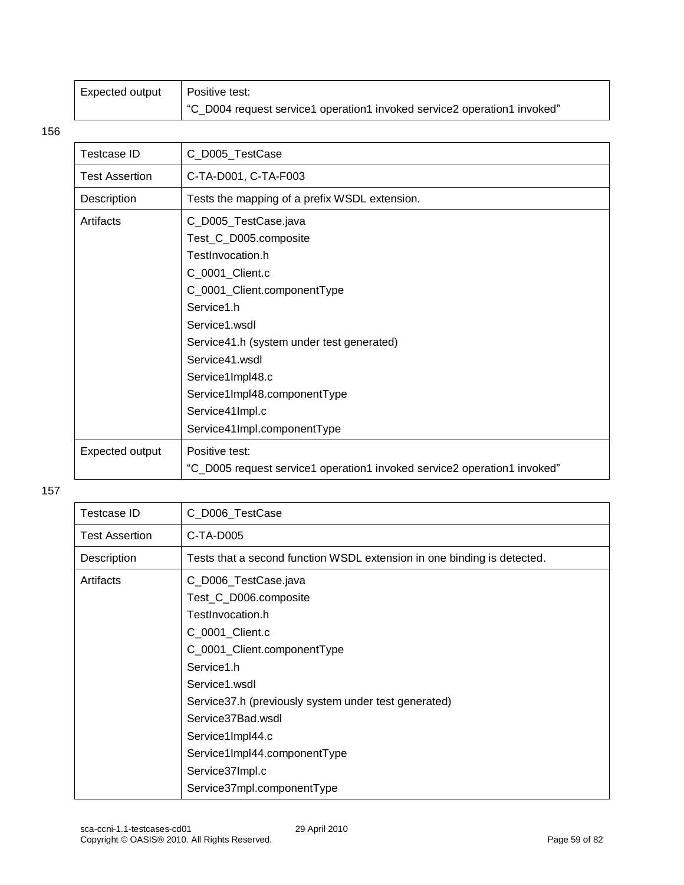| Expected output | Positive test:<br>"C_D004 request service1 operation1 invoked service2 operation1 invoked" |
|---|---|

156

| Testcase ID | C_D005_TestCase |
|---|---|
| Test Assertion | C-TA-D001, C-TA-F003 |
| Description | Tests the mapping of a prefix WSDL extension. |
| Artifacts | C_D005_TestCase.java<br>Test_C_D005.composite<br>TestInvocation.h<br>C_0001_Client.c<br>C_0001_Client.componentType<br>Service1.h<br>Service1.wsdl<br>Service41.h (system under test generated)<br>Service41.wsdl<br>Service1Impl48.c<br>Service1Impl48.componentType<br>Service41Impl.c<br>Service41Impl.componentType |
| Expected output | Positive test:<br>"C_D005 request service1 operation1 invoked service2 operation1 invoked" |

157

| Testcase ID | C_D006_TestCase |
|---|---|
| Test Assertion | C-TA-D005 |
| Description | Tests that a second function WSDL extension in one binding is detected. |
| Artifacts | C_D006_TestCase.java<br>Test_C_D006.composite<br>TestInvocation.h<br>C_0001_Client.c<br>C_0001_Client.componentType<br>Service1.h<br>Service1.wsdl<br>Service37.h (previously system under test generated)<br>Service37Bad.wsdl<br>Service1Impl44.c<br>Service1Impl44.componentType<br>Service37Impl.c<br>Service37mpl.componentType |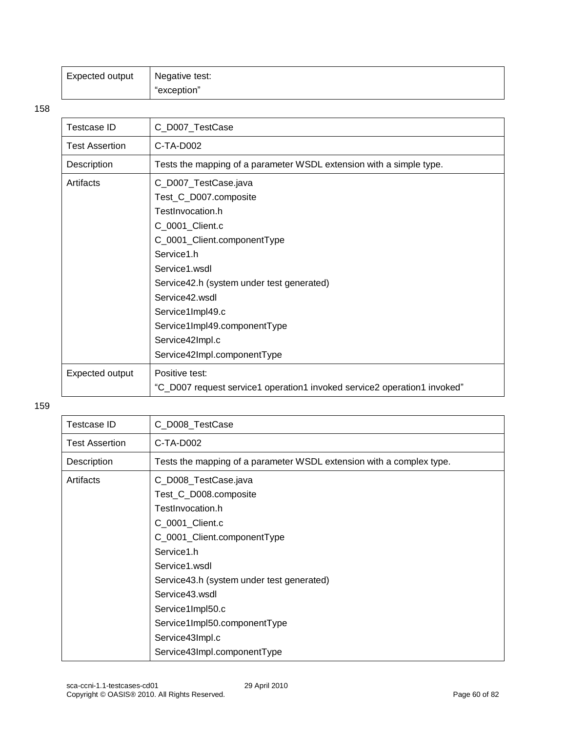| Expected output | Negative test:<br>“exception” |
|---|---|

158

| Testcase ID | C_D007_TestCase |
|---|---|
| Test Assertion | C-TA-D002 |
| Description | Tests the mapping of a parameter WSDL extension with a simple type. |
| Artifacts | C_D007_TestCase.java<br>Test_C_D007.composite<br>TestInvocation.h<br>C_0001_Client.c<br>C_0001_Client.componentType<br>Service1.h<br>Service1.wsdl<br>Service42.h (system under test generated)<br>Service42.wsdl<br>Service1Impl49.c<br>Service1Impl49.componentType<br>Service42Impl.c<br>Service42Impl.componentType |
| Expected output | Positive test:<br>“C_D007 request service1 operation1 invoked service2 operation1 invoked” |

159

| Testcase ID | C_D008_TestCase |
|---|---|
| Test Assertion | C-TA-D002 |
| Description | Tests the mapping of a parameter WSDL extension with a complex type. |
| Artifacts | C_D008_TestCase.java<br>Test_C_D008.composite<br>TestInvocation.h<br>C_0001_Client.c<br>C_0001_Client.componentType<br>Service1.h<br>Service1.wsdl<br>Service43.h (system under test generated)<br>Service43.wsdl<br>Service1Impl50.c<br>Service1Impl50.componentType<br>Service43Impl.c<br>Service43Impl.componentType |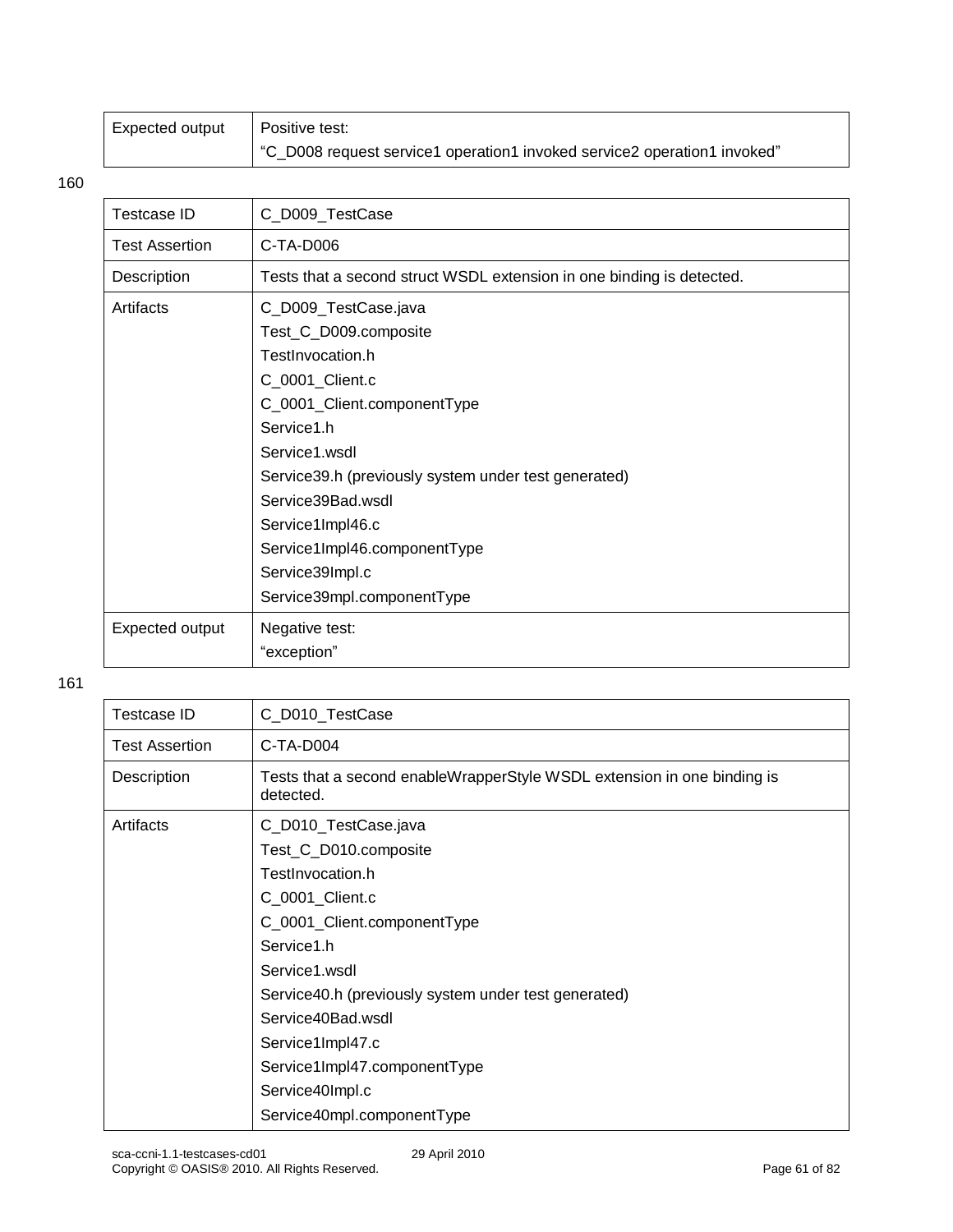| Expected output | Positive test:<br>“C_D008 request service1 operation1 invoked service2 operation1 invoked” |
|---|---|

160

| Testcase ID | C_D009_TestCase |
|---|---|
| Test Assertion | C-TA-D006 |
| Description | Tests that a second struct WSDL extension in one binding is detected. |
| Artifacts | C_D009_TestCase.java<br>Test_C_D009.composite<br>TestInvocation.h<br>C_0001_Client.c<br>C_0001_Client.componentType<br>Service1.h<br>Service1.wsdl<br>Service39.h (previously system under test generated)<br>Service39Bad.wsdl<br>Service1Impl46.c<br>Service1Impl46.componentType<br>Service39Impl.c<br>Service39mpl.componentType |
| Expected output | Negative test:<br>“exception” |

161

| Testcase ID | C_D010_TestCase |
|---|---|
| Test Assertion | C-TA-D004 |
| Description | Tests that a second enableWrapperStyle WSDL extension in one binding is detected. |
| Artifacts | C_D010_TestCase.java<br>Test_C_D010.composite<br>TestInvocation.h<br>C_0001_Client.c<br>C_0001_Client.componentType<br>Service1.h<br>Service1.wsdl<br>Service40.h (previously system under test generated)<br>Service40Bad.wsdl<br>Service1Impl47.c<br>Service1Impl47.componentType<br>Service40Impl.c<br>Service40mpl.componentType |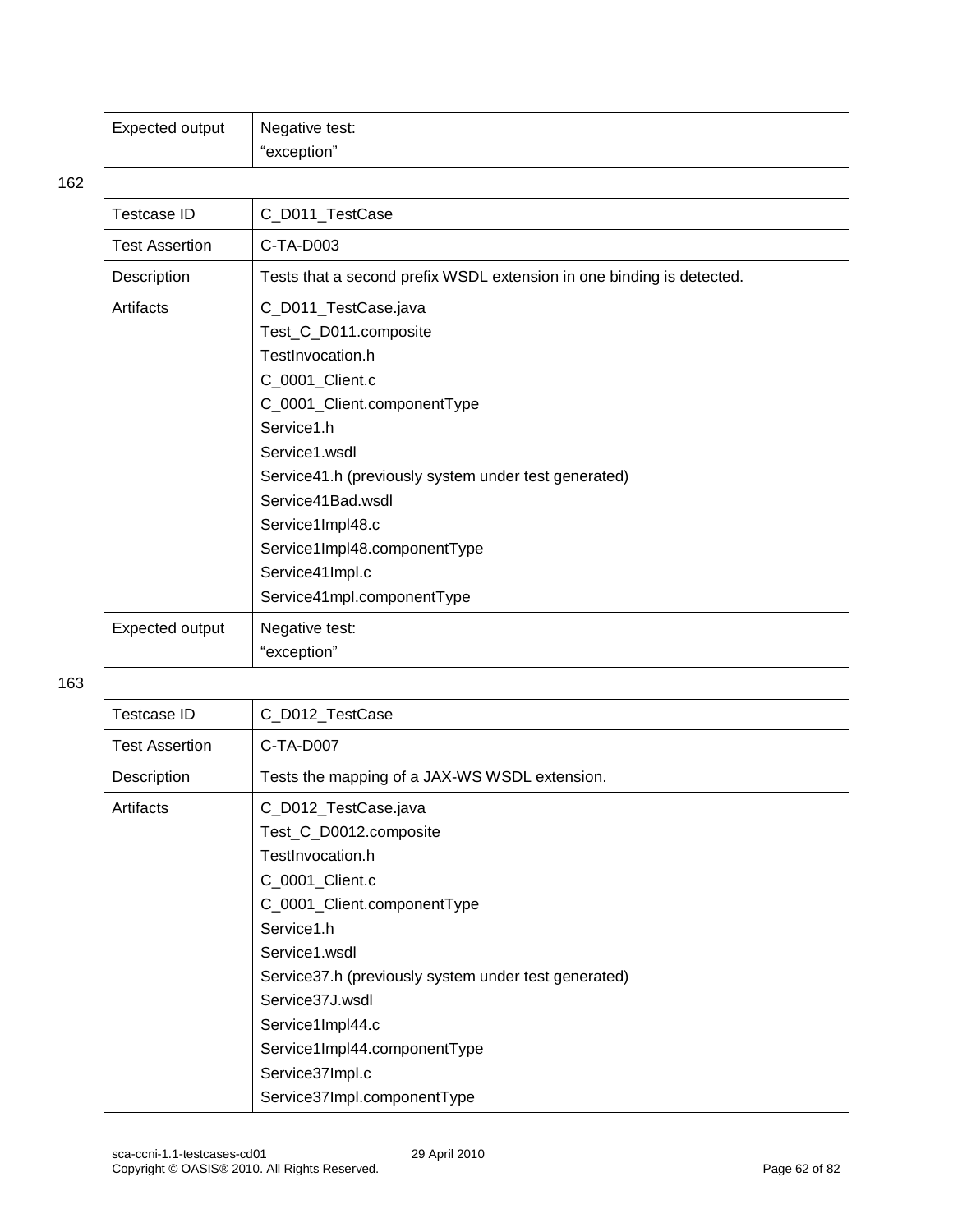| Expected output | Negative test:<br>“exception” |
|---|---|

162

| Testcase ID | C_D011_TestCase |
|---|---|
| Test Assertion | C-TA-D003 |
| Description | Tests that a second prefix WSDL extension in one binding is detected. |
| Artifacts | C_D011_TestCase.java<br>Test_C_D011.composite<br>TestInvocation.h<br>C_0001_Client.c<br>C_0001_Client.componentType<br>Service1.h<br>Service1.wsdl<br>Service41.h (previously system under test generated)<br>Service41Bad.wsdl<br>Service1Impl48.c<br>Service1Impl48.componentType<br>Service41Impl.c<br>Service41mpl.componentType |
| Expected output | Negative test:<br>“exception” |

163

| Testcase ID | C_D012_TestCase |
|---|---|
| Test Assertion | C-TA-D007 |
| Description | Tests the mapping of a JAX-WS WSDL extension. |
| Artifacts | C_D012_TestCase.java<br>Test_C_D0012.composite<br>TestInvocation.h<br>C_0001_Client.c<br>C_0001_Client.componentType<br>Service1.h<br>Service1.wsdl<br>Service37.h (previously system under test generated)<br>Service37J.wsdl<br>Service1Impl44.c<br>Service1Impl44.componentType<br>Service37Impl.c<br>Service37Impl.componentType |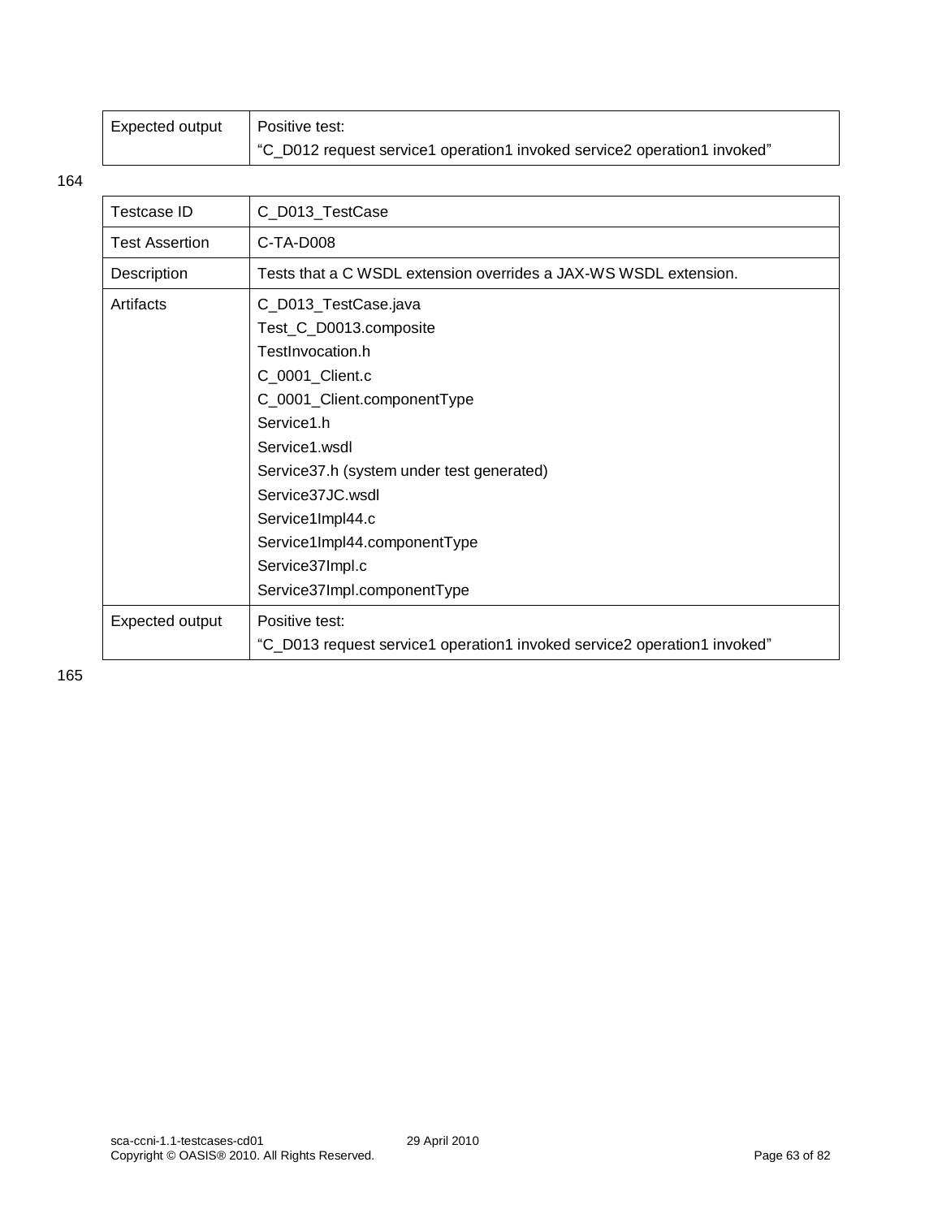| Expected output | Positive test:<br>“C_D012 request service1 operation1 invoked service2 operation1 invoked” |
|---|---|

164

| Testcase ID | C_D013_TestCase |
|---|---|
| Test Assertion | C-TA-D008 |
| Description | Tests that a C WSDL extension overrides a JAX-WS WSDL extension. |
| Artifacts | C_D013_TestCase.java<br>Test_C_D0013.composite<br>TestInvocation.h<br>C_0001_Client.c<br>C_0001_Client.componentType<br>Service1.h<br>Service1.wsdl<br>Service37.h (system under test generated)<br>Service37JC.wsdl<br>Service1Impl44.c<br>Service1Impl44.componentType<br>Service37Impl.c<br>Service37Impl.componentType |
| Expected output | Positive test:<br>“C_D013 request service1 operation1 invoked service2 operation1 invoked” |

165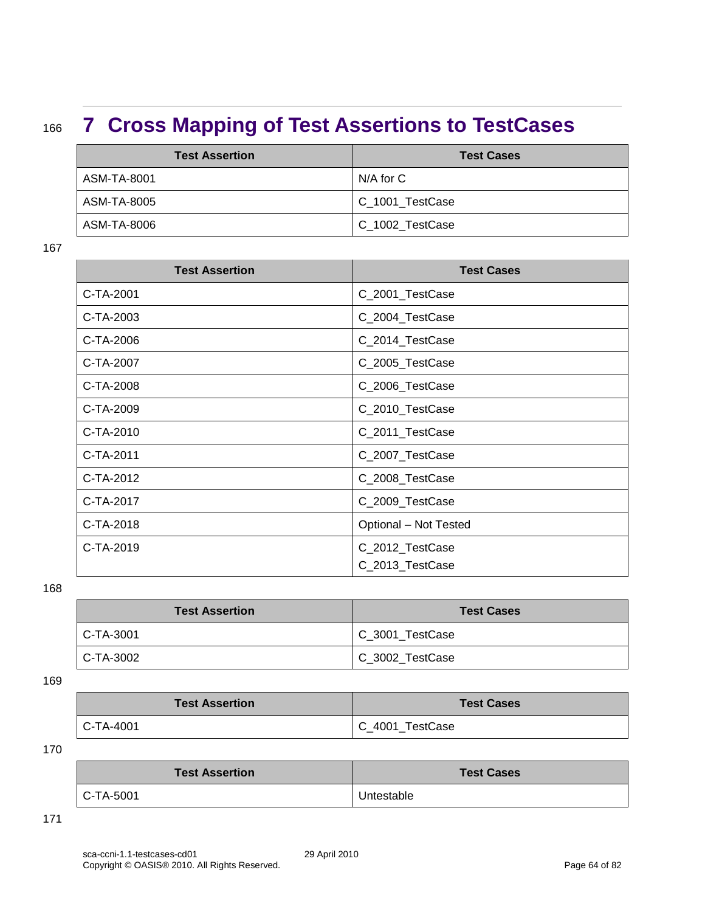# 7 Cross Mapping of Test Assertions to TestCases

| Test Assertion | Test Cases |
|---|---|
| ASM-TA-8001 | N/A for C |
| ASM-TA-8005 | C_1001_TestCase |
| ASM-TA-8006 | C_1002_TestCase |

| Test Assertion | Test Cases |
|---|---|
| C-TA-2001 | C_2001_TestCase |
| C-TA-2003 | C_2004_TestCase |
| C-TA-2006 | C_2014_TestCase |
| C-TA-2007 | C_2005_TestCase |
| C-TA-2008 | C_2006_TestCase |
| C-TA-2009 | C_2010_TestCase |
| C-TA-2010 | C_2011_TestCase |
| C-TA-2011 | C_2007_TestCase |
| C-TA-2012 | C_2008_TestCase |
| C-TA-2017 | C_2009_TestCase |
| C-TA-2018 | Optional – Not Tested |
| C-TA-2019 | C_2012_TestCase<br>C_2013_TestCase |

| Test Assertion | Test Cases |
|---|---|
| C-TA-3001 | C_3001_TestCase |
| C-TA-3002 | C_3002_TestCase |

| Test Assertion | Test Cases |
|---|---|
| C-TA-4001 | C_4001_TestCase |

| Test Assertion | Test Cases |
|---|---|
| C-TA-5001 | Untestable |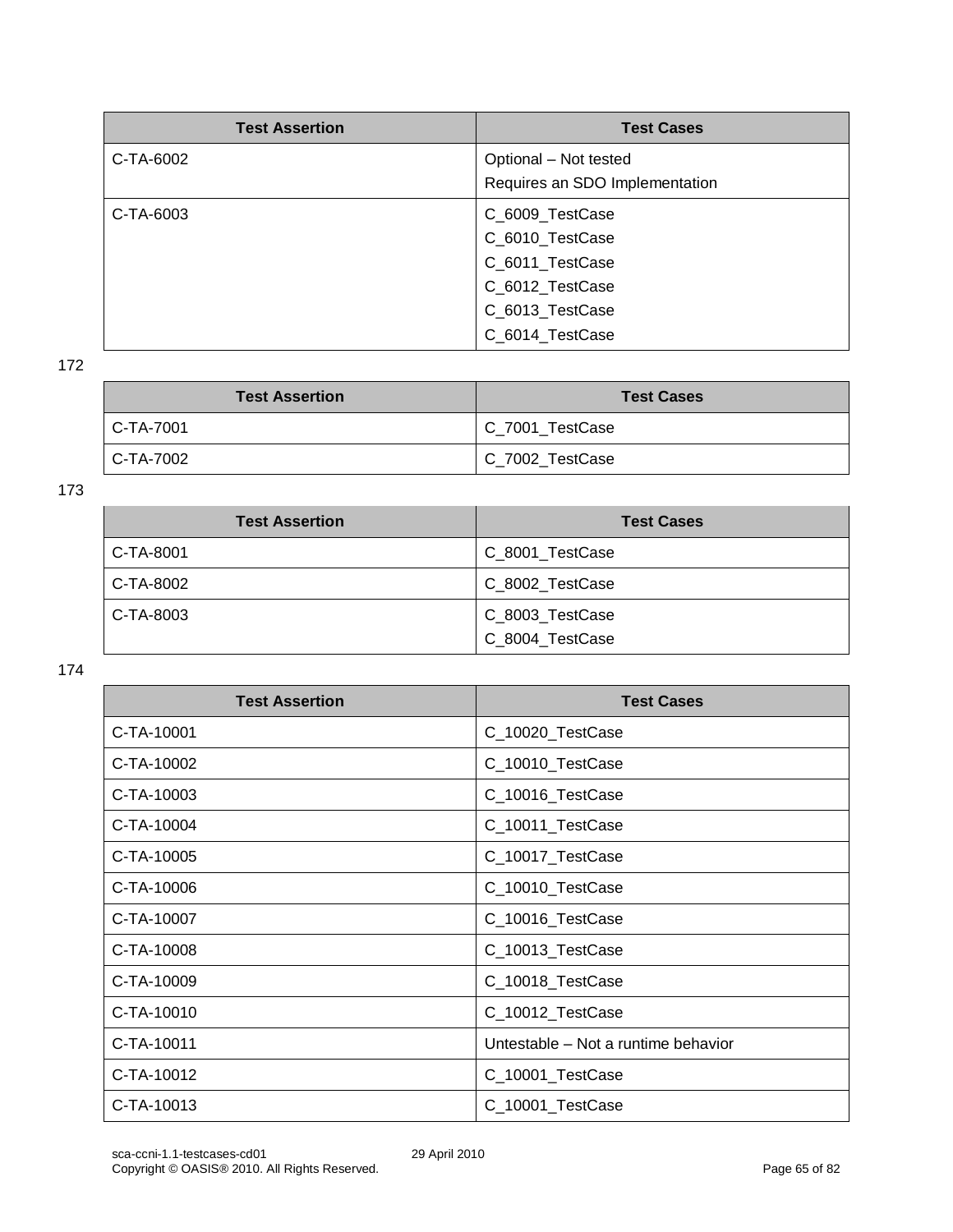| Test Assertion | Test Cases |
| --- | --- |
| C-TA-6002 | Optional – Not tested<br>Requires an SDO Implementation |
| C-TA-6003 | C_6009_TestCase<br>C_6010_TestCase<br>C_6011_TestCase<br>C_6012_TestCase<br>C_6013_TestCase<br>C_6014_TestCase |

172

| Test Assertion | Test Cases |
| --- | --- |
| C-TA-7001 | C_7001_TestCase |
| C-TA-7002 | C_7002_TestCase |

173

| Test Assertion | Test Cases |
| --- | --- |
| C-TA-8001 | C_8001_TestCase |
| C-TA-8002 | C_8002_TestCase |
| C-TA-8003 | C_8003_TestCase<br>C_8004_TestCase |

174

| Test Assertion | Test Cases |
| --- | --- |
| C-TA-10001 | C_10020_TestCase |
| C-TA-10002 | C_10010_TestCase |
| C-TA-10003 | C_10016_TestCase |
| C-TA-10004 | C_10011_TestCase |
| C-TA-10005 | C_10017_TestCase |
| C-TA-10006 | C_10010_TestCase |
| C-TA-10007 | C_10016_TestCase |
| C-TA-10008 | C_10013_TestCase |
| C-TA-10009 | C_10018_TestCase |
| C-TA-10010 | C_10012_TestCase |
| C-TA-10011 | Untestable – Not a runtime behavior |
| C-TA-10012 | C_10001_TestCase |
| C-TA-10013 | C_10001_TestCase |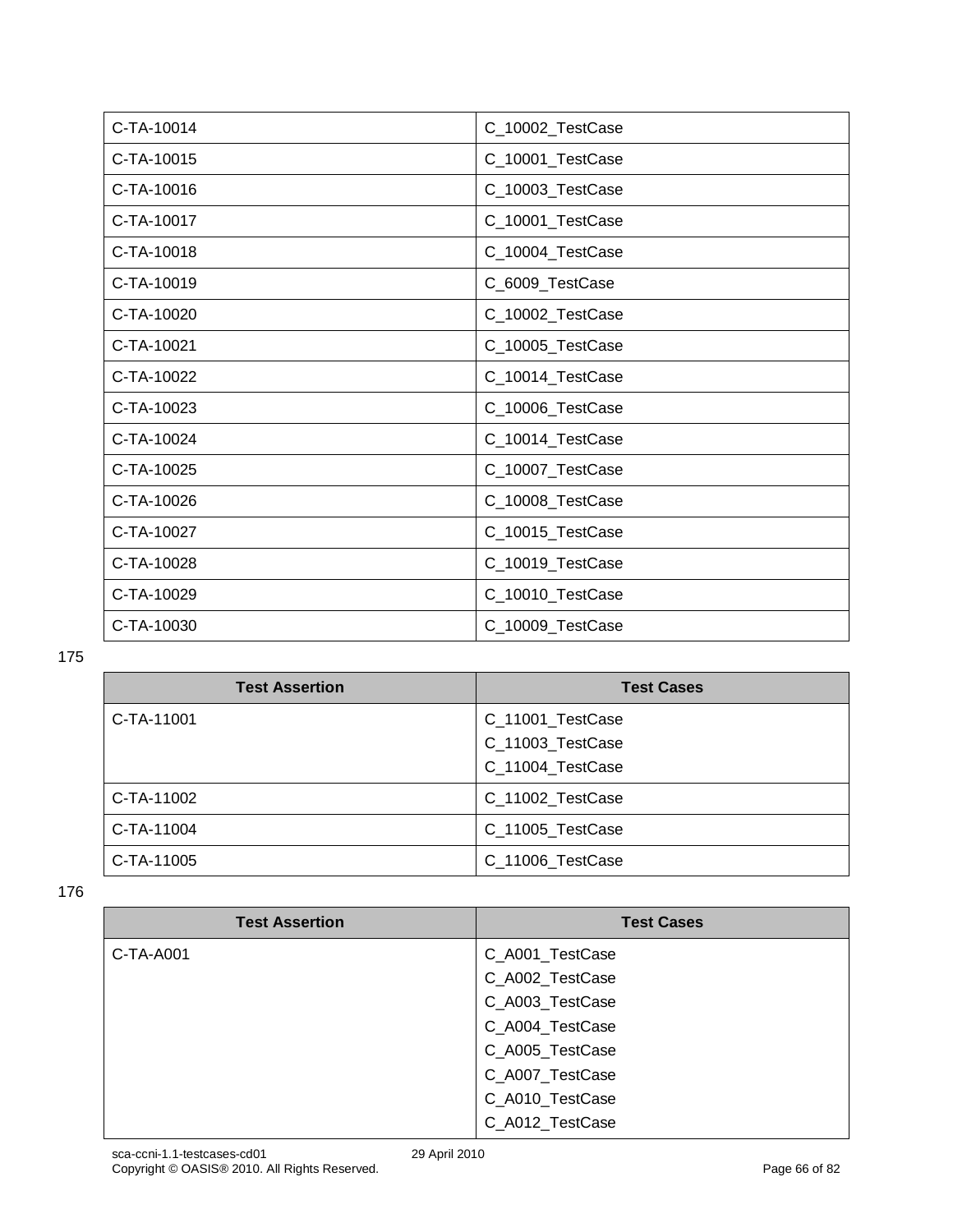| | |
|---|---|
| C-TA-10014 | C_10002_TestCase |
| C-TA-10015 | C_10001_TestCase |
| C-TA-10016 | C_10003_TestCase |
| C-TA-10017 | C_10001_TestCase |
| C-TA-10018 | C_10004_TestCase |
| C-TA-10019 | C_6009_TestCase |
| C-TA-10020 | C_10002_TestCase |
| C-TA-10021 | C_10005_TestCase |
| C-TA-10022 | C_10014_TestCase |
| C-TA-10023 | C_10006_TestCase |
| C-TA-10024 | C_10014_TestCase |
| C-TA-10025 | C_10007_TestCase |
| C-TA-10026 | C_10008_TestCase |
| C-TA-10027 | C_10015_TestCase |
| C-TA-10028 | C_10019_TestCase |
| C-TA-10029 | C_10010_TestCase |
| C-TA-10030 | C_10009_TestCase |

175

| Test Assertion | Test Cases |
|---|---|
| C-TA-11001 | C_11001_TestCase<br>C_11003_TestCase<br>C_11004_TestCase |
| C-TA-11002 | C_11002_TestCase |
| C-TA-11004 | C_11005_TestCase |
| C-TA-11005 | C_11006_TestCase |

176

| Test Assertion | Test Cases |
|---|---|
| C-TA-A001 | C_A001_TestCase<br>C_A002_TestCase<br>C_A003_TestCase<br>C_A004_TestCase<br>C_A005_TestCase<br>C_A007_TestCase<br>C_A010_TestCase<br>C_A012_TestCase |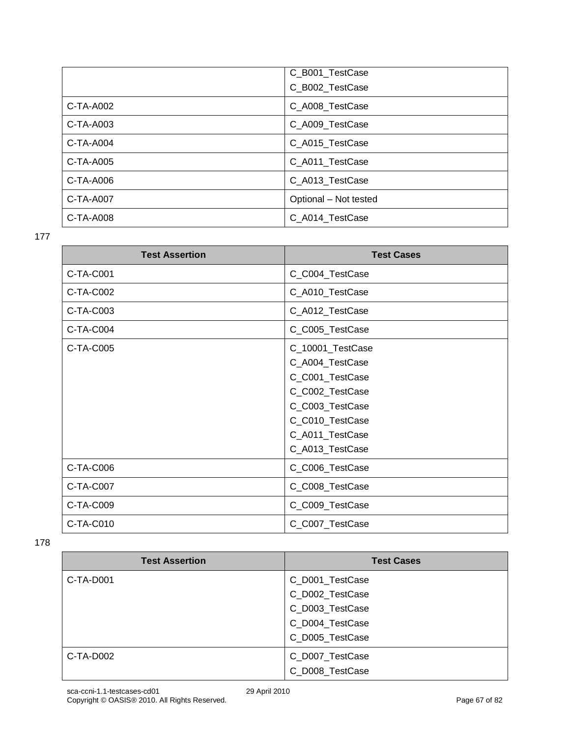| | |
|---|---|
| | C_B001_TestCase<br>C_B002_TestCase |
| C-TA-A002 | C_A008_TestCase |
| C-TA-A003 | C_A009_TestCase |
| C-TA-A004 | C_A015_TestCase |
| C-TA-A005 | C_A011_TestCase |
| C-TA-A006 | C_A013_TestCase |
| C-TA-A007 | Optional – Not tested |
| C-TA-A008 | C_A014_TestCase |

177

| Test Assertion | Test Cases |
|---|---|
| C-TA-C001 | C_C004_TestCase |
| C-TA-C002 | C_A010_TestCase |
| C-TA-C003 | C_A012_TestCase |
| C-TA-C004 | C_C005_TestCase |
| C-TA-C005 | C_10001_TestCase<br>C_A004_TestCase<br>C_C001_TestCase<br>C_C002_TestCase<br>C_C003_TestCase<br>C_C010_TestCase<br>C_A011_TestCase<br>C_A013_TestCase |
| C-TA-C006 | C_C006_TestCase |
| C-TA-C007 | C_C008_TestCase |
| C-TA-C009 | C_C009_TestCase |
| C-TA-C010 | C_C007_TestCase |

178

| Test Assertion | Test Cases |
|---|---|
| C-TA-D001 | C_D001_TestCase<br>C_D002_TestCase<br>C_D003_TestCase<br>C_D004_TestCase<br>C_D005_TestCase |
| C-TA-D002 | C_D007_TestCase<br>C_D008_TestCase |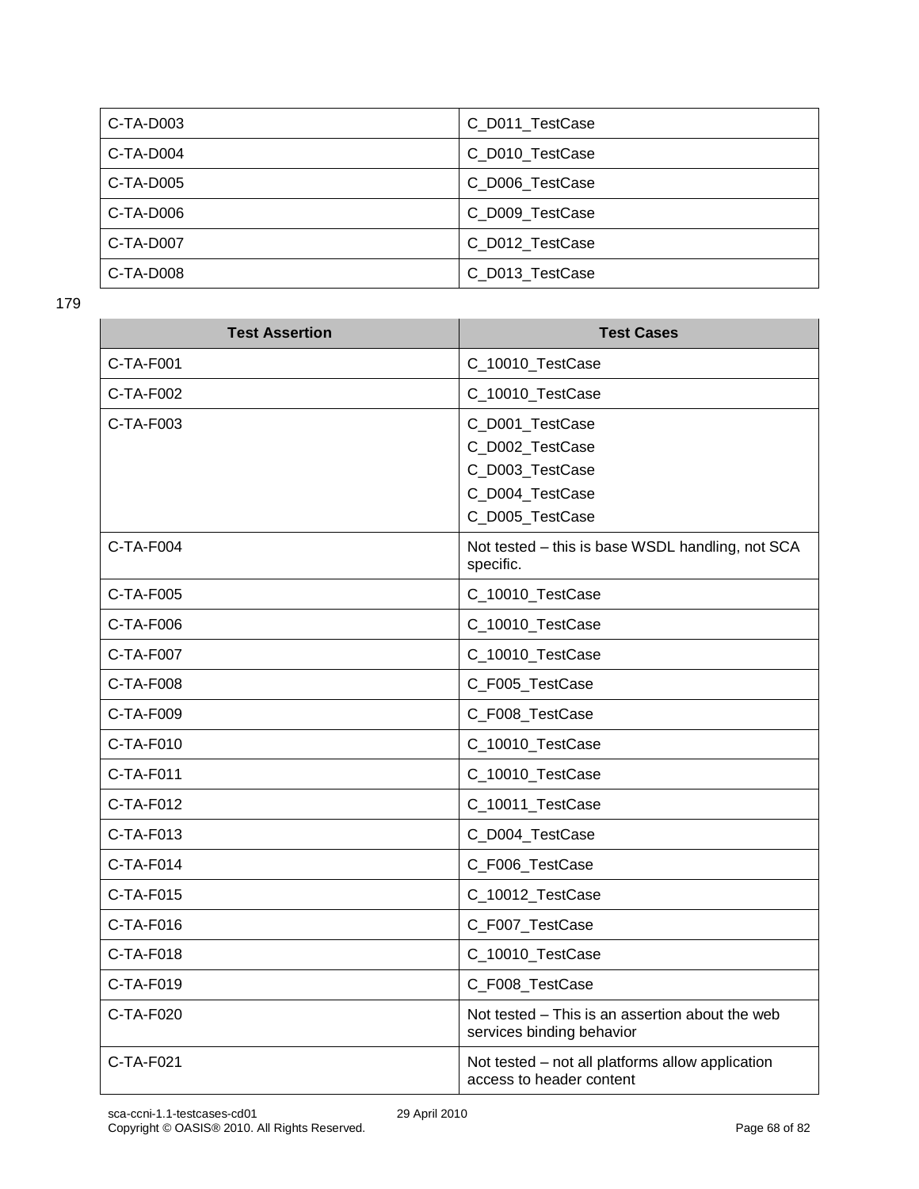| | |
|---|---|
| C-TA-D003 | C_D011_TestCase |
| C-TA-D004 | C_D010_TestCase |
| C-TA-D005 | C_D006_TestCase |
| C-TA-D006 | C_D009_TestCase |
| C-TA-D007 | C_D012_TestCase |
| C-TA-D008 | C_D013_TestCase |

179

| Test Assertion | Test Cases |
|---|---|
| C-TA-F001 | C_10010_TestCase |
| C-TA-F002 | C_10010_TestCase |
| C-TA-F003 | C_D001_TestCase<br>C_D002_TestCase<br>C_D003_TestCase<br>C_D004_TestCase<br>C_D005_TestCase |
| C-TA-F004 | Not tested – this is base WSDL handling, not SCA specific. |
| C-TA-F005 | C_10010_TestCase |
| C-TA-F006 | C_10010_TestCase |
| C-TA-F007 | C_10010_TestCase |
| C-TA-F008 | C_F005_TestCase |
| C-TA-F009 | C_F008_TestCase |
| C-TA-F010 | C_10010_TestCase |
| C-TA-F011 | C_10010_TestCase |
| C-TA-F012 | C_10011_TestCase |
| C-TA-F013 | C_D004_TestCase |
| C-TA-F014 | C_F006_TestCase |
| C-TA-F015 | C_10012_TestCase |
| C-TA-F016 | C_F007_TestCase |
| C-TA-F018 | C_10010_TestCase |
| C-TA-F019 | C_F008_TestCase |
| C-TA-F020 | Not tested – This is an assertion about the web services binding behavior |
| C-TA-F021 | Not tested – not all platforms allow application access to header content |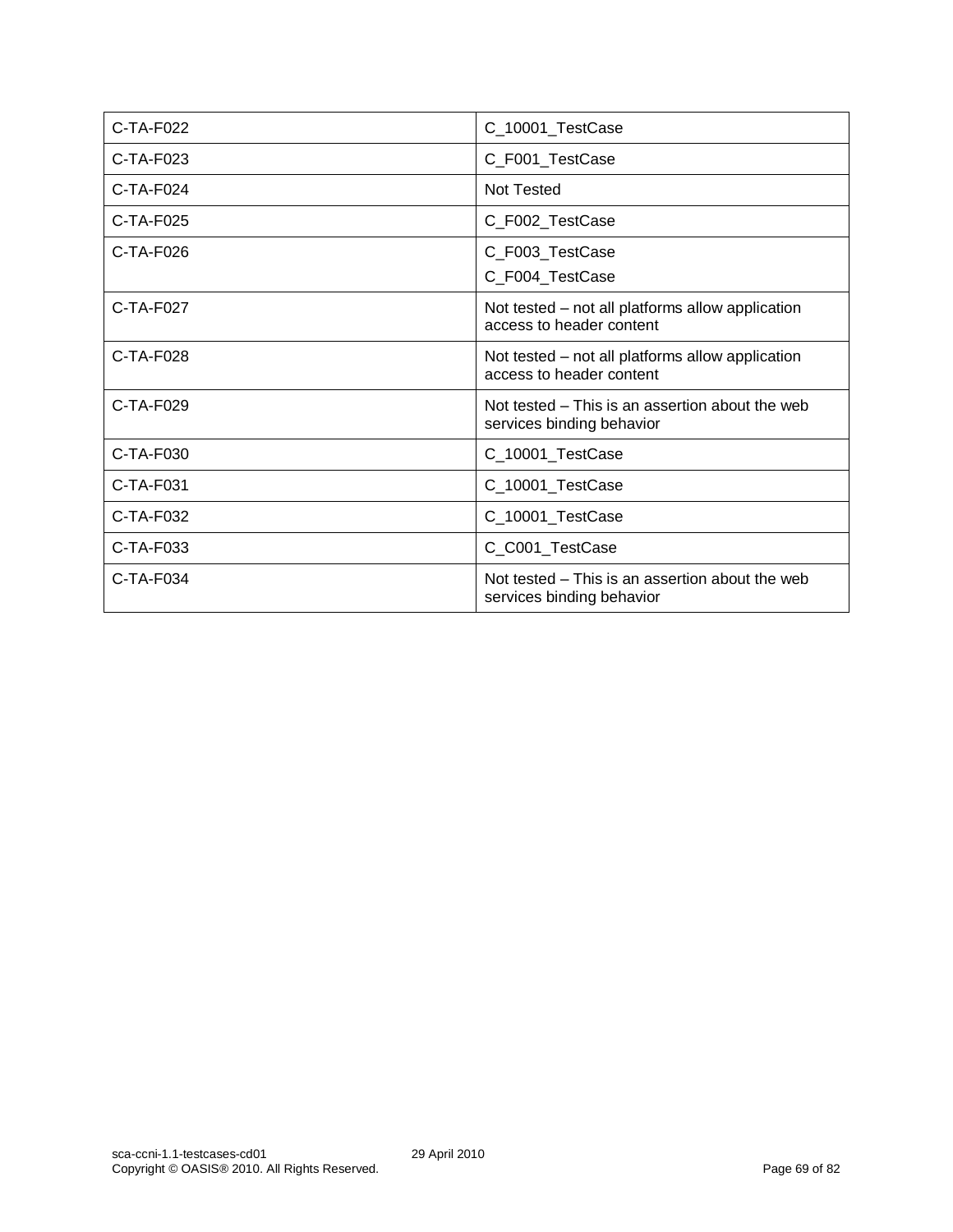| | |
|---|---|
| C-TA-F022 | C_10001_TestCase |
| C-TA-F023 | C_F001_TestCase |
| C-TA-F024 | Not Tested |
| C-TA-F025 | C_F002_TestCase |
| C-TA-F026 | C_F003_TestCase<br>C_F004_TestCase |
| C-TA-F027 | Not tested – not all platforms allow application access to header content |
| C-TA-F028 | Not tested – not all platforms allow application access to header content |
| C-TA-F029 | Not tested – This is an assertion about the web services binding behavior |
| C-TA-F030 | C_10001_TestCase |
| C-TA-F031 | C_10001_TestCase |
| C-TA-F032 | C_10001_TestCase |
| C-TA-F033 | C_C001_TestCase |
| C-TA-F034 | Not tested – This is an assertion about the web services binding behavior |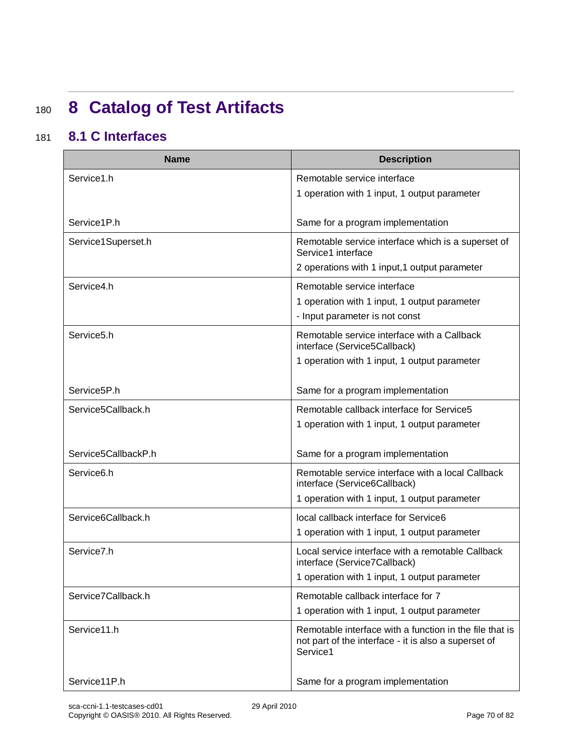# 8 Catalog of Test Artifacts

## 8.1 C Interfaces

| Name | Description |
|---|---|
| Service1.h<br><br>Service1P.h | Remotable service interface<br>1 operation with 1 input, 1 output parameter<br><br>Same for a program implementation |
| Service1Superset.h | Remotable service interface which is a superset of Service1 interface<br>2 operations with 1 input,1 output parameter |
| Service4.h | Remotable service interface<br>1 operation with 1 input, 1 output parameter<br>- Input parameter is not const |
| Service5.h<br><br>Service5P.h | Remotable service interface with a Callback interface (Service5Callback)<br>1 operation with 1 input, 1 output parameter<br><br>Same for a program implementation |
| Service5Callback.h<br><br>Service5CallbackP.h | Remotable callback interface for Service5<br>1 operation with 1 input, 1 output parameter<br><br>Same for a program implementation |
| Service6.h | Remotable service interface with a local Callback interface (Service6Callback)<br>1 operation with 1 input, 1 output parameter |
| Service6Callback.h | local callback interface for Service6<br>1 operation with 1 input, 1 output parameter |
| Service7.h | Local service interface with a remotable Callback interface (Service7Callback)<br>1 operation with 1 input, 1 output parameter |
| Service7Callback.h | Remotable callback interface for 7<br>1 operation with 1 input, 1 output parameter |
| Service11.h<br><br>Service11P.h | Remotable interface with a function in the file that is not part of the interface - it is also a superset of Service1<br><br>Same for a program implementation |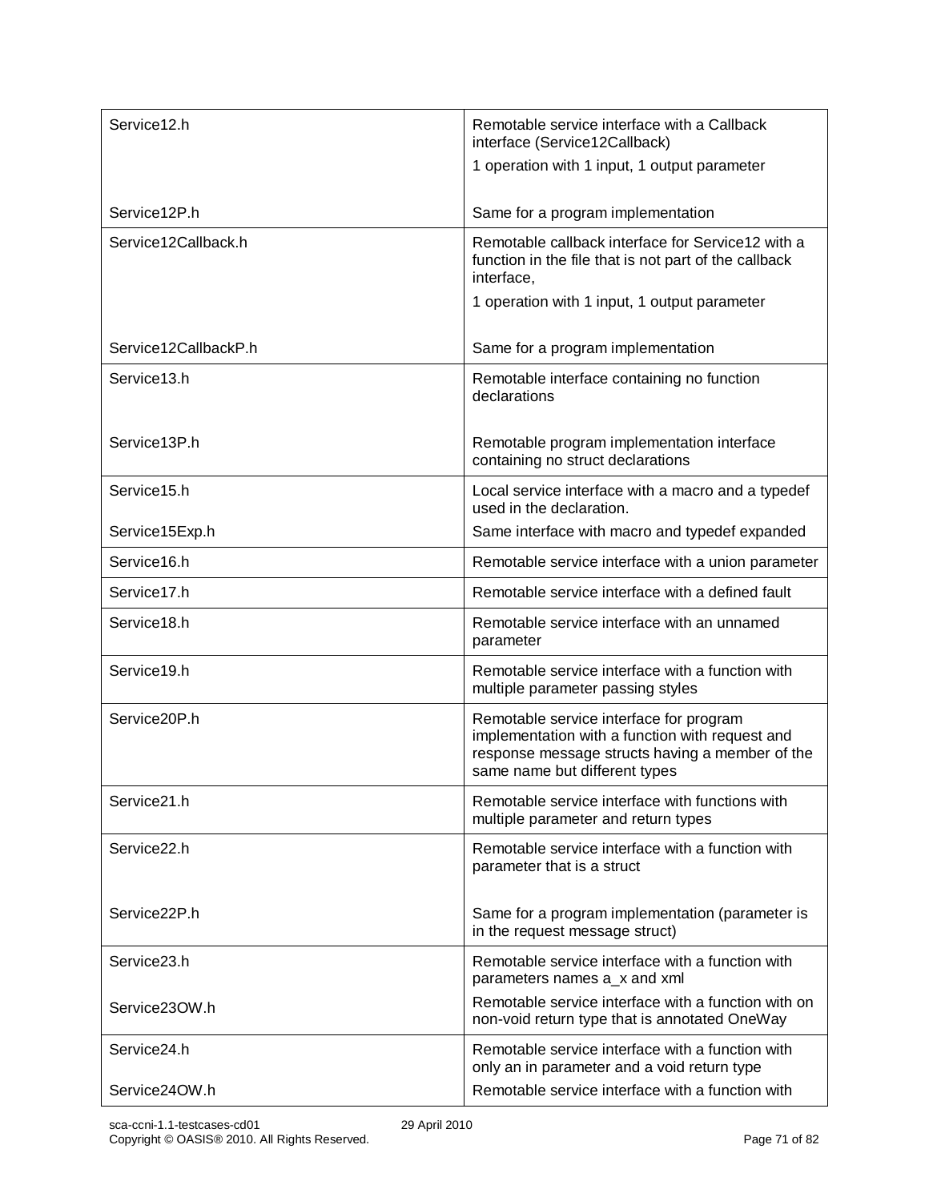| | |
|---|---|
| Service12.h<br><br><br>Service12P.h | Remotable service interface with a Callback interface (Service12Callback)<br>1 operation with 1 input, 1 output parameter<br><br>Same for a program implementation |
| Service12Callback.h<br><br><br>Service12CallbackP.h | Remotable callback interface for Service12 with a function in the file that is not part of the callback interface,<br>1 operation with 1 input, 1 output parameter<br><br>Same for a program implementation |
| Service13.h<br><br>Service13P.h | Remotable interface containing no function declarations<br><br>Remotable program implementation interface containing no struct declarations |
| Service15.h<br>Service15Exp.h | Local service interface with a macro and a typedef used in the declaration.<br>Same interface with macro and typedef expanded |
| Service16.h | Remotable service interface with a union parameter |
| Service17.h | Remotable service interface with a defined fault |
| Service18.h | Remotable service interface with an unnamed parameter |
| Service19.h | Remotable service interface with a function with multiple parameter passing styles |
| Service20P.h | Remotable service interface for program implementation with a function with request and response message structs having a member of the same name but different types |
| Service21.h | Remotable service interface with functions with multiple parameter and return types |
| Service22.h<br><br>Service22P.h | Remotable service interface with a function with parameter that is a struct<br><br>Same for a program implementation (parameter is in the request message struct) |
| Service23.h<br>Service23OW.h | Remotable service interface with a function with parameters names a_x and xml<br>Remotable service interface with a function with on non-void return type that is annotated OneWay |
| Service24.h<br>Service24OW.h | Remotable service interface with a function with only an in parameter and a void return type<br>Remotable service interface with a function with |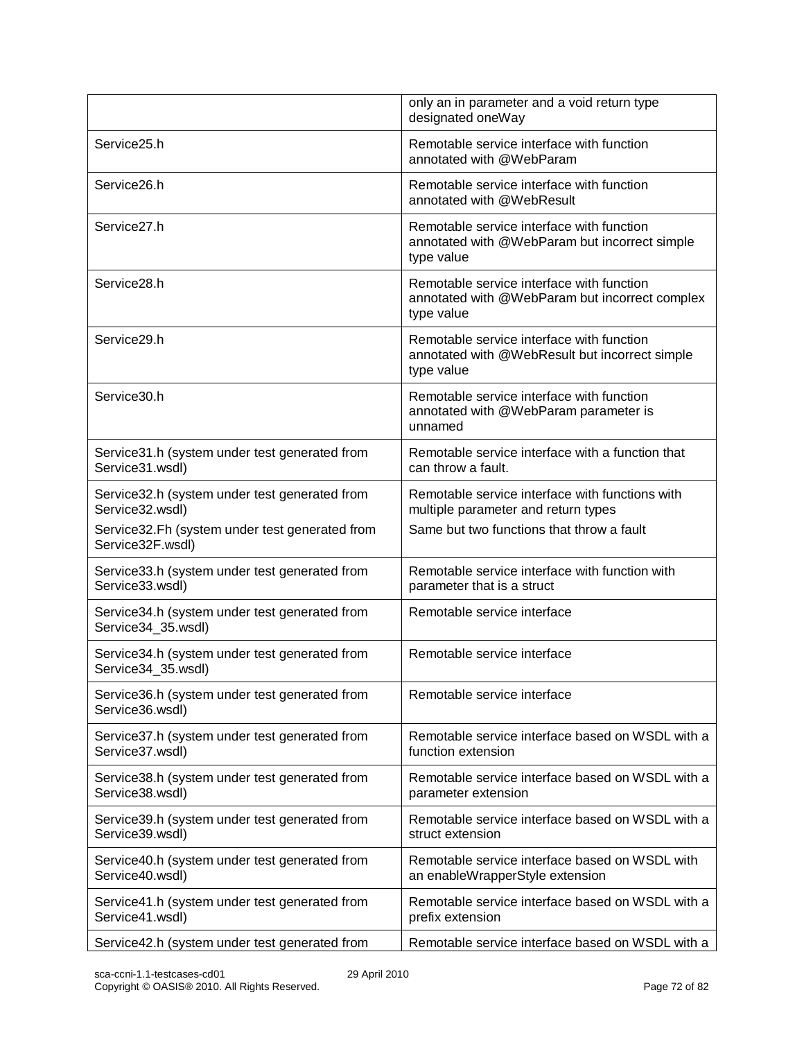| | |
|---|---|
| | only an in parameter and a void return type designated oneWay |
| Service25.h | Remotable service interface with function annotated with @WebParam |
| Service26.h | Remotable service interface with function annotated with @WebResult |
| Service27.h | Remotable service interface with function annotated with @WebParam but incorrect simple type value |
| Service28.h | Remotable service interface with function annotated with @WebParam but incorrect complex type value |
| Service29.h | Remotable service interface with function annotated with @WebResult but incorrect simple type value |
| Service30.h | Remotable service interface with function annotated with @WebParam parameter is unnamed |
| Service31.h (system under test generated from Service31.wsdl) | Remotable service interface with a function that can throw a fault. |
| Service32.h (system under test generated from Service32.wsdl)<br>Service32.Fh (system under test generated from Service32F.wsdl) | Remotable service interface with functions with multiple parameter and return types<br>Same but two functions that throw a fault |
| Service33.h (system under test generated from Service33.wsdl) | Remotable service interface with function with parameter that is a struct |
| Service34.h (system under test generated from Service34_35.wsdl) | Remotable service interface |
| Service34.h (system under test generated from Service34_35.wsdl) | Remotable service interface |
| Service36.h (system under test generated from Service36.wsdl) | Remotable service interface |
| Service37.h (system under test generated from Service37.wsdl) | Remotable service interface based on WSDL with a function extension |
| Service38.h (system under test generated from Service38.wsdl) | Remotable service interface based on WSDL with a parameter extension |
| Service39.h (system under test generated from Service39.wsdl) | Remotable service interface based on WSDL with a struct extension |
| Service40.h (system under test generated from Service40.wsdl) | Remotable service interface based on WSDL with an enableWrapperStyle extension |
| Service41.h (system under test generated from Service41.wsdl) | Remotable service interface based on WSDL with a prefix extension |
| Service42.h (system under test generated from | Remotable service interface based on WSDL with a |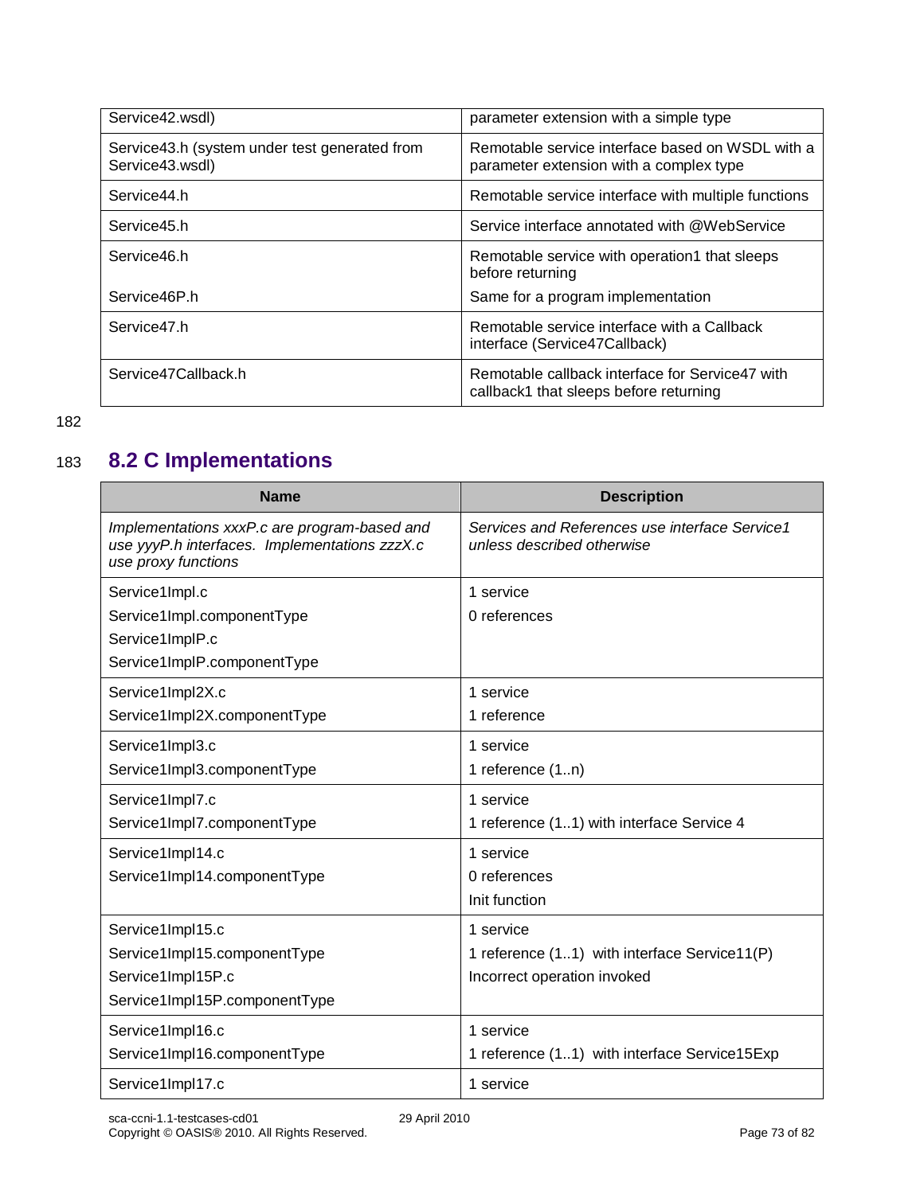| | |
|---|---|
| Service42.wsdl) | parameter extension with a simple type |
| Service43.h (system under test generated from Service43.wsdl) | Remotable service interface based on WSDL with a parameter extension with a complex type |
| Service44.h | Remotable service interface with multiple functions |
| Service45.h | Service interface annotated with @WebService |
| Service46.h<br><br>Service46P.h | Remotable service with operation1 that sleeps before returning<br>Same for a program implementation |
| Service47.h | Remotable service interface with a Callback interface (Service47Callback) |
| Service47Callback.h | Remotable callback interface for Service47 with callback1 that sleeps before returning |

## 8.2 C Implementations

| Name | Description |
|---|---|
| *Implementations xxxP.c are program-based and use yyyP.h interfaces. Implementations zzzX.c use proxy functions* | *Services and References use interface Service1 unless described otherwise* |
| Service1Impl.c<br>Service1Impl.componentType<br>Service1ImplP.c<br>Service1ImplP.componentType | 1 service<br>0 references |
| Service1Impl2X.c<br>Service1Impl2X.componentType | 1 service<br>1 reference |
| Service1Impl3.c<br>Service1Impl3.componentType | 1 service<br>1 reference (1..n) |
| Service1Impl7.c<br>Service1Impl7.componentType | 1 service<br>1 reference (1..1) with interface Service 4 |
| Service1Impl14.c<br>Service1Impl14.componentType | 1 service<br>0 references<br>Init function |
| Service1Impl15.c<br>Service1Impl15.componentType<br>Service1Impl15P.c<br>Service1Impl15P.componentType | 1 service<br>1 reference (1..1) with interface Service11(P)<br>Incorrect operation invoked |
| Service1Impl16.c<br>Service1Impl16.componentType | 1 service<br>1 reference (1..1) with interface Service15Exp |
| Service1Impl17.c | 1 service |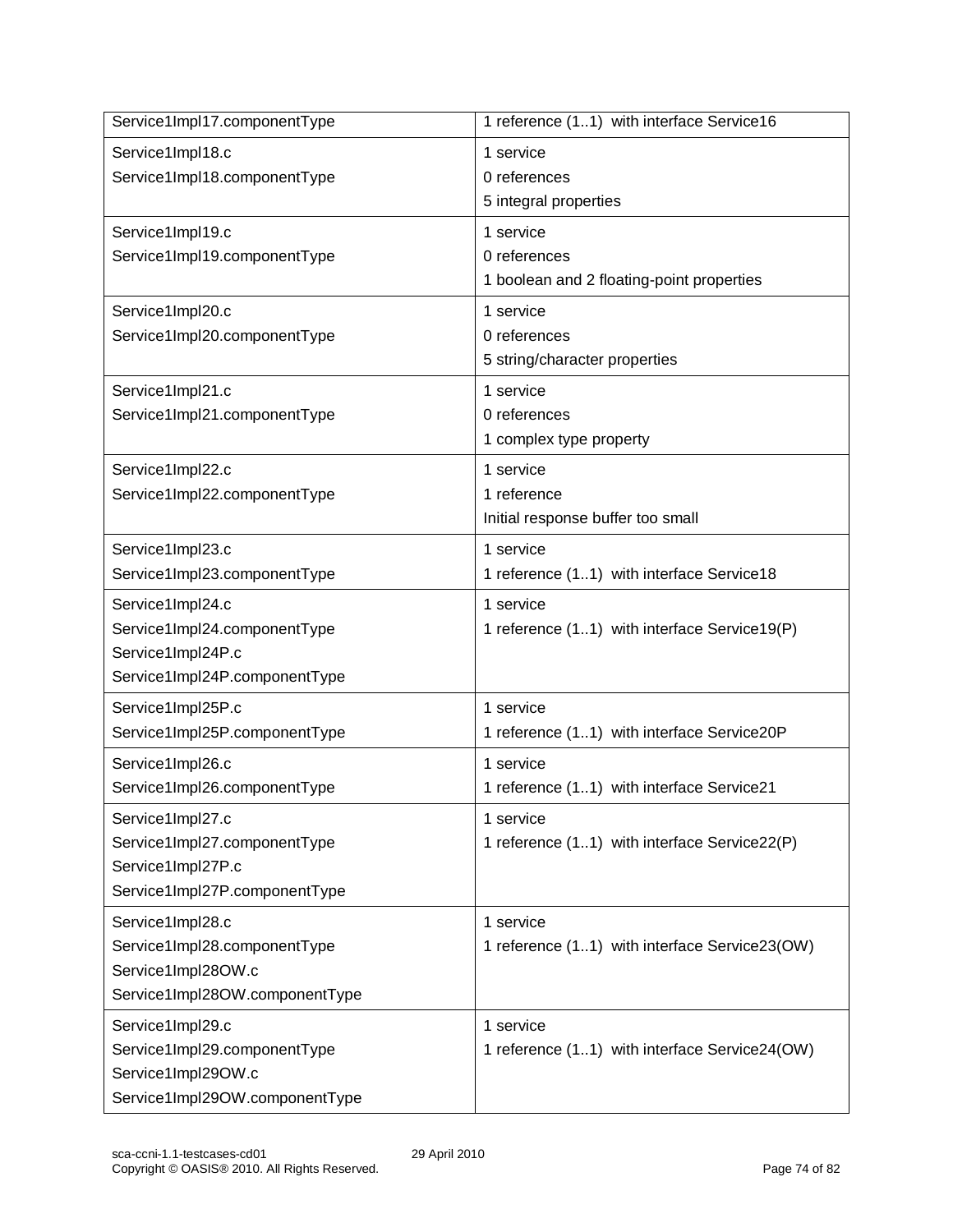| Service1Impl17.componentType | 1 reference (1..1) with interface Service16 |
|---|---|
| Service1Impl18.c<br>Service1Impl18.componentType | 1 service<br>0 references<br>5 integral properties |
| Service1Impl19.c<br>Service1Impl19.componentType | 1 service<br>0 references<br>1 boolean and 2 floating-point properties |
| Service1Impl20.c<br>Service1Impl20.componentType | 1 service<br>0 references<br>5 string/character properties |
| Service1Impl21.c<br>Service1Impl21.componentType | 1 service<br>0 references<br>1 complex type property |
| Service1Impl22.c<br>Service1Impl22.componentType | 1 service<br>1 reference<br>Initial response buffer too small |
| Service1Impl23.c<br>Service1Impl23.componentType | 1 service<br>1 reference (1..1) with interface Service18 |
| Service1Impl24.c<br>Service1Impl24.componentType<br>Service1Impl24P.c<br>Service1Impl24P.componentType | 1 service<br>1 reference (1..1) with interface Service19(P) |
| Service1Impl25P.c<br>Service1Impl25P.componentType | 1 service<br>1 reference (1..1) with interface Service20P |
| Service1Impl26.c<br>Service1Impl26.componentType | 1 service<br>1 reference (1..1) with interface Service21 |
| Service1Impl27.c<br>Service1Impl27.componentType<br>Service1Impl27P.c<br>Service1Impl27P.componentType | 1 service<br>1 reference (1..1) with interface Service22(P) |
| Service1Impl28.c<br>Service1Impl28.componentType<br>Service1Impl28OW.c<br>Service1Impl28OW.componentType | 1 service<br>1 reference (1..1) with interface Service23(OW) |
| Service1Impl29.c<br>Service1Impl29.componentType<br>Service1Impl29OW.c<br>Service1Impl29OW.componentType | 1 service<br>1 reference (1..1) with interface Service24(OW) |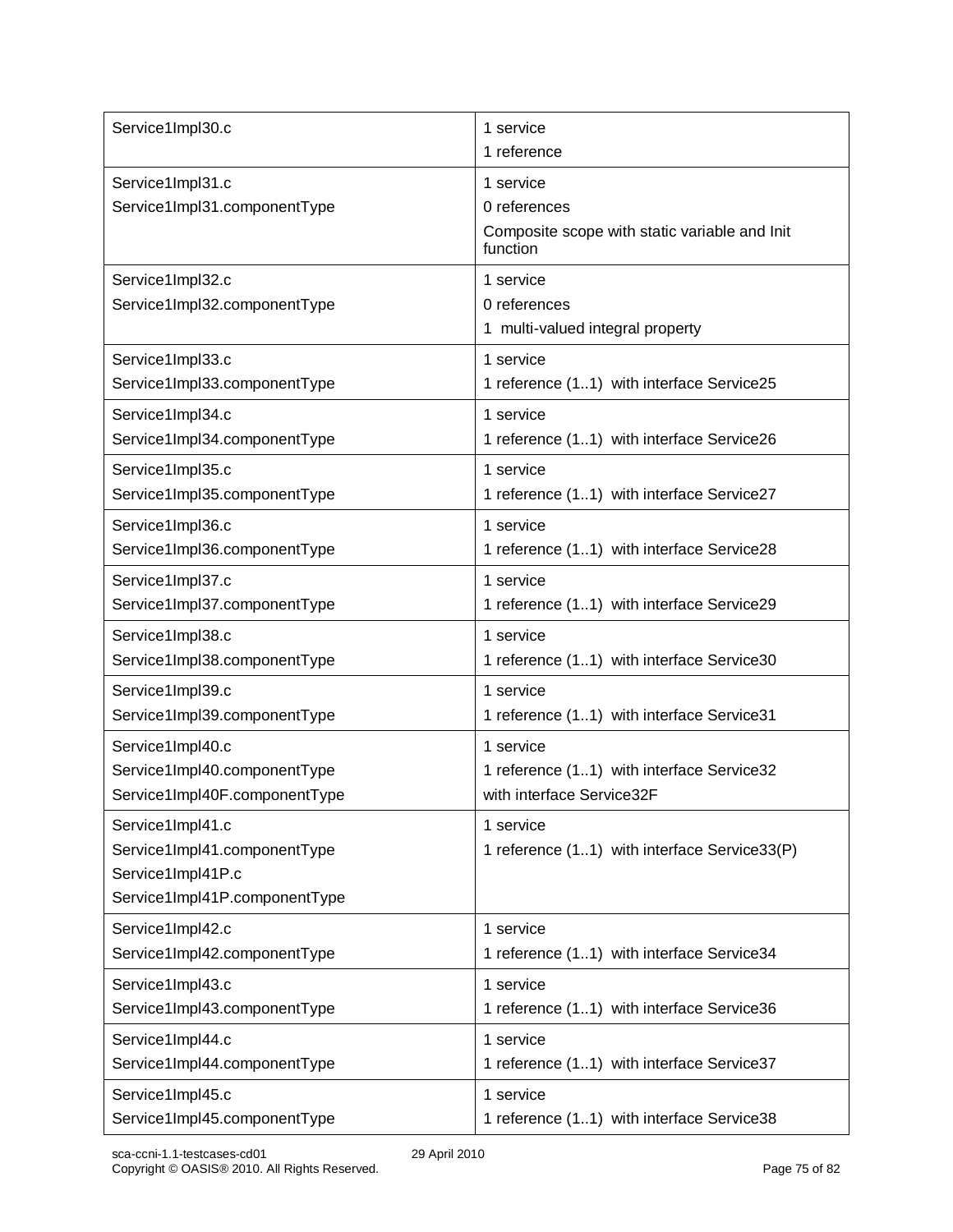| | |
|---|---|
| Service1Impl30.c | 1 service<br>1 reference |
| Service1Impl31.c<br>Service1Impl31.componentType | 1 service<br>0 references<br>Composite scope with static variable and Init function |
| Service1Impl32.c<br>Service1Impl32.componentType | 1 service<br>0 references<br>1 multi-valued integral property |
| Service1Impl33.c<br>Service1Impl33.componentType | 1 service<br>1 reference (1..1) with interface Service25 |
| Service1Impl34.c<br>Service1Impl34.componentType | 1 service<br>1 reference (1..1) with interface Service26 |
| Service1Impl35.c<br>Service1Impl35.componentType | 1 service<br>1 reference (1..1) with interface Service27 |
| Service1Impl36.c<br>Service1Impl36.componentType | 1 service<br>1 reference (1..1) with interface Service28 |
| Service1Impl37.c<br>Service1Impl37.componentType | 1 service<br>1 reference (1..1) with interface Service29 |
| Service1Impl38.c<br>Service1Impl38.componentType | 1 service<br>1 reference (1..1) with interface Service30 |
| Service1Impl39.c<br>Service1Impl39.componentType | 1 service<br>1 reference (1..1) with interface Service31 |
| Service1Impl40.c<br>Service1Impl40.componentType<br>Service1Impl40F.componentType | 1 service<br>1 reference (1..1) with interface Service32<br>with interface Service32F |
| Service1Impl41.c<br>Service1Impl41.componentType<br>Service1Impl41P.c<br>Service1Impl41P.componentType | 1 service<br>1 reference (1..1) with interface Service33(P) |
| Service1Impl42.c<br>Service1Impl42.componentType | 1 service<br>1 reference (1..1) with interface Service34 |
| Service1Impl43.c<br>Service1Impl43.componentType | 1 service<br>1 reference (1..1) with interface Service36 |
| Service1Impl44.c<br>Service1Impl44.componentType | 1 service<br>1 reference (1..1) with interface Service37 |
| Service1Impl45.c<br>Service1Impl45.componentType | 1 service<br>1 reference (1..1) with interface Service38 |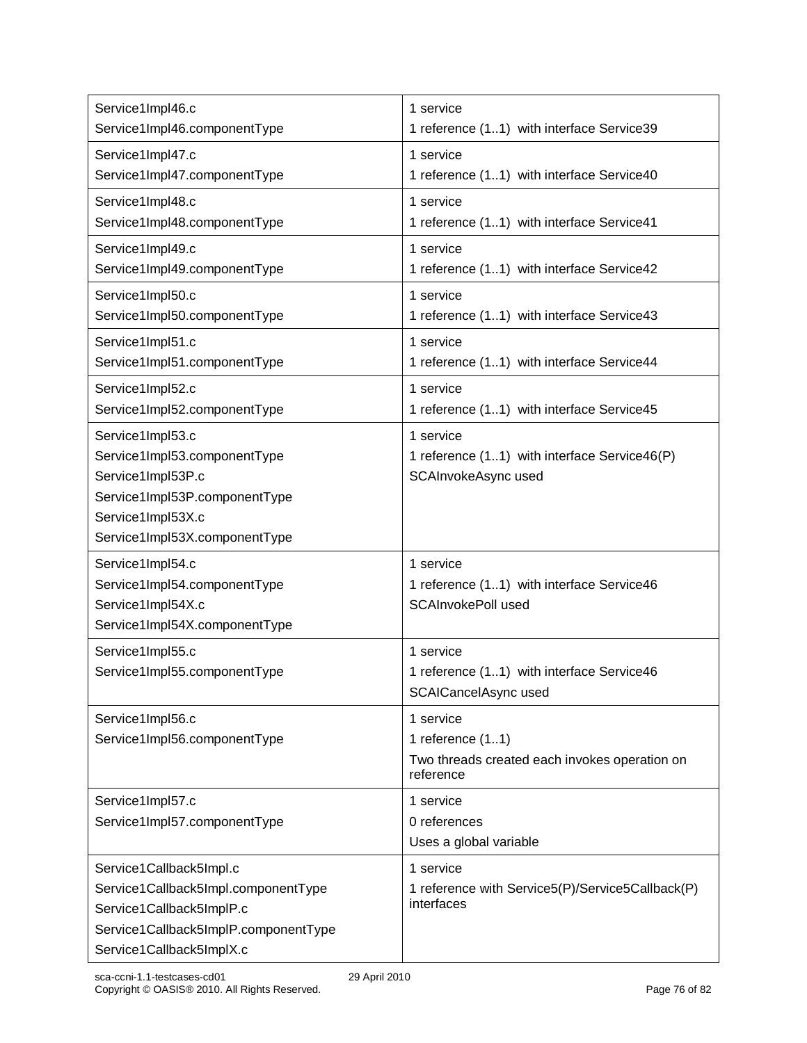| | |
|---|---|
| Service1Impl46.c<br>Service1Impl46.componentType | 1 service<br>1 reference (1..1) with interface Service39 |
| Service1Impl47.c<br>Service1Impl47.componentType | 1 service<br>1 reference (1..1) with interface Service40 |
| Service1Impl48.c<br>Service1Impl48.componentType | 1 service<br>1 reference (1..1) with interface Service41 |
| Service1Impl49.c<br>Service1Impl49.componentType | 1 service<br>1 reference (1..1) with interface Service42 |
| Service1Impl50.c<br>Service1Impl50.componentType | 1 service<br>1 reference (1..1) with interface Service43 |
| Service1Impl51.c<br>Service1Impl51.componentType | 1 service<br>1 reference (1..1) with interface Service44 |
| Service1Impl52.c<br>Service1Impl52.componentType | 1 service<br>1 reference (1..1) with interface Service45 |
| Service1Impl53.c<br>Service1Impl53.componentType<br>Service1Impl53P.c<br>Service1Impl53P.componentType<br>Service1Impl53X.c<br>Service1Impl53X.componentType | 1 service<br>1 reference (1..1) with interface Service46(P)<br>SCAInvokeAsync used |
| Service1Impl54.c<br>Service1Impl54.componentType<br>Service1Impl54X.c<br>Service1Impl54X.componentType | 1 service<br>1 reference (1..1) with interface Service46<br>SCAInvokePoll used |
| Service1Impl55.c<br>Service1Impl55.componentType | 1 service<br>1 reference (1..1) with interface Service46<br>SCACancelAsync used |
| Service1Impl56.c<br>Service1Impl56.componentType | 1 service<br>1 reference (1..1)<br>Two threads created each invokes operation on reference |
| Service1Impl57.c<br>Service1Impl57.componentType | 1 service<br>0 references<br>Uses a global variable |
| Service1Callback5Impl.c<br>Service1Callback5Impl.componentType<br>Service1Callback5ImplP.c<br>Service1Callback5ImplP.componentType<br>Service1Callback5ImplX.c | 1 service<br>1 reference with Service5(P)/Service5Callback(P) interfaces |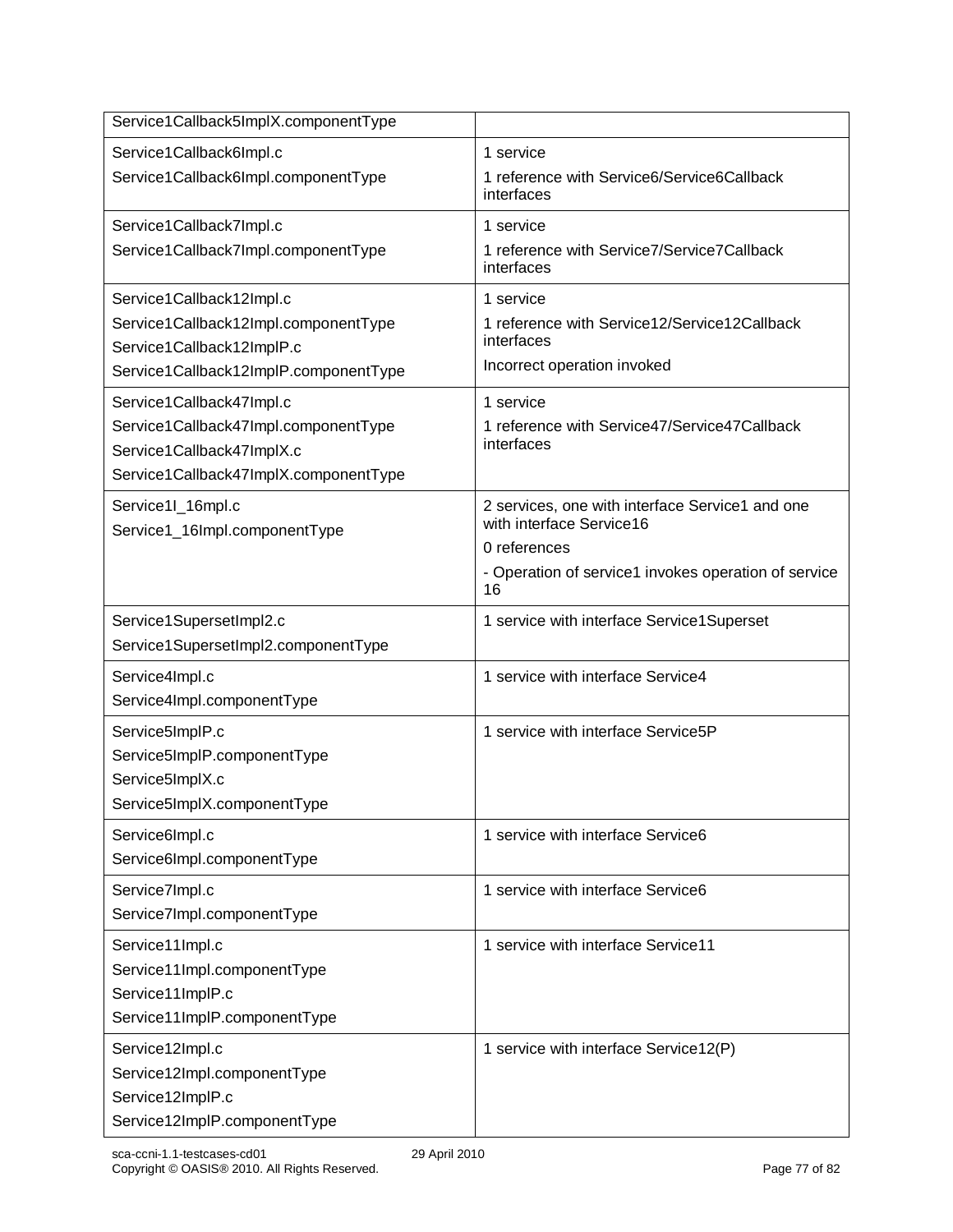| | |
|---|---|
| Service1Callback5ImplX.componentType | |
| Service1Callback6Impl.c<br>Service1Callback6Impl.componentType | 1 service<br>1 reference with Service6/Service6Callback interfaces |
| Service1Callback7Impl.c<br>Service1Callback7Impl.componentType | 1 service<br>1 reference with Service7/Service7Callback interfaces |
| Service1Callback12Impl.c<br>Service1Callback12Impl.componentType<br>Service1Callback12ImplP.c<br>Service1Callback12ImplP.componentType | 1 service<br>1 reference with Service12/Service12Callback interfaces<br>Incorrect operation invoked |
| Service1Callback47Impl.c<br>Service1Callback47Impl.componentType<br>Service1Callback47ImplX.c<br>Service1Callback47ImplX.componentType | 1 service<br>1 reference with Service47/Service47Callback interfaces |
| Service1I_16mpl.c<br>Service1_16Impl.componentType | 2 services, one with interface Service1 and one with interface Service16<br>0 references<br>- Operation of service1 invokes operation of service 16 |
| Service1SupersetImpl2.c<br>Service1SupersetImpl2.componentType | 1 service with interface Service1Superset |
| Service4Impl.c<br>Service4Impl.componentType | 1 service with interface Service4 |
| Service5ImplP.c<br>Service5ImplP.componentType<br>Service5ImplX.c<br>Service5ImplX.componentType | 1 service with interface Service5P |
| Service6Impl.c<br>Service6Impl.componentType | 1 service with interface Service6 |
| Service7Impl.c<br>Service7Impl.componentType | 1 service with interface Service6 |
| Service11Impl.c<br>Service11Impl.componentType<br>Service11ImplP.c<br>Service11ImplP.componentType | 1 service with interface Service11 |
| Service12Impl.c<br>Service12Impl.componentType<br>Service12ImplP.c<br>Service12ImplP.componentType | 1 service with interface Service12(P) |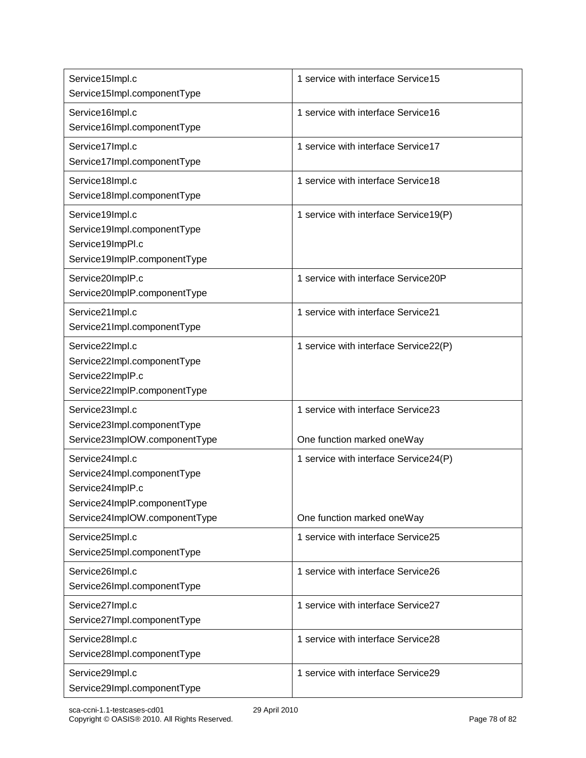| | |
|---|---|
| Service15Impl.c<br>Service15Impl.componentType | 1 service with interface Service15 |
| Service16Impl.c<br>Service16Impl.componentType | 1 service with interface Service16 |
| Service17Impl.c<br>Service17Impl.componentType | 1 service with interface Service17 |
| Service18Impl.c<br>Service18Impl.componentType | 1 service with interface Service18 |
| Service19Impl.c<br>Service19Impl.componentType<br>Service19ImpPl.c<br>Service19ImplP.componentType | 1 service with interface Service19(P) |
| Service20ImplP.c<br>Service20ImplP.componentType | 1 service with interface Service20P |
| Service21Impl.c<br>Service21Impl.componentType | 1 service with interface Service21 |
| Service22Impl.c<br>Service22Impl.componentType<br>Service22ImplP.c<br>Service22ImplP.componentType | 1 service with interface Service22(P) |
| Service23Impl.c<br>Service23Impl.componentType<br>Service23ImplOW.componentType | 1 service with interface Service23<br><br>One function marked oneWay |
| Service24Impl.c<br>Service24Impl.componentType<br>Service24ImplP.c<br>Service24ImplP.componentType<br>Service24ImplOW.componentType | 1 service with interface Service24(P)<br><br><br><br>One function marked oneWay |
| Service25Impl.c<br>Service25Impl.componentType | 1 service with interface Service25 |
| Service26Impl.c<br>Service26Impl.componentType | 1 service with interface Service26 |
| Service27Impl.c<br>Service27Impl.componentType | 1 service with interface Service27 |
| Service28Impl.c<br>Service28Impl.componentType | 1 service with interface Service28 |
| Service29Impl.c<br>Service29Impl.componentType | 1 service with interface Service29 |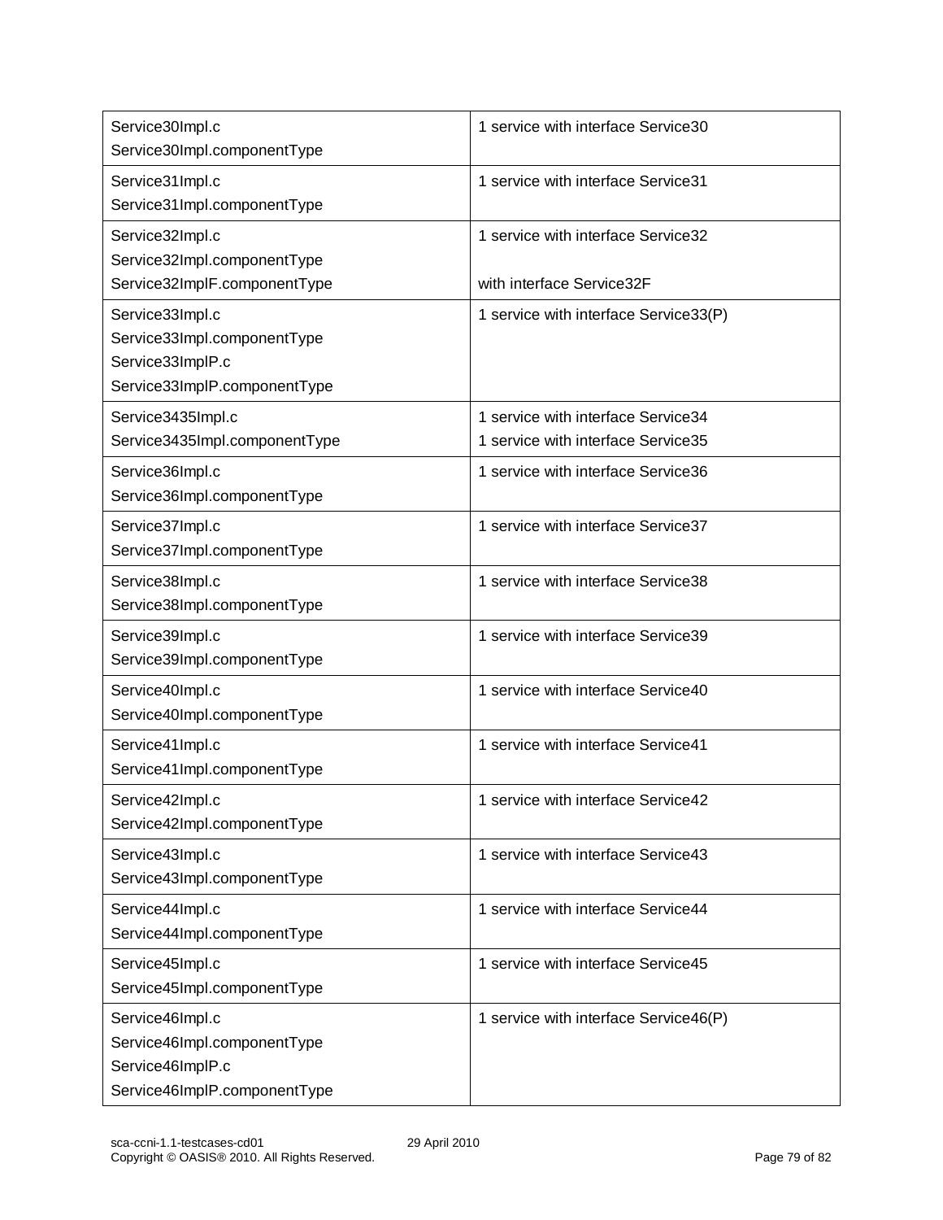| | |
|---|---|
| Service30Impl.c<br>Service30Impl.componentType | 1 service with interface Service30 |
| Service31Impl.c<br>Service31Impl.componentType | 1 service with interface Service31 |
| Service32Impl.c<br>Service32Impl.componentType<br>Service32ImplF.componentType | 1 service with interface Service32<br><br>with interface Service32F |
| Service33Impl.c<br>Service33Impl.componentType<br>Service33ImplP.c<br>Service33ImplP.componentType | 1 service with interface Service33(P) |
| Service3435Impl.c<br>Service3435Impl.componentType | 1 service with interface Service34<br>1 service with interface Service35 |
| Service36Impl.c<br>Service36Impl.componentType | 1 service with interface Service36 |
| Service37Impl.c<br>Service37Impl.componentType | 1 service with interface Service37 |
| Service38Impl.c<br>Service38Impl.componentType | 1 service with interface Service38 |
| Service39Impl.c<br>Service39Impl.componentType | 1 service with interface Service39 |
| Service40Impl.c<br>Service40Impl.componentType | 1 service with interface Service40 |
| Service41Impl.c<br>Service41Impl.componentType | 1 service with interface Service41 |
| Service42Impl.c<br>Service42Impl.componentType | 1 service with interface Service42 |
| Service43Impl.c<br>Service43Impl.componentType | 1 service with interface Service43 |
| Service44Impl.c<br>Service44Impl.componentType | 1 service with interface Service44 |
| Service45Impl.c<br>Service45Impl.componentType | 1 service with interface Service45 |
| Service46Impl.c<br>Service46Impl.componentType<br>Service46ImplP.c<br>Service46ImplP.componentType | 1 service with interface Service46(P) |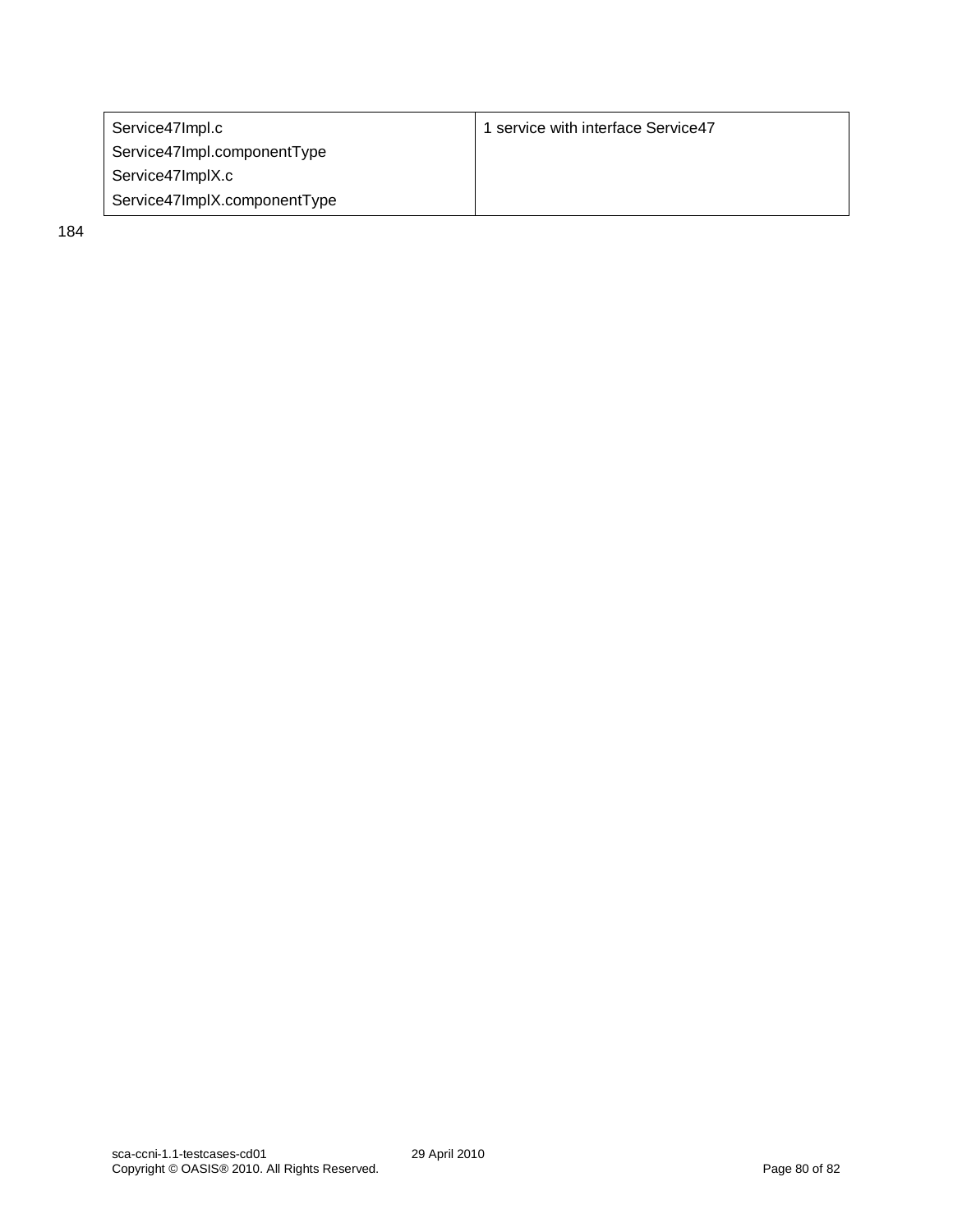| | |
|---|---|
| Service47Impl.c<br>Service47Impl.componentType<br>Service47ImplX.c<br>Service47ImplX.componentType | 1 service with interface Service47 |

184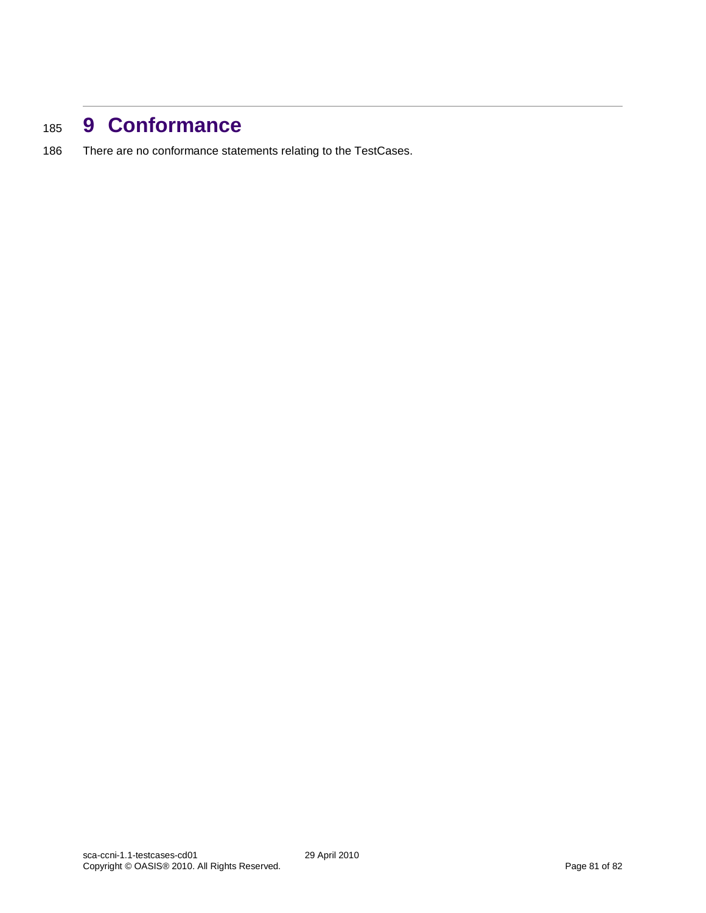# 9 Conformance

There are no conformance statements relating to the TestCases.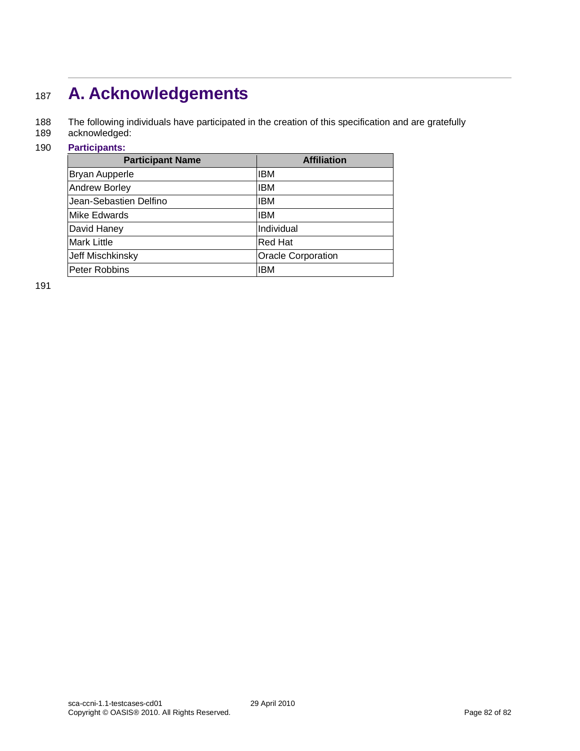# A. Acknowledgements

The following individuals have participated in the creation of this specification and are gratefully acknowledged:

**Participants:**

| Participant Name | Affiliation |
| --- | --- |
| Bryan Aupperle | IBM |
| Andrew Borley | IBM |
| Jean-Sebastien Delfino | IBM |
| Mike Edwards | IBM |
| David Haney | Individual |
| Mark Little | Red Hat |
| Jeff Mischkinsky | Oracle Corporation |
| Peter Robbins | IBM |